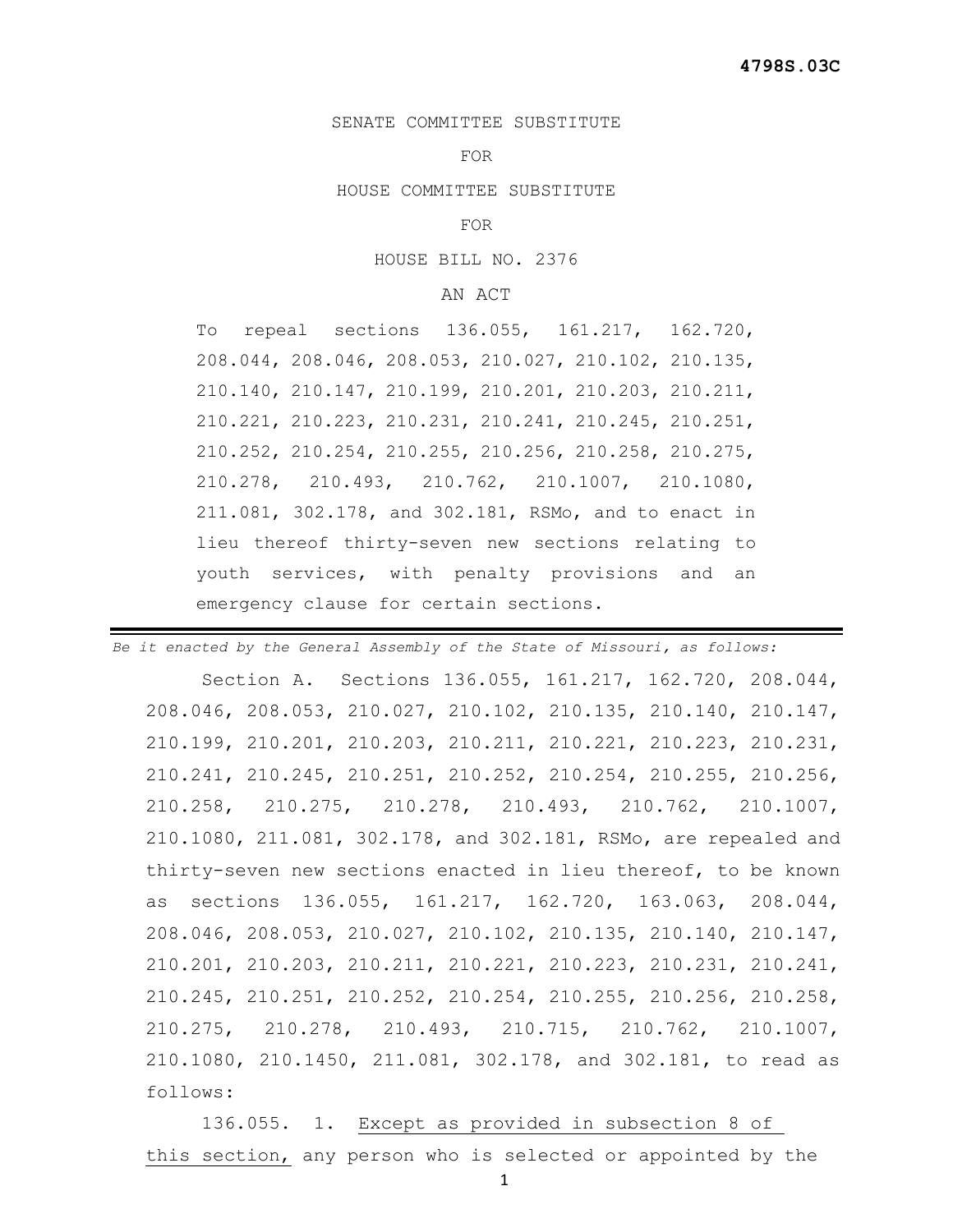**4798S.03C**

SENATE COMMITTEE SUBSTITUTE

FOR

HOUSE COMMITTEE SUBSTITUTE

FOR

HOUSE BILL NO. 2376

AN ACT

To repeal sections 136.055, 161.217, 162.720, 208.044, 208.046, 208.053, 210.027, 210.102, 210.135, 210.140, 210.147, 210.199, 210.201, 210.203, 210.211, 210.221, 210.223, 210.231, 210.241, 210.245, 210.251, 210.252, 210.254, 210.255, 210.256, 210.258, 210.275, 210.278, 210.493, 210.762, 210.1007, 210.1080, 211.081, 302.178, and 302.181, RSMo, and to enact in lieu thereof thirty-seven new sections relating to youth services, with penalty provisions and an emergency clause for certain sections.

---

*Be it enacted by the General Assembly of the State of Missouri, as follows:*

Section A. Sections 136.055, 161.217, 162.720, 208.044, 208.046, 208.053, 210.027, 210.102, 210.135, 210.140, 210.147, 210.199, 210.201, 210.203, 210.211, 210.221, 210.223, 210.231, 210.241, 210.245, 210.251, 210.252, 210.254, 210.255, 210.256, 210.258, 210.275, 210.278, 210.493, 210.762, 210.1007, 210.1080, 211.081, 302.178, and 302.181, RSMo, are repealed and thirty-seven new sections enacted in lieu thereof, to be known as sections 136.055, 161.217, 162.720, 163.063, 208.044, 208.046, 208.053, 210.027, 210.102, 210.135, 210.140, 210.147, 210.201, 210.203, 210.211, 210.221, 210.223, 210.231, 210.241, 210.245, 210.251, 210.252, 210.254, 210.255, 210.256, 210.258, 210.275, 210.278, 210.493, 210.715, 210.762, 210.1007, 210.1080, 210.1450, 211.081, 302.178, and 302.181, to read as follows:

136.055. 1. Except as provided in subsection 8 of this section, any person who is selected or appointed by the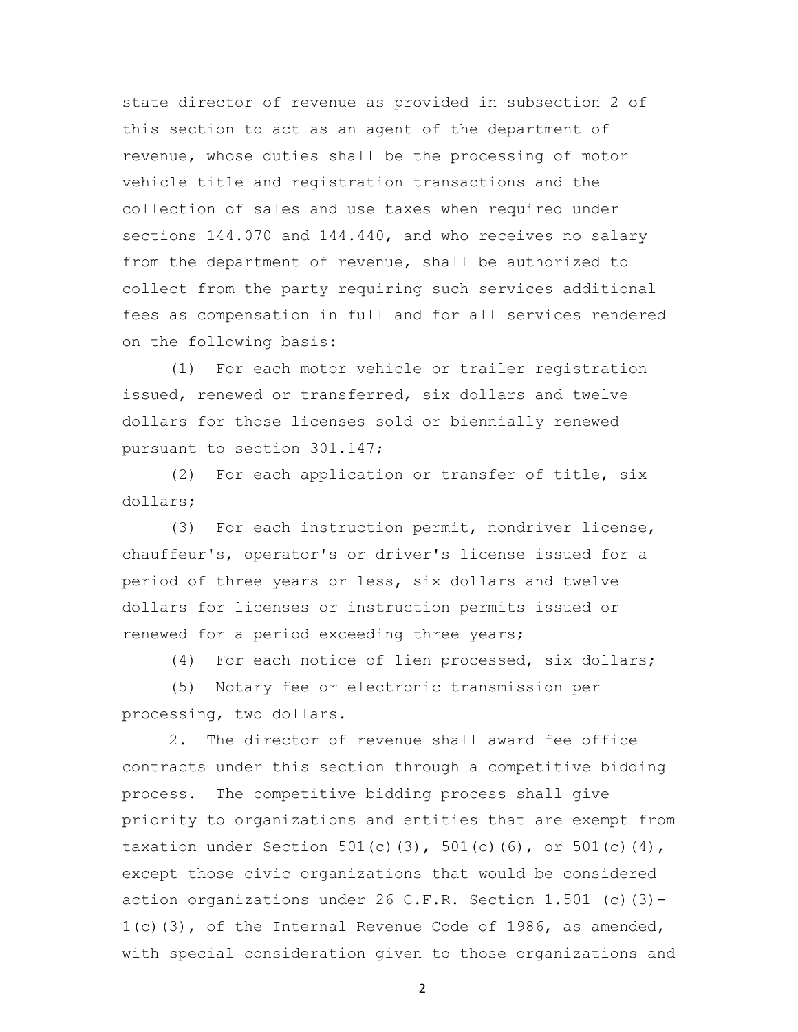state director of revenue as provided in subsection 2 of this section to act as an agent of the department of revenue, whose duties shall be the processing of motor vehicle title and registration transactions and the collection of sales and use taxes when required under sections 144.070 and 144.440, and who receives no salary from the department of revenue, shall be authorized to collect from the party requiring such services additional fees as compensation in full and for all services rendered on the following basis:

(1) For each motor vehicle or trailer registration issued, renewed or transferred, six dollars and twelve dollars for those licenses sold or biennially renewed pursuant to section 301.147;

(2) For each application or transfer of title, six dollars;

(3) For each instruction permit, nondriver license, chauffeur's, operator's or driver's license issued for a period of three years or less, six dollars and twelve dollars for licenses or instruction permits issued or renewed for a period exceeding three years;

(4) For each notice of lien processed, six dollars;

(5) Notary fee or electronic transmission per processing, two dollars.

2. The director of revenue shall award fee office contracts under this section through a competitive bidding process. The competitive bidding process shall give priority to organizations and entities that are exempt from taxation under Section 501(c)(3), 501(c)(6), or 501(c)(4), except those civic organizations that would be considered action organizations under 26 C.F.R. Section 1.501 (c)(3)-1(c)(3), of the Internal Revenue Code of 1986, as amended, with special consideration given to those organizations and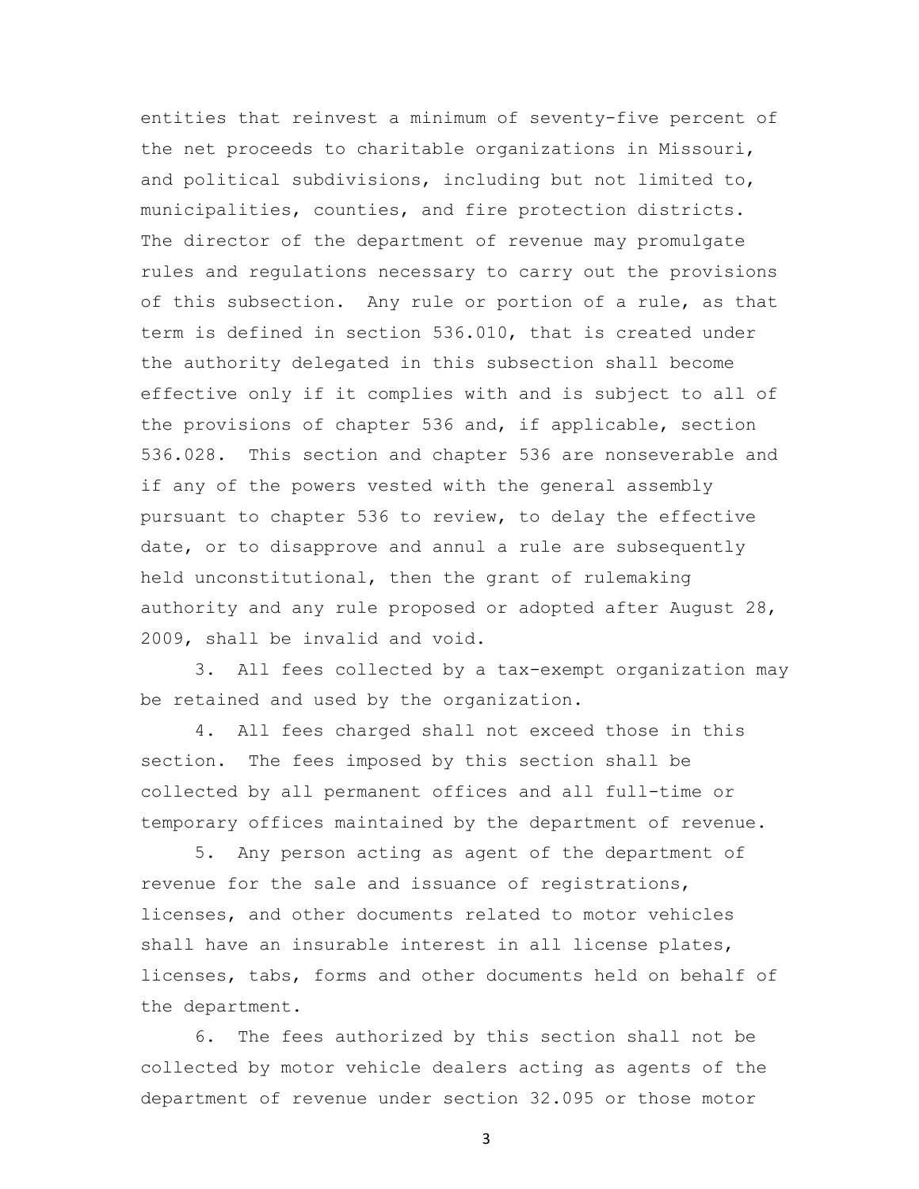entities that reinvest a minimum of seventy-five percent of the net proceeds to charitable organizations in Missouri, and political subdivisions, including but not limited to, municipalities, counties, and fire protection districts. The director of the department of revenue may promulgate rules and regulations necessary to carry out the provisions of this subsection. Any rule or portion of a rule, as that term is defined in section 536.010, that is created under the authority delegated in this subsection shall become effective only if it complies with and is subject to all of the provisions of chapter 536 and, if applicable, section 536.028. This section and chapter 536 are nonseverable and if any of the powers vested with the general assembly pursuant to chapter 536 to review, to delay the effective date, or to disapprove and annul a rule are subsequently held unconstitutional, then the grant of rulemaking authority and any rule proposed or adopted after August 28, 2009, shall be invalid and void.

3. All fees collected by a tax-exempt organization may be retained and used by the organization.

4. All fees charged shall not exceed those in this section. The fees imposed by this section shall be collected by all permanent offices and all full-time or temporary offices maintained by the department of revenue.

5. Any person acting as agent of the department of revenue for the sale and issuance of registrations, licenses, and other documents related to motor vehicles shall have an insurable interest in all license plates, licenses, tabs, forms and other documents held on behalf of the department.

6. The fees authorized by this section shall not be collected by motor vehicle dealers acting as agents of the department of revenue under section 32.095 or those motor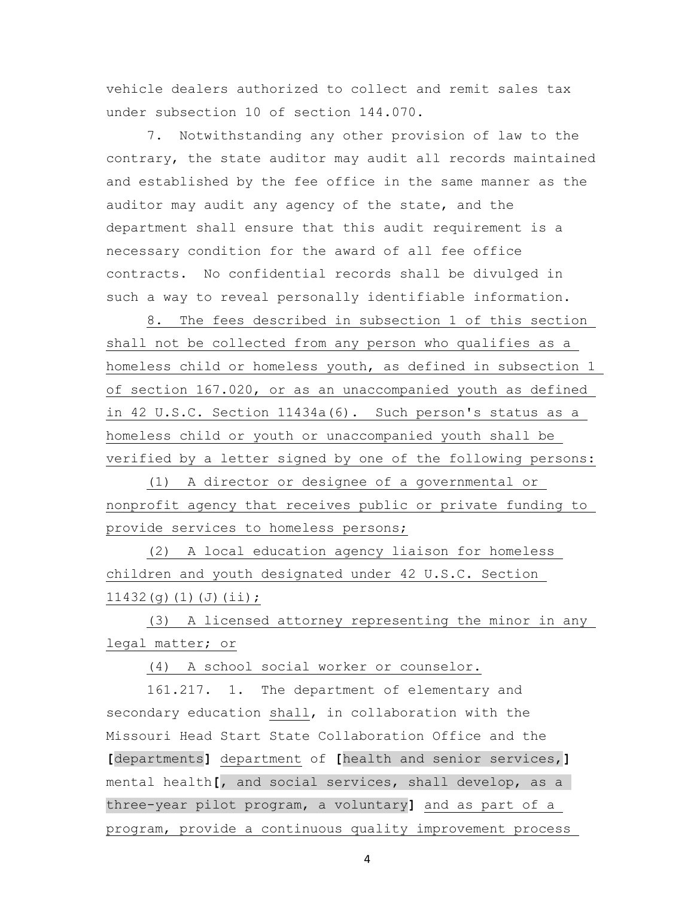vehicle dealers authorized to collect and remit sales tax under subsection 10 of section 144.070.

7. Notwithstanding any other provision of law to the contrary, the state auditor may audit all records maintained and established by the fee office in the same manner as the auditor may audit any agency of the state, and the department shall ensure that this audit requirement is a necessary condition for the award of all fee office contracts. No confidential records shall be divulged in such a way to reveal personally identifiable information.

8. The fees described in subsection 1 of this section shall not be collected from any person who qualifies as a homeless child or homeless youth, as defined in subsection 1 of section 167.020, or as an unaccompanied youth as defined in 42 U.S.C. Section 11434a(6). Such person's status as a homeless child or youth or unaccompanied youth shall be verified by a letter signed by one of the following persons:

(1) A director or designee of a governmental or nonprofit agency that receives public or private funding to provide services to homeless persons;

(2) A local education agency liaison for homeless children and youth designated under 42 U.S.C. Section 11432(g)(1)(J)(ii);

(3) A licensed attorney representing the minor in any legal matter; or

(4) A school social worker or counselor.

161.217. 1. The department of elementary and secondary education shall, in collaboration with the Missouri Head Start State Collaboration Office and the [departments] department of [health and senior services,] mental health[, and social services, shall develop, as a three-year pilot program, a voluntary] and as part of a program, provide a continuous quality improvement process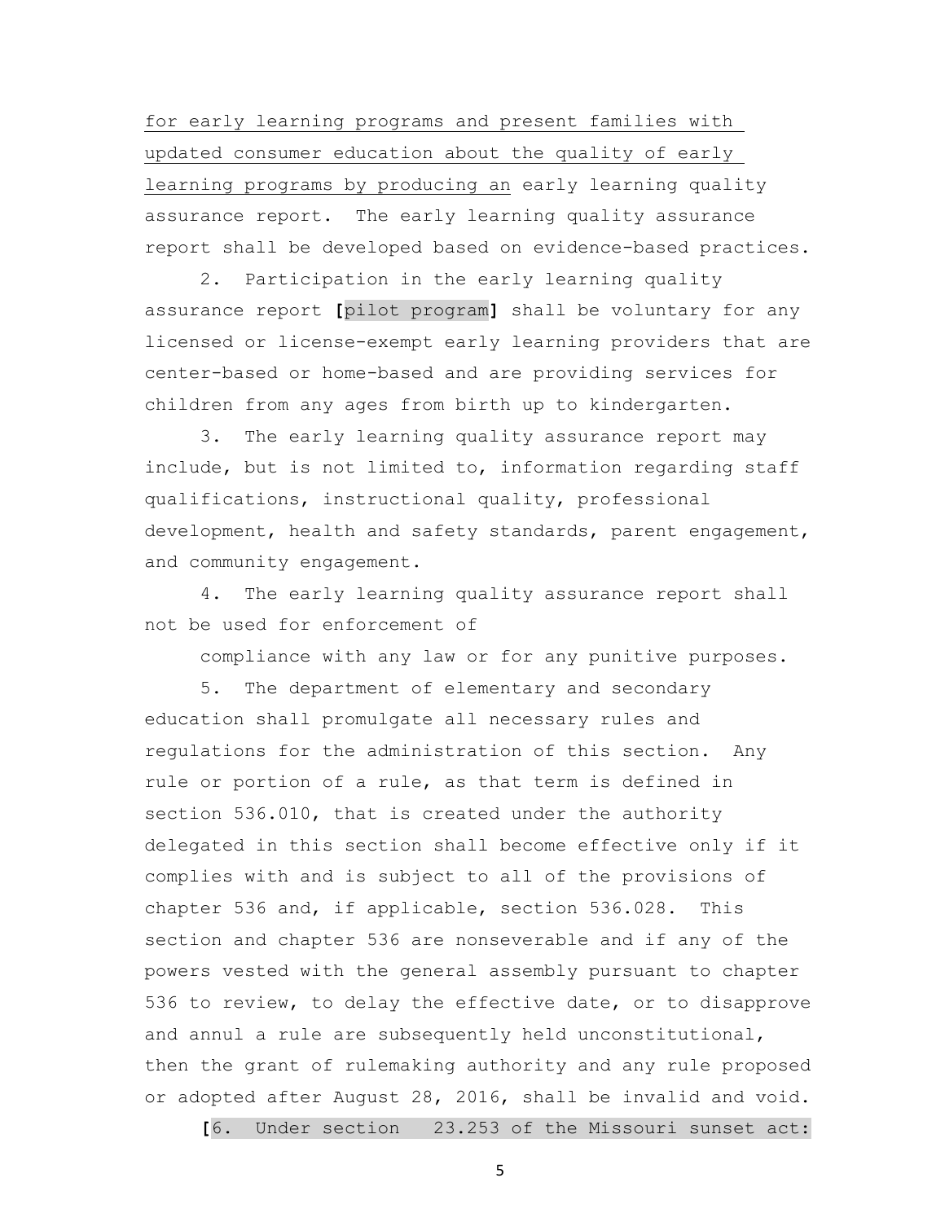<u>for early learning programs and present families with updated consumer education about the quality of early learning programs by producing an</u> early learning quality assurance report. The early learning quality assurance report shall be developed based on evidence-based practices.

2. Participation in the early learning quality assurance report **[**pilot program**]** shall be voluntary for any licensed or license-exempt early learning providers that are center-based or home-based and are providing services for children from any ages from birth up to kindergarten.

3. The early learning quality assurance report may include, but is not limited to, information regarding staff qualifications, instructional quality, professional development, health and safety standards, parent engagement, and community engagement.

4. The early learning quality assurance report shall not be used for enforcement of compliance with any law or for any punitive purposes.

5. The department of elementary and secondary education shall promulgate all necessary rules and regulations for the administration of this section. Any rule or portion of a rule, as that term is defined in section 536.010, that is created under the authority delegated in this section shall become effective only if it complies with and is subject to all of the provisions of chapter 536 and, if applicable, section 536.028. This section and chapter 536 are nonseverable and if any of the powers vested with the general assembly pursuant to chapter 536 to review, to delay the effective date, or to disapprove and annul a rule are subsequently held unconstitutional, then the grant of rulemaking authority and any rule proposed or adopted after August 28, 2016, shall be invalid and void.

**[**6. Under section 23.253 of the Missouri sunset act: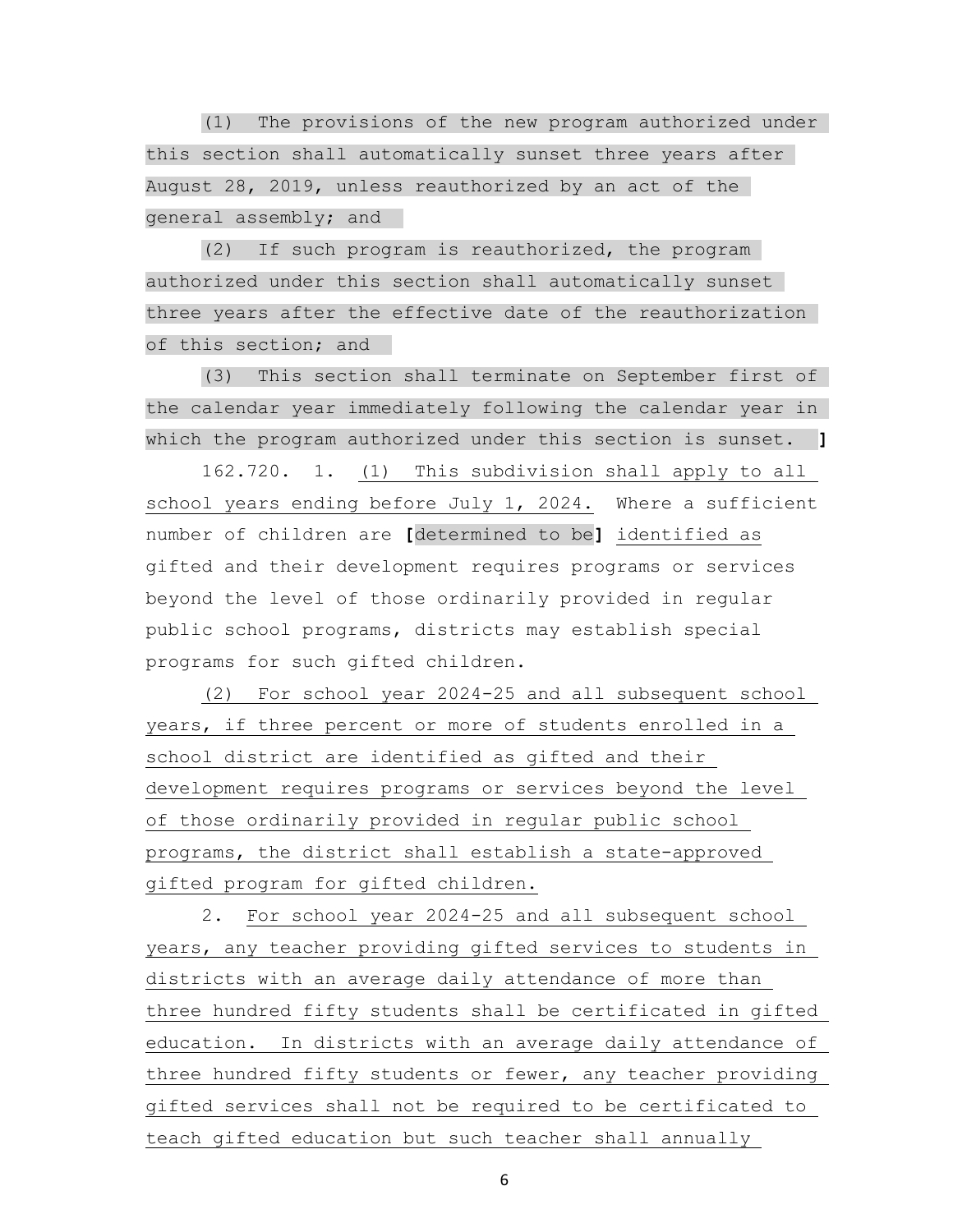(1) The provisions of the new program authorized under this section shall automatically sunset three years after August 28, 2019, unless reauthorized by an act of the general assembly; and

(2) If such program is reauthorized, the program authorized under this section shall automatically sunset three years after the effective date of the reauthorization of this section; and

(3) This section shall terminate on September first of the calendar year immediately following the calendar year in which the program authorized under this section is sunset. **]**

162.720. 1. <u>(1) This subdivision shall apply to all school years ending before July 1, 2024.</u> Where a sufficient number of children are **[**determined to be**]** <u>identified as</u> gifted and their development requires programs or services beyond the level of those ordinarily provided in regular public school programs, districts may establish special programs for such gifted children.

<u>(2) For school year 2024-25 and all subsequent school years, if three percent or more of students enrolled in a school district are identified as gifted and their development requires programs or services beyond the level of those ordinarily provided in regular public school programs, the district shall establish a state-approved gifted program for gifted children.</u>

2. <u>For school year 2024-25 and all subsequent school years, any teacher providing gifted services to students in districts with an average daily attendance of more than three hundred fifty students shall be certificated in gifted education. In districts with an average daily attendance of three hundred fifty students or fewer, any teacher providing gifted services shall not be required to be certificated to teach gifted education but such teacher shall annually</u>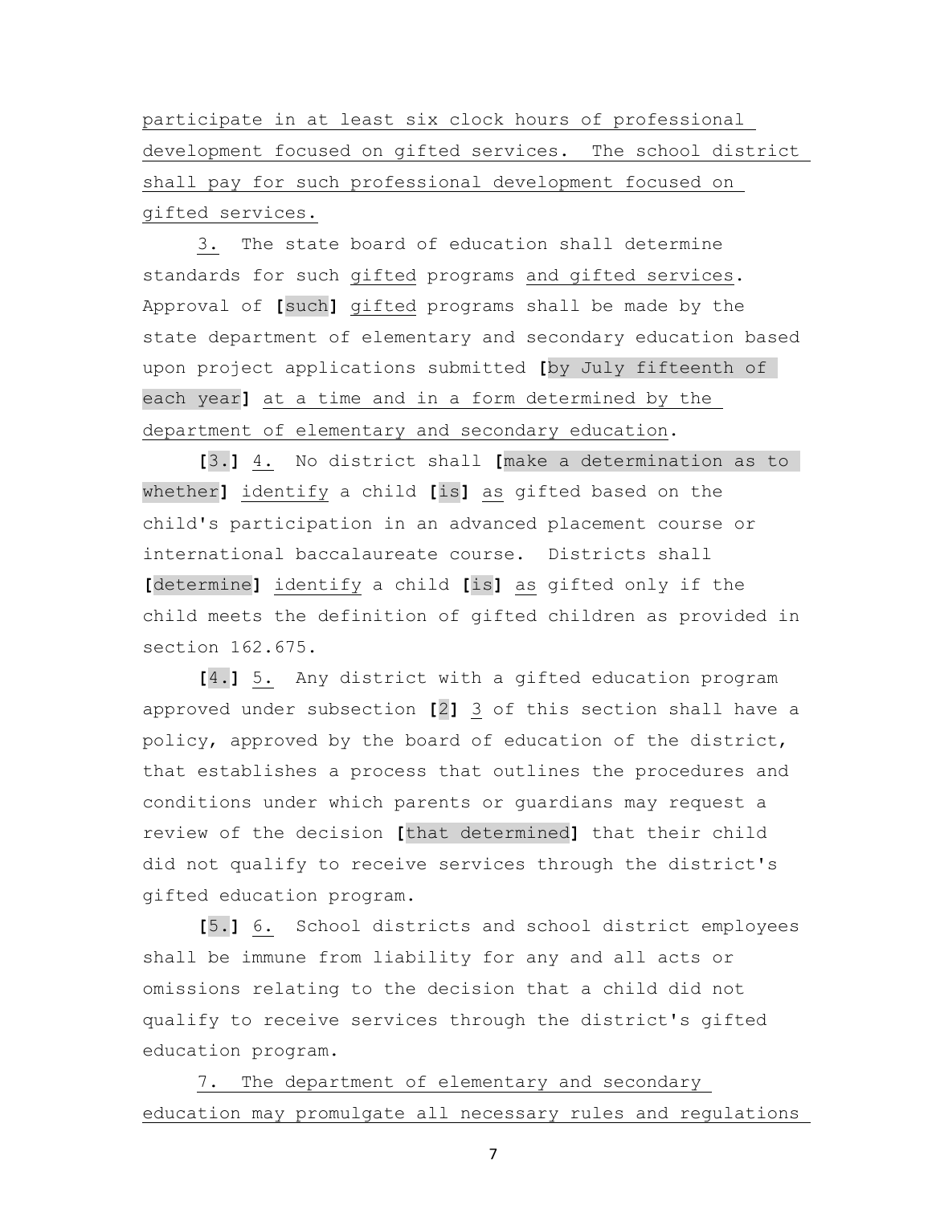participate in at least six clock hours of professional development focused on gifted services. The school district shall pay for such professional development focused on gifted services.

3. The state board of education shall determine standards for such gifted programs and gifted services. Approval of [such] gifted programs shall be made by the state department of elementary and secondary education based upon project applications submitted [by July fifteenth of each year] at a time and in a form determined by the department of elementary and secondary education.

[3.] 4. No district shall [make a determination as to whether] identify a child [is] as gifted based on the child's participation in an advanced placement course or international baccalaureate course. Districts shall [determine] identify a child [is] as gifted only if the child meets the definition of gifted children as provided in section 162.675.

[4.] 5. Any district with a gifted education program approved under subsection [2] 3 of this section shall have a policy, approved by the board of education of the district, that establishes a process that outlines the procedures and conditions under which parents or guardians may request a review of the decision [that determined] that their child did not qualify to receive services through the district's gifted education program.

[5.] 6. School districts and school district employees shall be immune from liability for any and all acts or omissions relating to the decision that a child did not qualify to receive services through the district's gifted education program.

7. The department of elementary and secondary education may promulgate all necessary rules and regulations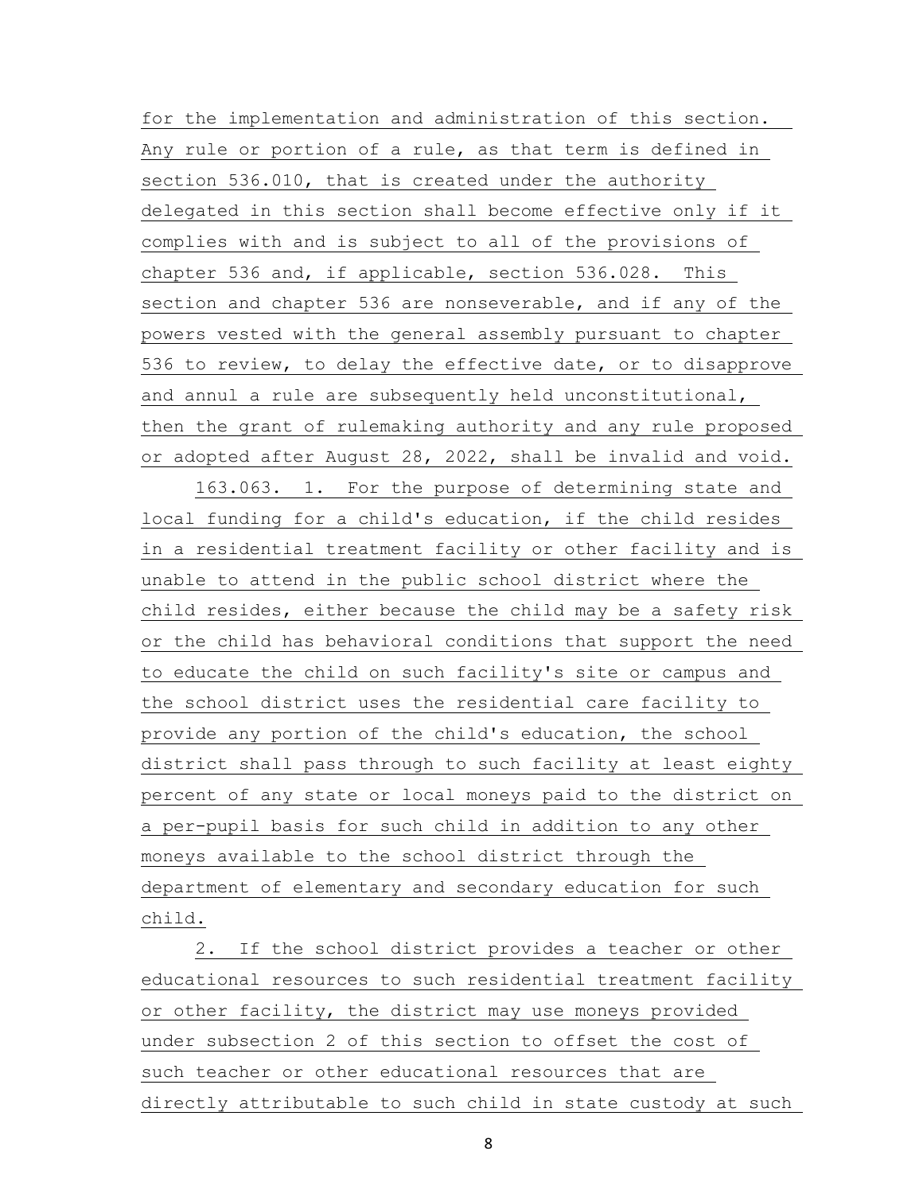for the implementation and administration of this section. Any rule or portion of a rule, as that term is defined in section 536.010, that is created under the authority delegated in this section shall become effective only if it complies with and is subject to all of the provisions of chapter 536 and, if applicable, section 536.028. This section and chapter 536 are nonseverable, and if any of the powers vested with the general assembly pursuant to chapter 536 to review, to delay the effective date, or to disapprove and annul a rule are subsequently held unconstitutional, then the grant of rulemaking authority and any rule proposed or adopted after August 28, 2022, shall be invalid and void.

163.063. 1. For the purpose of determining state and local funding for a child's education, if the child resides in a residential treatment facility or other facility and is unable to attend in the public school district where the child resides, either because the child may be a safety risk or the child has behavioral conditions that support the need to educate the child on such facility's site or campus and the school district uses the residential care facility to provide any portion of the child's education, the school district shall pass through to such facility at least eighty percent of any state or local moneys paid to the district on a per-pupil basis for such child in addition to any other moneys available to the school district through the department of elementary and secondary education for such child.

2. If the school district provides a teacher or other educational resources to such residential treatment facility or other facility, the district may use moneys provided under subsection 2 of this section to offset the cost of such teacher or other educational resources that are directly attributable to such child in state custody at such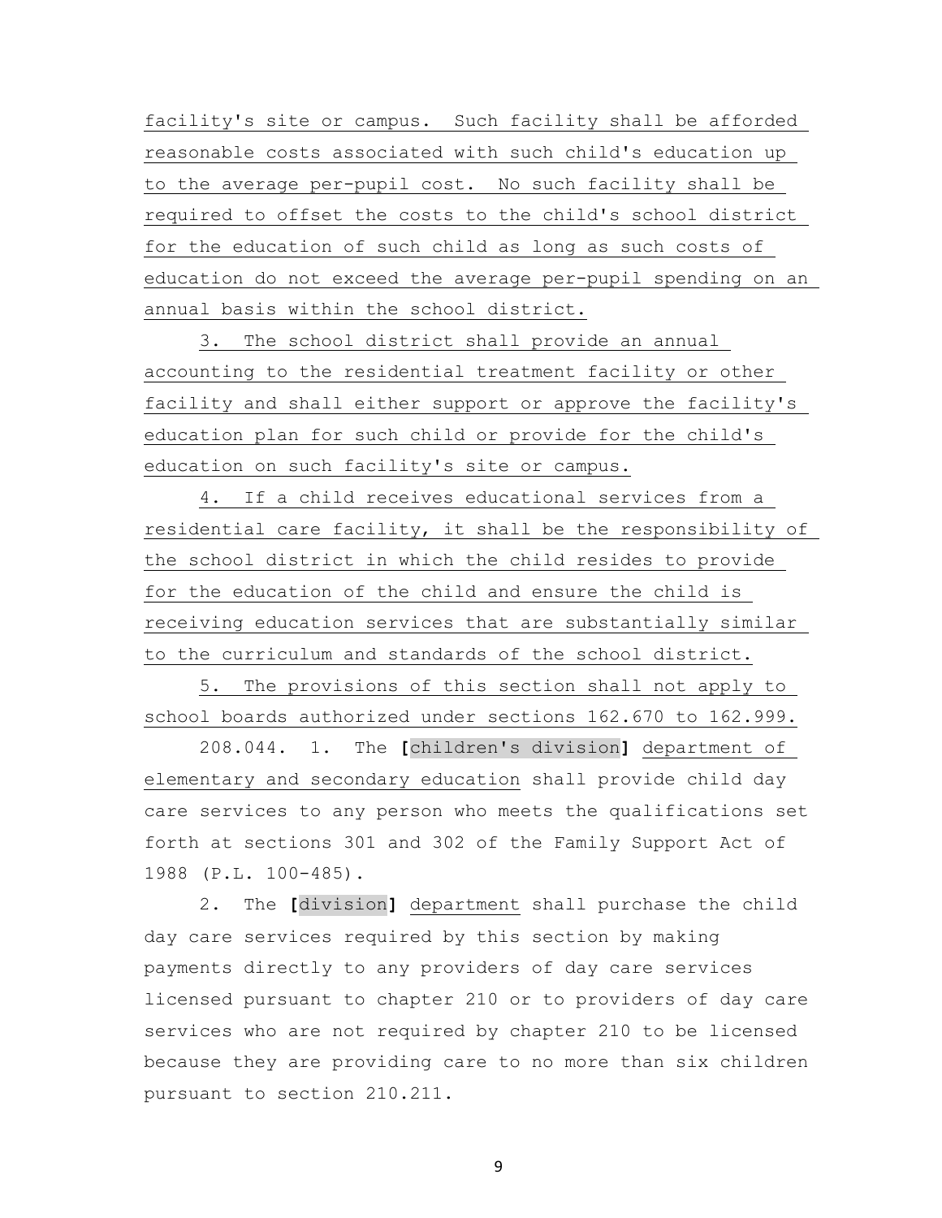facility's site or campus. Such facility shall be afforded reasonable costs associated with such child's education up to the average per-pupil cost. No such facility shall be required to offset the costs to the child's school district for the education of such child as long as such costs of education do not exceed the average per-pupil spending on an annual basis within the school district.

3. The school district shall provide an annual accounting to the residential treatment facility or other facility and shall either support or approve the facility's education plan for such child or provide for the child's education on such facility's site or campus.

4. If a child receives educational services from a residential care facility, it shall be the responsibility of the school district in which the child resides to provide for the education of the child and ensure the child is receiving education services that are substantially similar to the curriculum and standards of the school district.

5. The provisions of this section shall not apply to school boards authorized under sections 162.670 to 162.999.

208.044. 1. The **[**children's division**]** department of elementary and secondary education shall provide child day care services to any person who meets the qualifications set forth at sections 301 and 302 of the Family Support Act of 1988 (P.L. 100-485).

2. The **[**division**]** department shall purchase the child day care services required by this section by making payments directly to any providers of day care services licensed pursuant to chapter 210 or to providers of day care services who are not required by chapter 210 to be licensed because they are providing care to no more than six children pursuant to section 210.211.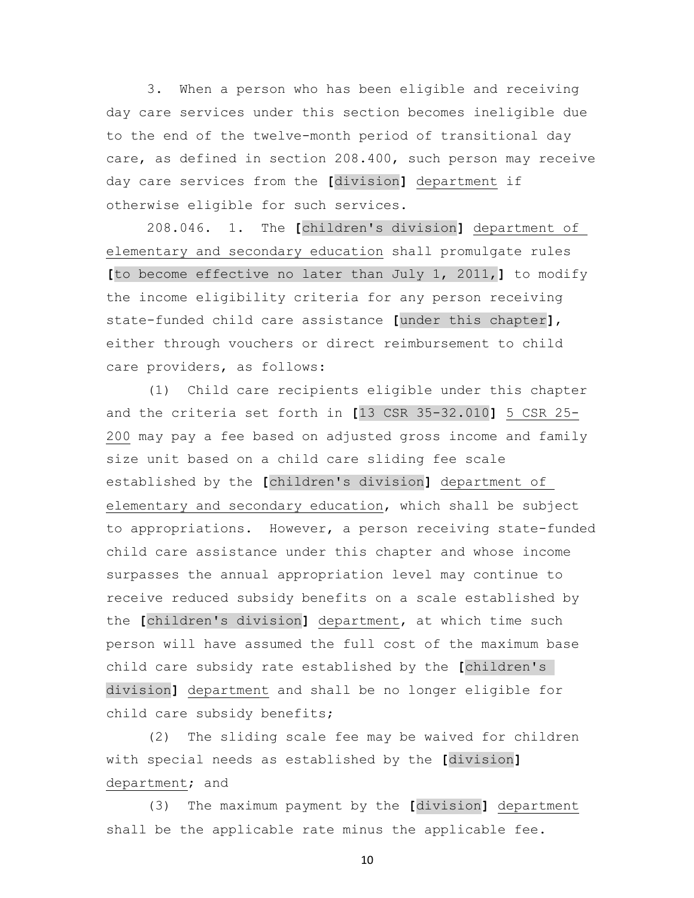3. When a person who has been eligible and receiving day care services under this section becomes ineligible due to the end of the twelve-month period of transitional day care, as defined in section 208.400, such person may receive day care services from the **[**division**]** department if otherwise eligible for such services.

208.046. 1. The **[**children's division**]** department of elementary and secondary education shall promulgate rules **[**to become effective no later than July 1, 2011,**]** to modify the income eligibility criteria for any person receiving state-funded child care assistance **[**under this chapter**]**, either through vouchers or direct reimbursement to child care providers, as follows:

(1) Child care recipients eligible under this chapter and the criteria set forth in **[**13 CSR 35-32.010**]** 5 CSR 25-200 may pay a fee based on adjusted gross income and family size unit based on a child care sliding fee scale established by the **[**children's division**]** department of elementary and secondary education, which shall be subject to appropriations. However, a person receiving state-funded child care assistance under this chapter and whose income surpasses the annual appropriation level may continue to receive reduced subsidy benefits on a scale established by the **[**children's division**]** department, at which time such person will have assumed the full cost of the maximum base child care subsidy rate established by the **[**children's division**]** department and shall be no longer eligible for child care subsidy benefits;

(2) The sliding scale fee may be waived for children with special needs as established by the **[**division**]** department; and

(3) The maximum payment by the **[**division**]** department shall be the applicable rate minus the applicable fee.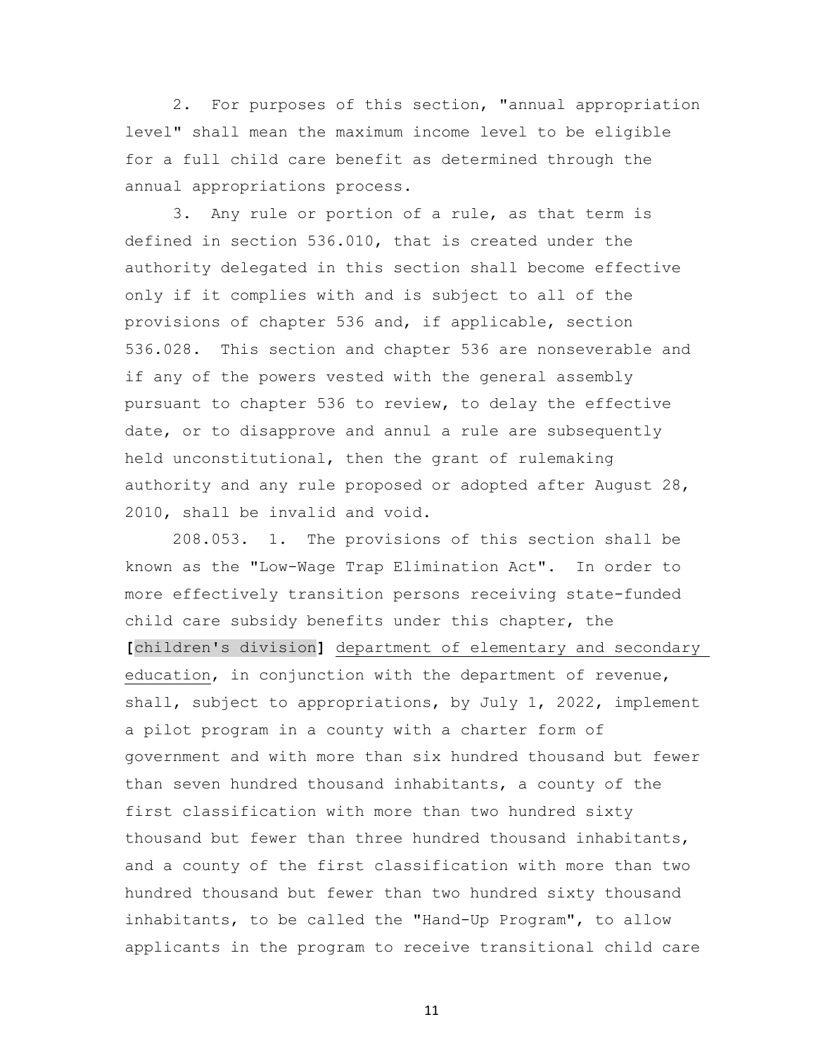2. For purposes of this section, "annual appropriation level" shall mean the maximum income level to be eligible for a full child care benefit as determined through the annual appropriations process.

3. Any rule or portion of a rule, as that term is defined in section 536.010, that is created under the authority delegated in this section shall become effective only if it complies with and is subject to all of the provisions of chapter 536 and, if applicable, section 536.028. This section and chapter 536 are nonseverable and if any of the powers vested with the general assembly pursuant to chapter 536 to review, to delay the effective date, or to disapprove and annul a rule are subsequently held unconstitutional, then the grant of rulemaking authority and any rule proposed or adopted after August 28, 2010, shall be invalid and void.

208.053. 1. The provisions of this section shall be known as the "Low-Wage Trap Elimination Act". In order to more effectively transition persons receiving state-funded child care subsidy benefits under this chapter, the [children's division] <u>department of elementary and secondary education</u>, in conjunction with the department of revenue, shall, subject to appropriations, by July 1, 2022, implement a pilot program in a county with a charter form of government and with more than six hundred thousand but fewer than seven hundred thousand inhabitants, a county of the first classification with more than two hundred sixty thousand but fewer than three hundred thousand inhabitants, and a county of the first classification with more than two hundred thousand but fewer than two hundred sixty thousand inhabitants, to be called the "Hand-Up Program", to allow applicants in the program to receive transitional child care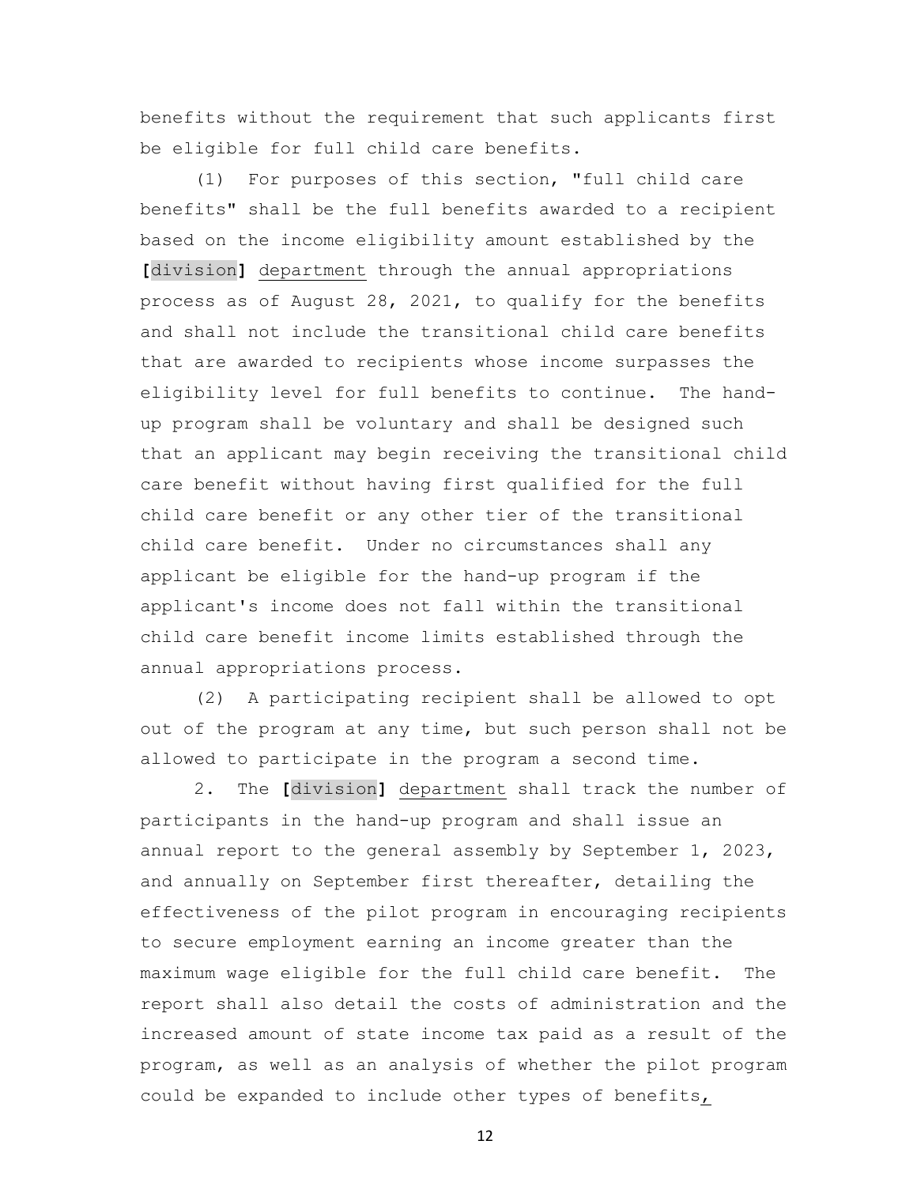benefits without the requirement that such applicants first be eligible for full child care benefits.

(1) For purposes of this section, "full child care benefits" shall be the full benefits awarded to a recipient based on the income eligibility amount established by the **[**division**]** department through the annual appropriations process as of August 28, 2021, to qualify for the benefits and shall not include the transitional child care benefits that are awarded to recipients whose income surpasses the eligibility level for full benefits to continue. The hand-up program shall be voluntary and shall be designed such that an applicant may begin receiving the transitional child care benefit without having first qualified for the full child care benefit or any other tier of the transitional child care benefit. Under no circumstances shall any applicant be eligible for the hand-up program if the applicant's income does not fall within the transitional child care benefit income limits established through the annual appropriations process.

(2) A participating recipient shall be allowed to opt out of the program at any time, but such person shall not be allowed to participate in the program a second time.

2. The **[**division**]** department shall track the number of participants in the hand-up program and shall issue an annual report to the general assembly by September 1, 2023, and annually on September first thereafter, detailing the effectiveness of the pilot program in encouraging recipients to secure employment earning an income greater than the maximum wage eligible for the full child care benefit. The report shall also detail the costs of administration and the increased amount of state income tax paid as a result of the program, as well as an analysis of whether the pilot program could be expanded to include other types of benefits,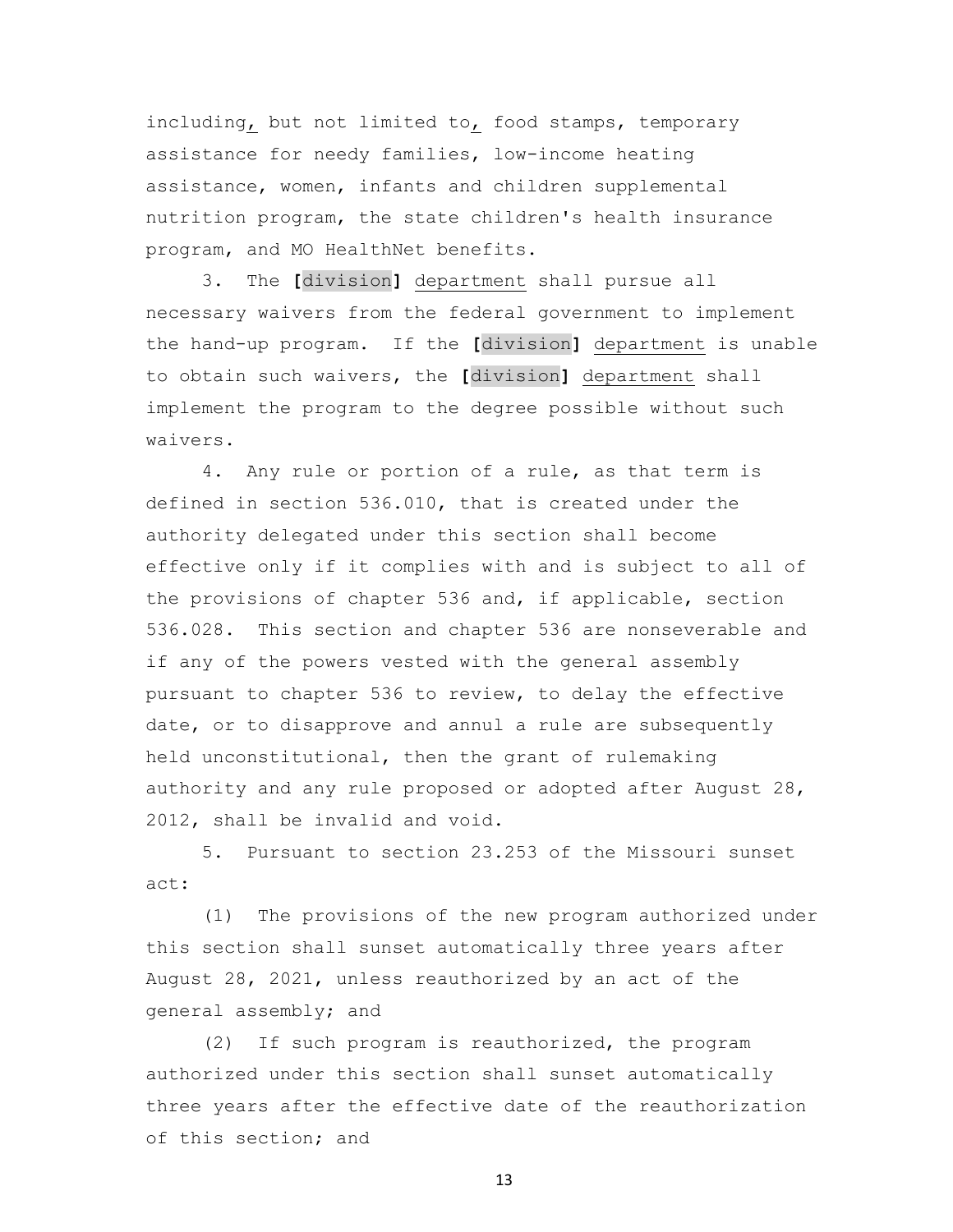including, but not limited to, food stamps, temporary assistance for needy families, low-income heating assistance, women, infants and children supplemental nutrition program, the state children's health insurance program, and MO HealthNet benefits.

3. The **[**division**]** department shall pursue all necessary waivers from the federal government to implement the hand-up program. If the **[**division**]** department is unable to obtain such waivers, the **[**division**]** department shall implement the program to the degree possible without such waivers.

4. Any rule or portion of a rule, as that term is defined in section 536.010, that is created under the authority delegated under this section shall become effective only if it complies with and is subject to all of the provisions of chapter 536 and, if applicable, section 536.028. This section and chapter 536 are nonseverable and if any of the powers vested with the general assembly pursuant to chapter 536 to review, to delay the effective date, or to disapprove and annul a rule are subsequently held unconstitutional, then the grant of rulemaking authority and any rule proposed or adopted after August 28, 2012, shall be invalid and void.

5. Pursuant to section 23.253 of the Missouri sunset act:

(1) The provisions of the new program authorized under this section shall sunset automatically three years after August 28, 2021, unless reauthorized by an act of the general assembly; and

(2) If such program is reauthorized, the program authorized under this section shall sunset automatically three years after the effective date of the reauthorization of this section; and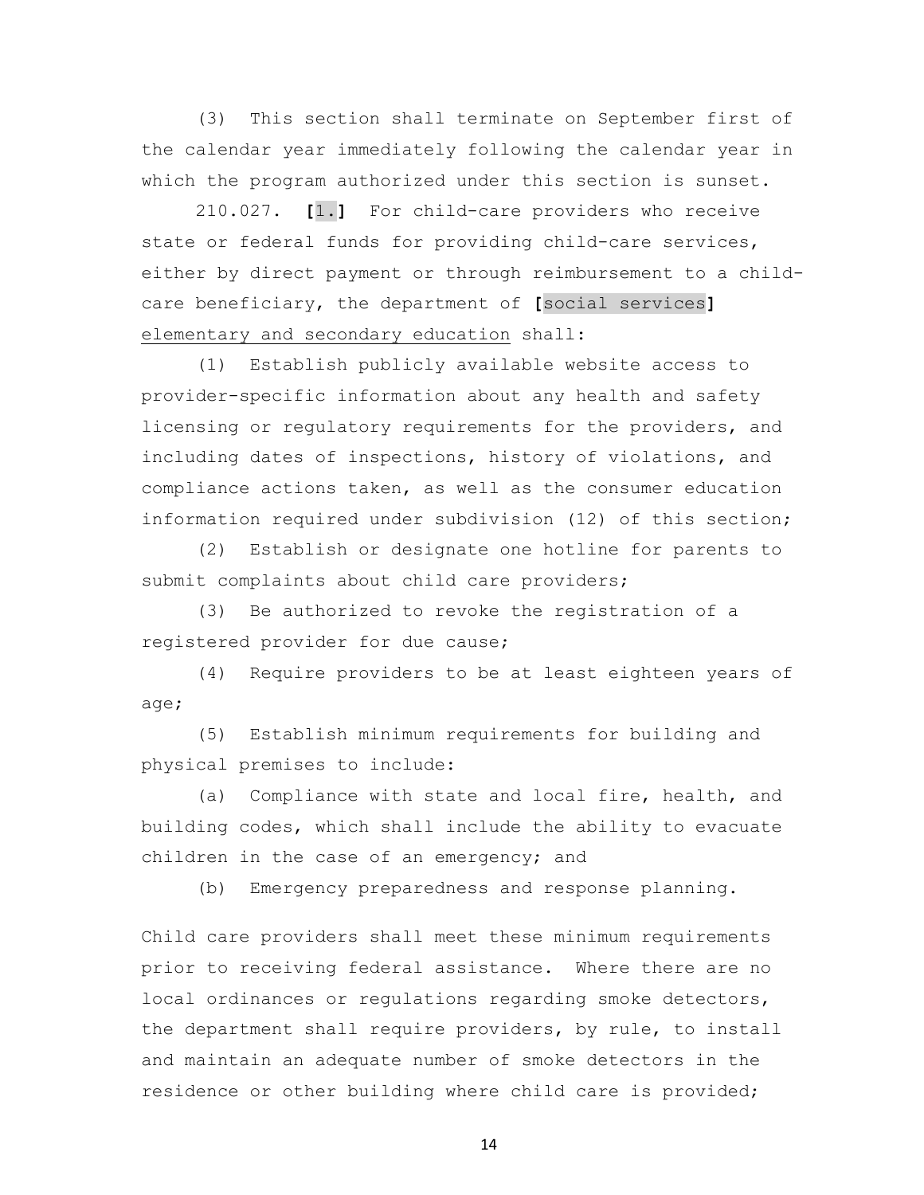(3) This section shall terminate on September first of the calendar year immediately following the calendar year in which the program authorized under this section is sunset.

210.027. **[**1.**]** For child-care providers who receive state or federal funds for providing child-care services, either by direct payment or through reimbursement to a child-care beneficiary, the department of **[**social services**]** <u>elementary and secondary education</u> shall:

(1) Establish publicly available website access to provider-specific information about any health and safety licensing or regulatory requirements for the providers, and including dates of inspections, history of violations, and compliance actions taken, as well as the consumer education information required under subdivision (12) of this section;

(2) Establish or designate one hotline for parents to submit complaints about child care providers;

(3) Be authorized to revoke the registration of a registered provider for due cause;

(4) Require providers to be at least eighteen years of age;

(5) Establish minimum requirements for building and physical premises to include:

(a) Compliance with state and local fire, health, and building codes, which shall include the ability to evacuate children in the case of an emergency; and

(b) Emergency preparedness and response planning.

Child care providers shall meet these minimum requirements prior to receiving federal assistance. Where there are no local ordinances or regulations regarding smoke detectors, the department shall require providers, by rule, to install and maintain an adequate number of smoke detectors in the residence or other building where child care is provided;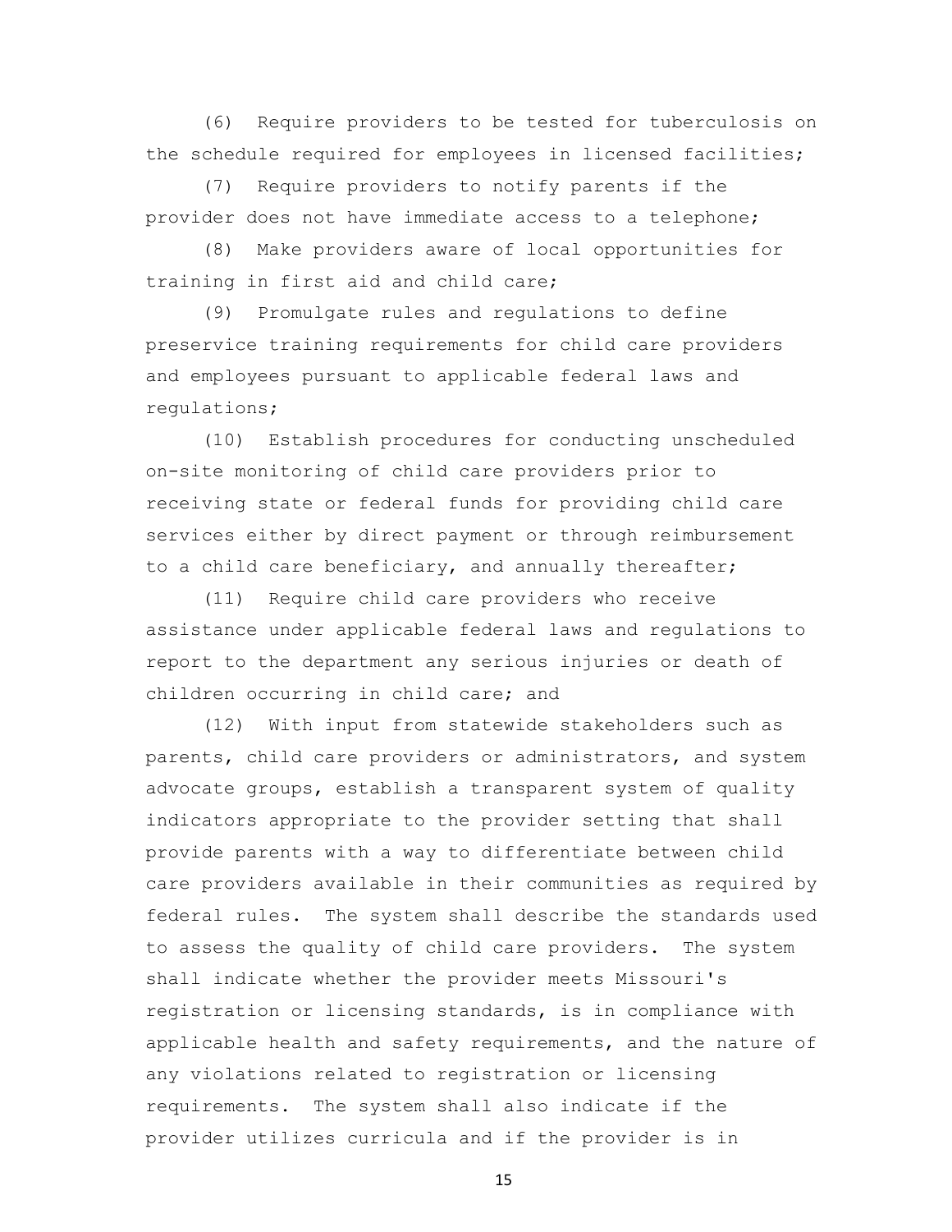(6) Require providers to be tested for tuberculosis on the schedule required for employees in licensed facilities;

(7) Require providers to notify parents if the provider does not have immediate access to a telephone;

(8) Make providers aware of local opportunities for training in first aid and child care;

(9) Promulgate rules and regulations to define preservice training requirements for child care providers and employees pursuant to applicable federal laws and regulations;

(10) Establish procedures for conducting unscheduled on-site monitoring of child care providers prior to receiving state or federal funds for providing child care services either by direct payment or through reimbursement to a child care beneficiary, and annually thereafter;

(11) Require child care providers who receive assistance under applicable federal laws and regulations to report to the department any serious injuries or death of children occurring in child care; and

(12) With input from statewide stakeholders such as parents, child care providers or administrators, and system advocate groups, establish a transparent system of quality indicators appropriate to the provider setting that shall provide parents with a way to differentiate between child care providers available in their communities as required by federal rules. The system shall describe the standards used to assess the quality of child care providers. The system shall indicate whether the provider meets Missouri's registration or licensing standards, is in compliance with applicable health and safety requirements, and the nature of any violations related to registration or licensing requirements. The system shall also indicate if the provider utilizes curricula and if the provider is in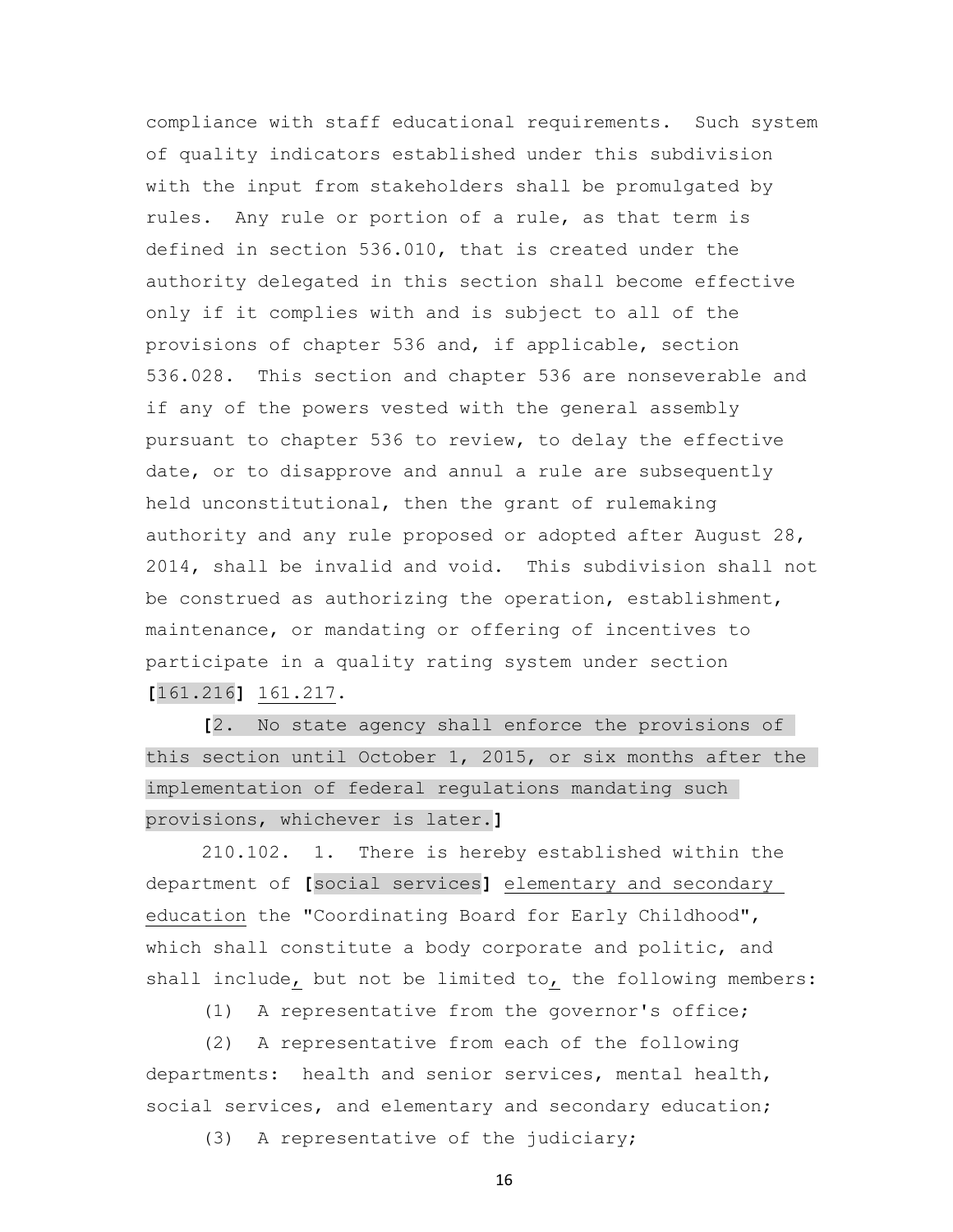compliance with staff educational requirements. Such system of quality indicators established under this subdivision with the input from stakeholders shall be promulgated by rules. Any rule or portion of a rule, as that term is defined in section 536.010, that is created under the authority delegated in this section shall become effective only if it complies with and is subject to all of the provisions of chapter 536 and, if applicable, section 536.028. This section and chapter 536 are nonseverable and if any of the powers vested with the general assembly pursuant to chapter 536 to review, to delay the effective date, or to disapprove and annul a rule are subsequently held unconstitutional, then the grant of rulemaking authority and any rule proposed or adopted after August 28, 2014, shall be invalid and void. This subdivision shall not be construed as authorizing the operation, establishment, maintenance, or mandating or offering of incentives to participate in a quality rating system under section **[**161.216**]** 161.217.

**[**2. No state agency shall enforce the provisions of this section until October 1, 2015, or six months after the implementation of federal regulations mandating such provisions, whichever is later.**]**

210.102. 1. There is hereby established within the department of **[**social services**]** elementary and secondary education the "Coordinating Board for Early Childhood", which shall constitute a body corporate and politic, and shall include, but not be limited to, the following members:

(1) A representative from the governor's office;

(2) A representative from each of the following departments: health and senior services, mental health, social services, and elementary and secondary education;

(3) A representative of the judiciary;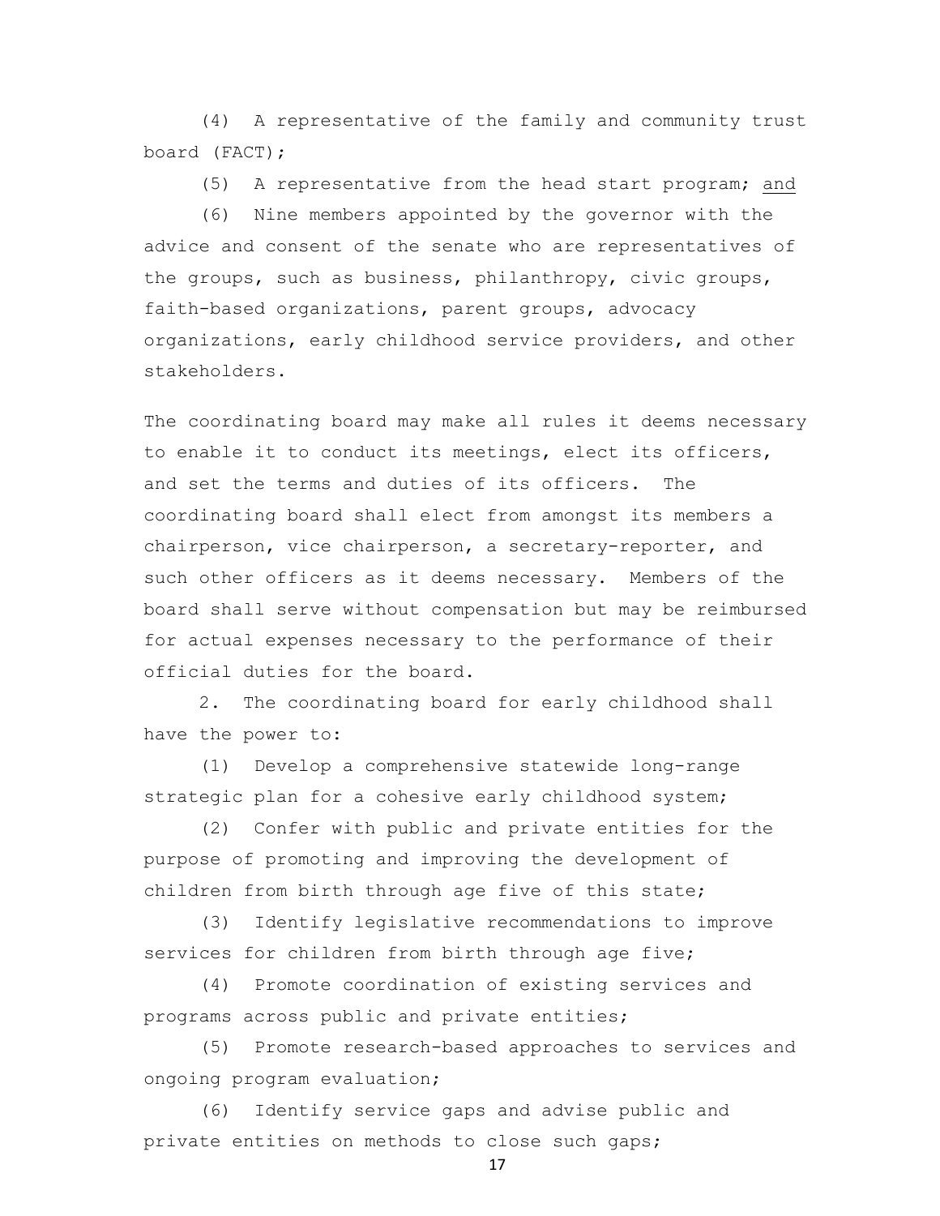(4) A representative of the family and community trust board (FACT);

(5) A representative from the head start program; and

(6) Nine members appointed by the governor with the advice and consent of the senate who are representatives of the groups, such as business, philanthropy, civic groups, faith-based organizations, parent groups, advocacy organizations, early childhood service providers, and other stakeholders.

The coordinating board may make all rules it deems necessary to enable it to conduct its meetings, elect its officers, and set the terms and duties of its officers. The coordinating board shall elect from amongst its members a chairperson, vice chairperson, a secretary-reporter, and such other officers as it deems necessary. Members of the board shall serve without compensation but may be reimbursed for actual expenses necessary to the performance of their official duties for the board.

2. The coordinating board for early childhood shall have the power to:

(1) Develop a comprehensive statewide long-range strategic plan for a cohesive early childhood system;

(2) Confer with public and private entities for the purpose of promoting and improving the development of children from birth through age five of this state;

(3) Identify legislative recommendations to improve services for children from birth through age five;

(4) Promote coordination of existing services and programs across public and private entities;

(5) Promote research-based approaches to services and ongoing program evaluation;

(6) Identify service gaps and advise public and private entities on methods to close such gaps;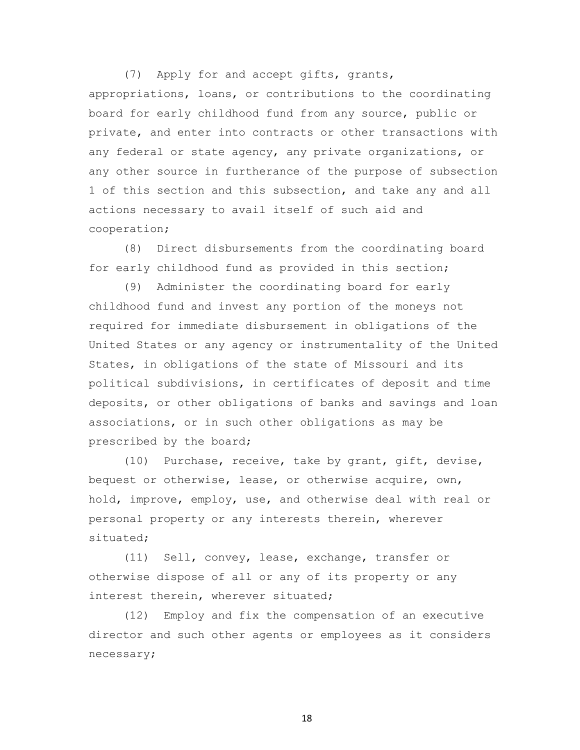(7) Apply for and accept gifts, grants, appropriations, loans, or contributions to the coordinating board for early childhood fund from any source, public or private, and enter into contracts or other transactions with any federal or state agency, any private organizations, or any other source in furtherance of the purpose of subsection 1 of this section and this subsection, and take any and all actions necessary to avail itself of such aid and cooperation;

(8) Direct disbursements from the coordinating board for early childhood fund as provided in this section;

(9) Administer the coordinating board for early childhood fund and invest any portion of the moneys not required for immediate disbursement in obligations of the United States or any agency or instrumentality of the United States, in obligations of the state of Missouri and its political subdivisions, in certificates of deposit and time deposits, or other obligations of banks and savings and loan associations, or in such other obligations as may be prescribed by the board;

(10) Purchase, receive, take by grant, gift, devise, bequest or otherwise, lease, or otherwise acquire, own, hold, improve, employ, use, and otherwise deal with real or personal property or any interests therein, wherever situated;

(11) Sell, convey, lease, exchange, transfer or otherwise dispose of all or any of its property or any interest therein, wherever situated;

(12) Employ and fix the compensation of an executive director and such other agents or employees as it considers necessary;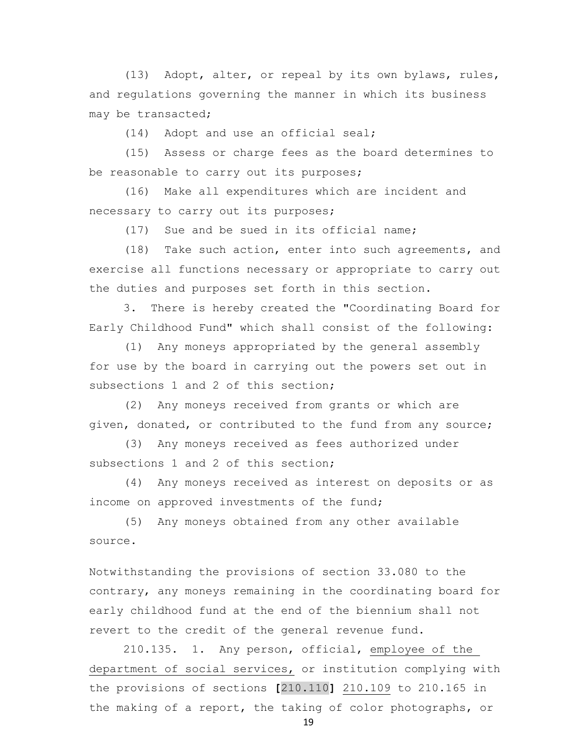(13) Adopt, alter, or repeal by its own bylaws, rules, and regulations governing the manner in which its business may be transacted;

(14) Adopt and use an official seal;

(15) Assess or charge fees as the board determines to be reasonable to carry out its purposes;

(16) Make all expenditures which are incident and necessary to carry out its purposes;

(17) Sue and be sued in its official name;

(18) Take such action, enter into such agreements, and exercise all functions necessary or appropriate to carry out the duties and purposes set forth in this section.

3. There is hereby created the "Coordinating Board for Early Childhood Fund" which shall consist of the following:

(1) Any moneys appropriated by the general assembly for use by the board in carrying out the powers set out in subsections 1 and 2 of this section;

(2) Any moneys received from grants or which are given, donated, or contributed to the fund from any source;

(3) Any moneys received as fees authorized under subsections 1 and 2 of this section;

(4) Any moneys received as interest on deposits or as income on approved investments of the fund;

(5) Any moneys obtained from any other available source.

Notwithstanding the provisions of section 33.080 to the contrary, any moneys remaining in the coordinating board for early childhood fund at the end of the biennium shall not revert to the credit of the general revenue fund.

210.135. 1. Any person, official, <u>employee of the department of social services,</u> or institution complying with the provisions of sections **[**210.110**]** <u>210.109</u> to 210.165 in the making of a report, the taking of color photographs, or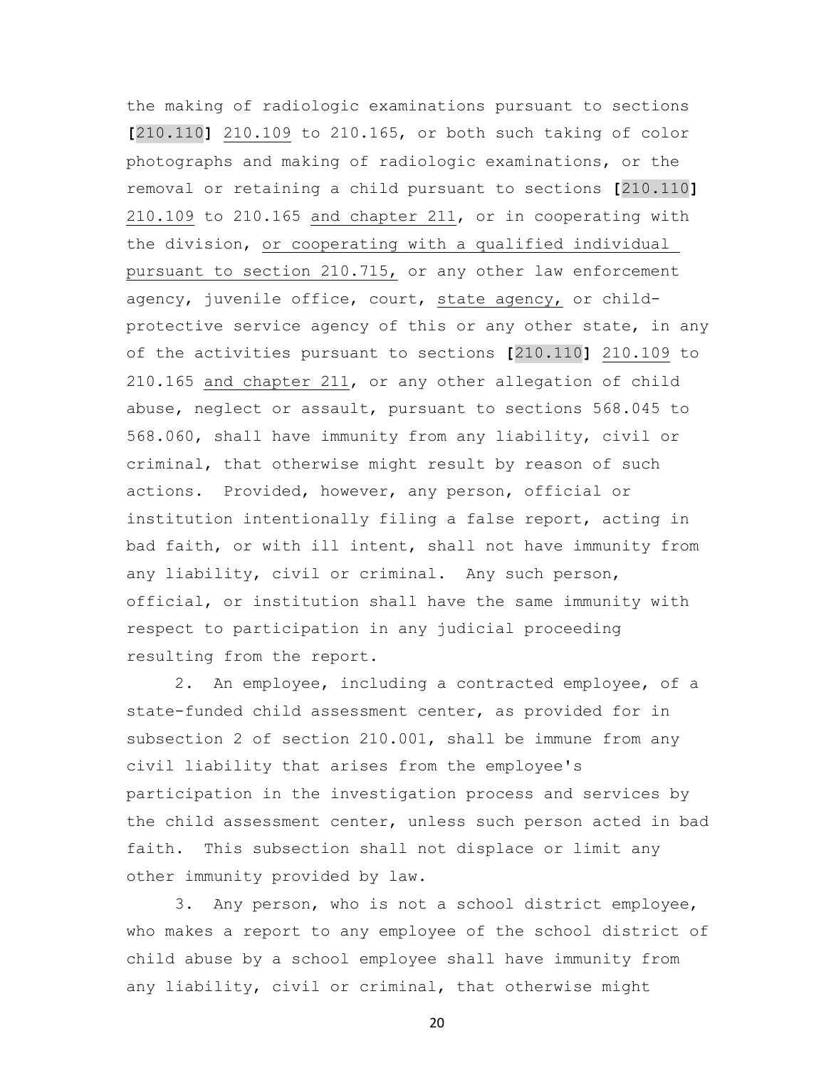the making of radiologic examinations pursuant to sections **[**210.110**]** 210.109 to 210.165, or both such taking of color photographs and making of radiologic examinations, or the removal or retaining a child pursuant to sections **[**210.110**]** 210.109 to 210.165 and chapter 211, or in cooperating with the division, or cooperating with a qualified individual pursuant to section 210.715, or any other law enforcement agency, juvenile office, court, state agency, or child-protective service agency of this or any other state, in any of the activities pursuant to sections **[**210.110**]** 210.109 to 210.165 and chapter 211, or any other allegation of child abuse, neglect or assault, pursuant to sections 568.045 to 568.060, shall have immunity from any liability, civil or criminal, that otherwise might result by reason of such actions. Provided, however, any person, official or institution intentionally filing a false report, acting in bad faith, or with ill intent, shall not have immunity from any liability, civil or criminal. Any such person, official, or institution shall have the same immunity with respect to participation in any judicial proceeding resulting from the report.

2. An employee, including a contracted employee, of a state-funded child assessment center, as provided for in subsection 2 of section 210.001, shall be immune from any civil liability that arises from the employee's participation in the investigation process and services by the child assessment center, unless such person acted in bad faith. This subsection shall not displace or limit any other immunity provided by law.

3. Any person, who is not a school district employee, who makes a report to any employee of the school district of child abuse by a school employee shall have immunity from any liability, civil or criminal, that otherwise might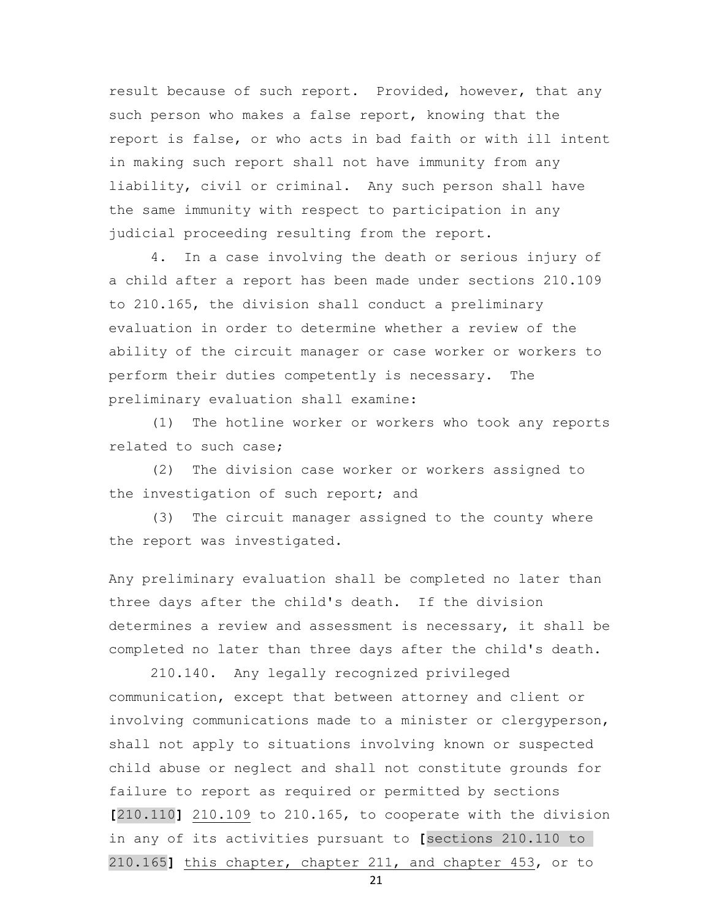result because of such report. Provided, however, that any such person who makes a false report, knowing that the report is false, or who acts in bad faith or with ill intent in making such report shall not have immunity from any liability, civil or criminal. Any such person shall have the same immunity with respect to participation in any judicial proceeding resulting from the report.

4. In a case involving the death or serious injury of a child after a report has been made under sections 210.109 to 210.165, the division shall conduct a preliminary evaluation in order to determine whether a review of the ability of the circuit manager or case worker or workers to perform their duties competently is necessary. The preliminary evaluation shall examine:

(1) The hotline worker or workers who took any reports related to such case;

(2) The division case worker or workers assigned to the investigation of such report; and

(3) The circuit manager assigned to the county where the report was investigated.

Any preliminary evaluation shall be completed no later than three days after the child's death. If the division determines a review and assessment is necessary, it shall be completed no later than three days after the child's death.

210.140. Any legally recognized privileged communication, except that between attorney and client or involving communications made to a minister or clergyperson, shall not apply to situations involving known or suspected child abuse or neglect and shall not constitute grounds for failure to report as required or permitted by sections [210.110] <u>210.109</u> to 210.165, to cooperate with the division in any of its activities pursuant to [sections 210.110 to 210.165] <u>this chapter, chapter 211, and chapter 453</u>, or to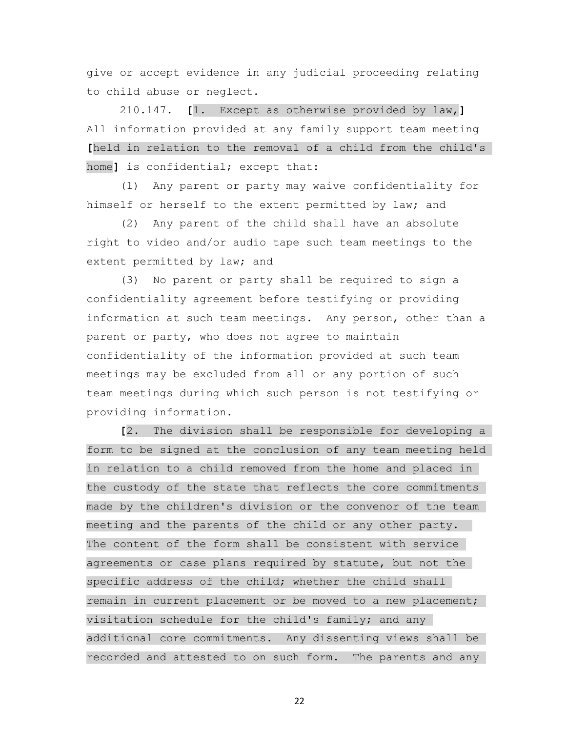give or accept evidence in any judicial proceeding relating to child abuse or neglect.

210.147. [1. Except as otherwise provided by law,] All information provided at any family support team meeting [held in relation to the removal of a child from the child's home] is confidential; except that:

(1) Any parent or party may waive confidentiality for himself or herself to the extent permitted by law; and

(2) Any parent of the child shall have an absolute right to video and/or audio tape such team meetings to the extent permitted by law; and

(3) No parent or party shall be required to sign a confidentiality agreement before testifying or providing information at such team meetings. Any person, other than a parent or party, who does not agree to maintain confidentiality of the information provided at such team meetings may be excluded from all or any portion of such team meetings during which such person is not testifying or providing information.

[2. The division shall be responsible for developing a form to be signed at the conclusion of any team meeting held in relation to a child removed from the home and placed in the custody of the state that reflects the core commitments made by the children's division or the convenor of the team meeting and the parents of the child or any other party. The content of the form shall be consistent with service agreements or case plans required by statute, but not the specific address of the child; whether the child shall remain in current placement or be moved to a new placement; visitation schedule for the child's family; and any additional core commitments. Any dissenting views shall be recorded and attested to on such form. The parents and any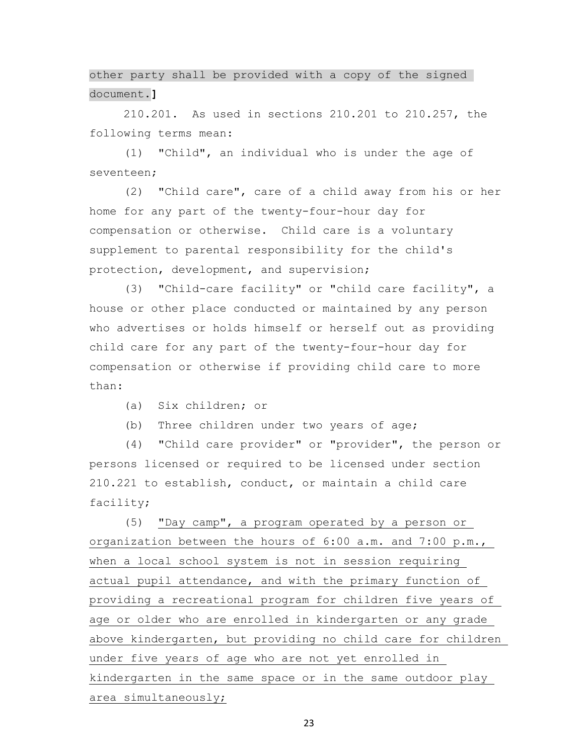other party shall be provided with a copy of the signed document.]

210.201. As used in sections 210.201 to 210.257, the following terms mean:

(1) "Child", an individual who is under the age of seventeen;

(2) "Child care", care of a child away from his or her home for any part of the twenty-four-hour day for compensation or otherwise. Child care is a voluntary supplement to parental responsibility for the child's protection, development, and supervision;

(3) "Child-care facility" or "child care facility", a house or other place conducted or maintained by any person who advertises or holds himself or herself out as providing child care for any part of the twenty-four-hour day for compensation or otherwise if providing child care to more than:

(a) Six children; or

(b) Three children under two years of age;

(4) "Child care provider" or "provider", the person or persons licensed or required to be licensed under section 210.221 to establish, conduct, or maintain a child care facility;

(5) <u>"Day camp", a program operated by a person or organization between the hours of 6:00 a.m. and 7:00 p.m., when a local school system is not in session requiring actual pupil attendance, and with the primary function of providing a recreational program for children five years of age or older who are enrolled in kindergarten or any grade above kindergarten, but providing no child care for children under five years of age who are not yet enrolled in kindergarten in the same space or in the same outdoor play area simultaneously;</u>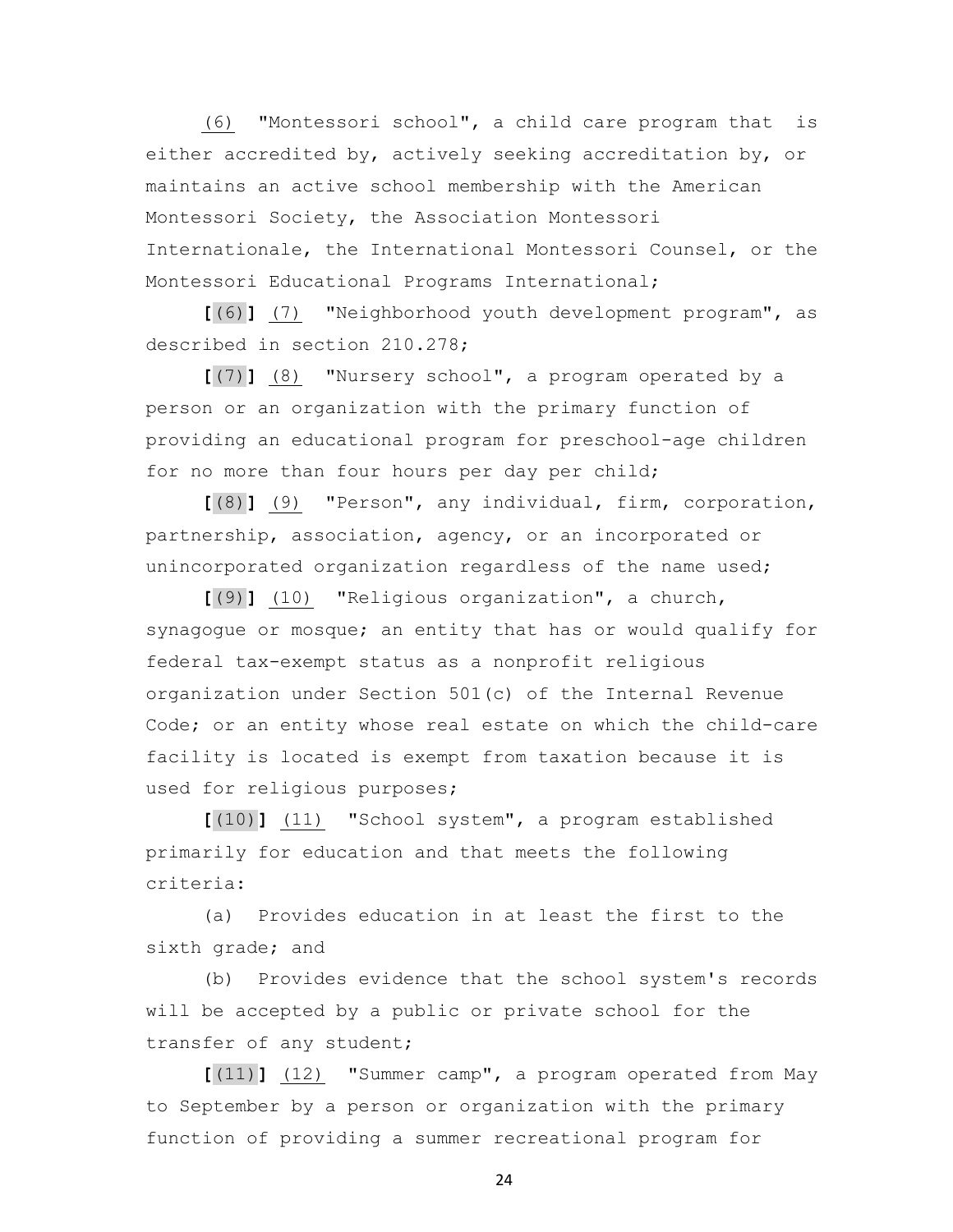(6) "Montessori school", a child care program that is either accredited by, actively seeking accreditation by, or maintains an active school membership with the American Montessori Society, the Association Montessori Internationale, the International Montessori Counsel, or the Montessori Educational Programs International;

[(6)] (7) "Neighborhood youth development program", as described in section 210.278;

[(7)] (8) "Nursery school", a program operated by a person or an organization with the primary function of providing an educational program for preschool-age children for no more than four hours per day per child;

[(8)] (9) "Person", any individual, firm, corporation, partnership, association, agency, or an incorporated or unincorporated organization regardless of the name used;

[(9)] (10) "Religious organization", a church, synagogue or mosque; an entity that has or would qualify for federal tax-exempt status as a nonprofit religious organization under Section 501(c) of the Internal Revenue Code; or an entity whose real estate on which the child-care facility is located is exempt from taxation because it is used for religious purposes;

[(10)] (11) "School system", a program established primarily for education and that meets the following criteria:

(a) Provides education in at least the first to the sixth grade; and

(b) Provides evidence that the school system's records will be accepted by a public or private school for the transfer of any student;

[(11)] (12) "Summer camp", a program operated from May to September by a person or organization with the primary function of providing a summer recreational program for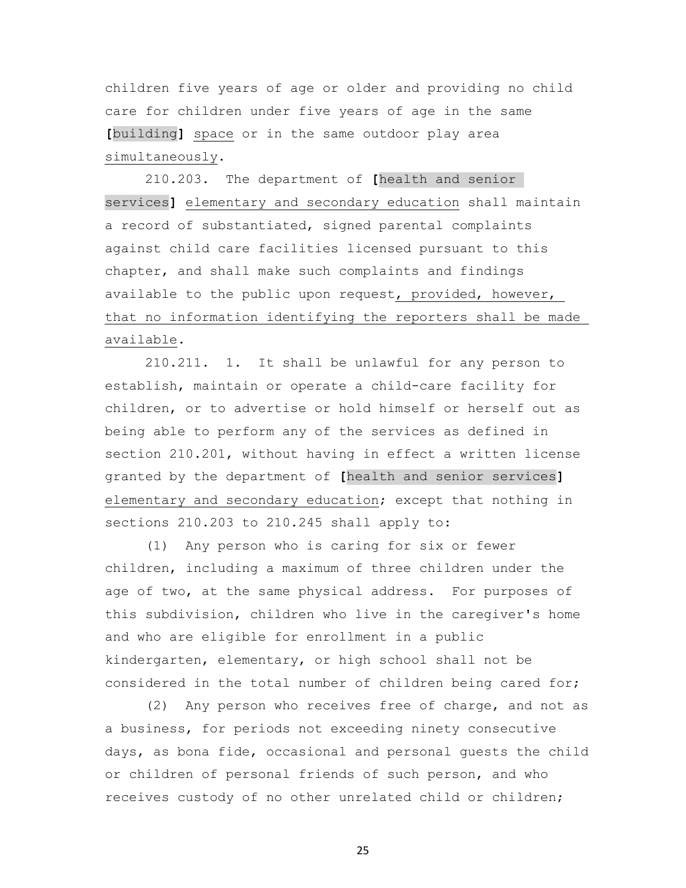children five years of age or older and providing no child care for children under five years of age in the same [building] <u>space</u> or in the same outdoor play area <u>simultaneously</u>.

210.203. The department of [health and senior services] <u>elementary and secondary education</u> shall maintain a record of substantiated, signed parental complaints against child care facilities licensed pursuant to this chapter, and shall make such complaints and findings available to the public upon request<u>, provided, however, that no information identifying the reporters shall be made available</u>.

210.211. 1. It shall be unlawful for any person to establish, maintain or operate a child-care facility for children, or to advertise or hold himself or herself out as being able to perform any of the services as defined in section 210.201, without having in effect a written license granted by the department of [health and senior services] <u>elementary and secondary education</u>; except that nothing in sections 210.203 to 210.245 shall apply to:

(1) Any person who is caring for six or fewer children, including a maximum of three children under the age of two, at the same physical address. For purposes of this subdivision, children who live in the caregiver's home and who are eligible for enrollment in a public kindergarten, elementary, or high school shall not be considered in the total number of children being cared for;

(2) Any person who receives free of charge, and not as a business, for periods not exceeding ninety consecutive days, as bona fide, occasional and personal guests the child or children of personal friends of such person, and who receives custody of no other unrelated child or children;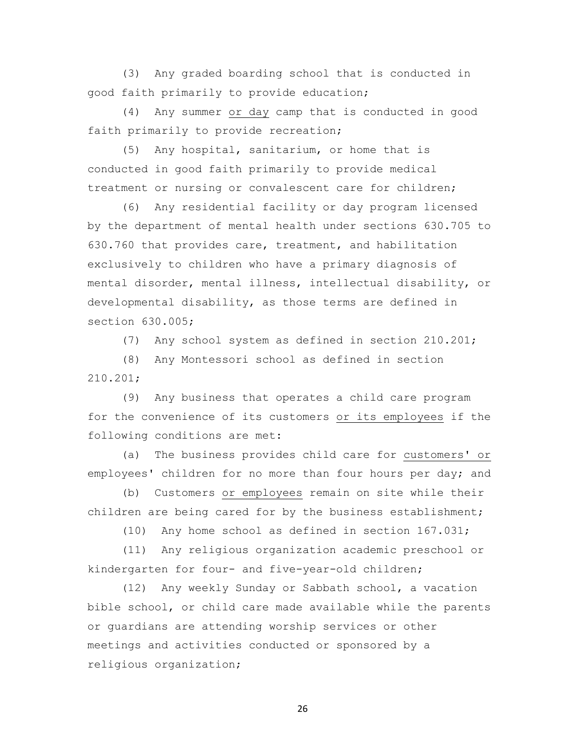(3) Any graded boarding school that is conducted in good faith primarily to provide education;

(4) Any summer <u>or day</u> camp that is conducted in good faith primarily to provide recreation;

(5) Any hospital, sanitarium, or home that is conducted in good faith primarily to provide medical treatment or nursing or convalescent care for children;

(6) Any residential facility or day program licensed by the department of mental health under sections 630.705 to 630.760 that provides care, treatment, and habilitation exclusively to children who have a primary diagnosis of mental disorder, mental illness, intellectual disability, or developmental disability, as those terms are defined in section 630.005;

(7) Any school system as defined in section 210.201;

(8) Any Montessori school as defined in section 210.201;

(9) Any business that operates a child care program for the convenience of its customers <u>or its employees</u> if the following conditions are met:

(a) The business provides child care for <u>customers' or</u> employees' children for no more than four hours per day; and

(b) Customers <u>or employees</u> remain on site while their children are being cared for by the business establishment;

(10) Any home school as defined in section 167.031;

(11) Any religious organization academic preschool or kindergarten for four- and five-year-old children;

(12) Any weekly Sunday or Sabbath school, a vacation bible school, or child care made available while the parents or guardians are attending worship services or other meetings and activities conducted or sponsored by a religious organization;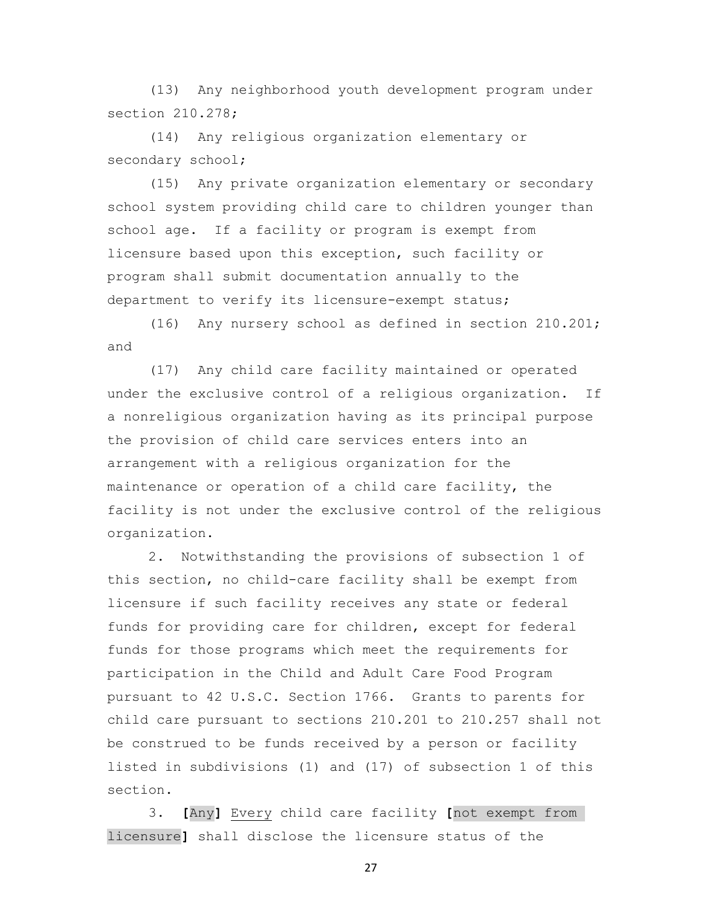(13) Any neighborhood youth development program under section 210.278;

(14) Any religious organization elementary or secondary school;

(15) Any private organization elementary or secondary school system providing child care to children younger than school age. If a facility or program is exempt from licensure based upon this exception, such facility or program shall submit documentation annually to the department to verify its licensure-exempt status;

(16) Any nursery school as defined in section 210.201; and

(17) Any child care facility maintained or operated under the exclusive control of a religious organization. If a nonreligious organization having as its principal purpose the provision of child care services enters into an arrangement with a religious organization for the maintenance or operation of a child care facility, the facility is not under the exclusive control of the religious organization.

2. Notwithstanding the provisions of subsection 1 of this section, no child-care facility shall be exempt from licensure if such facility receives any state or federal funds for providing care for children, except for federal funds for those programs which meet the requirements for participation in the Child and Adult Care Food Program pursuant to 42 U.S.C. Section 1766. Grants to parents for child care pursuant to sections 210.201 to 210.257 shall not be construed to be funds received by a person or facility listed in subdivisions (1) and (17) of subsection 1 of this section.

3. **[**Any**]** Every child care facility **[**not exempt from licensure**]** shall disclose the licensure status of the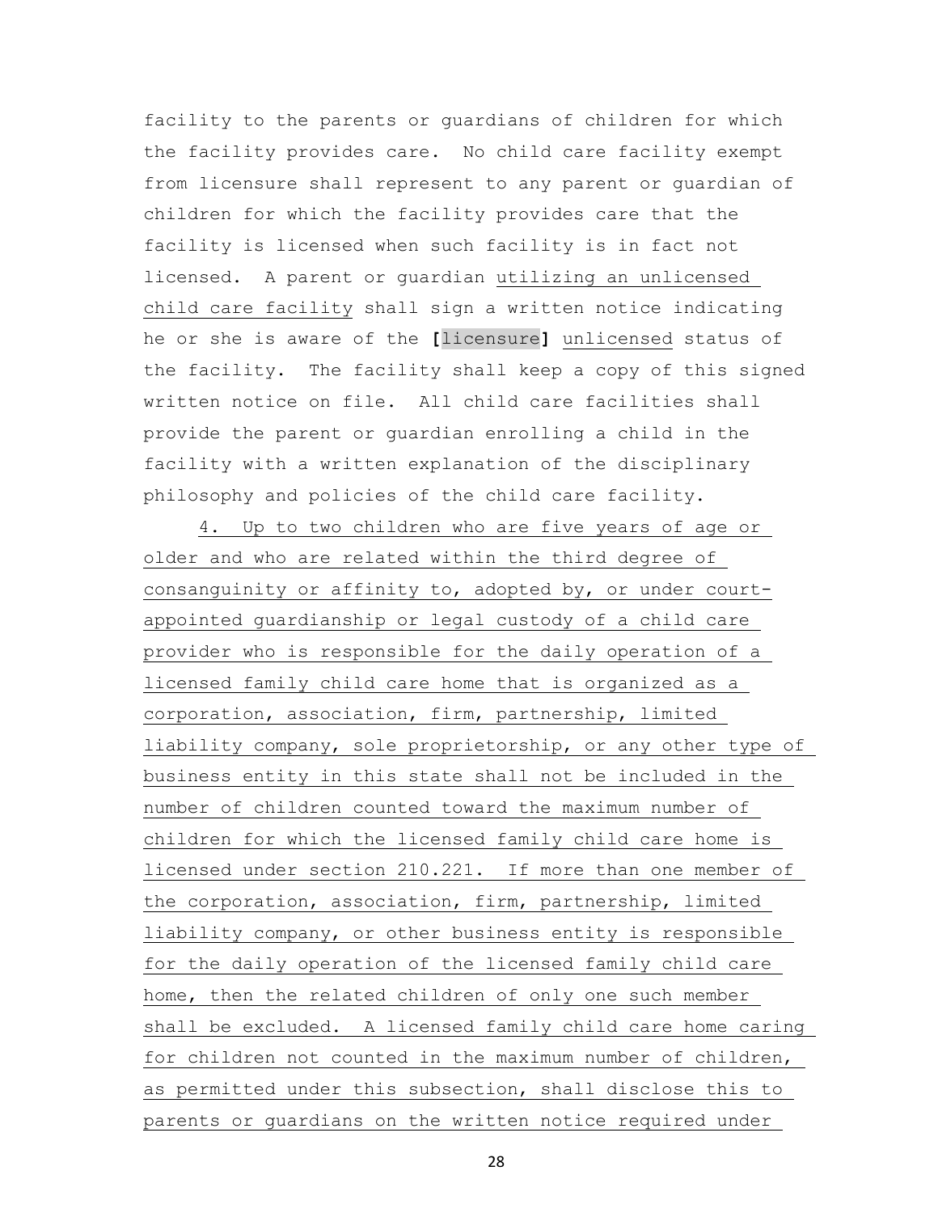facility to the parents or guardians of children for which the facility provides care. No child care facility exempt from licensure shall represent to any parent or guardian of children for which the facility provides care that the facility is licensed when such facility is in fact not licensed. A parent or guardian <u>utilizing an unlicensed child care facility</u> shall sign a written notice indicating he or she is aware of the **[**licensure**]** <u>unlicensed</u> status of the facility. The facility shall keep a copy of this signed written notice on file. All child care facilities shall provide the parent or guardian enrolling a child in the facility with a written explanation of the disciplinary philosophy and policies of the child care facility.

<u>4. Up to two children who are five years of age or older and who are related within the third degree of consanguinity or affinity to, adopted by, or under court-appointed guardianship or legal custody of a child care provider who is responsible for the daily operation of a licensed family child care home that is organized as a corporation, association, firm, partnership, limited liability company, sole proprietorship, or any other type of business entity in this state shall not be included in the number of children counted toward the maximum number of children for which the licensed family child care home is licensed under section 210.221. If more than one member of the corporation, association, firm, partnership, limited liability company, or other business entity is responsible for the daily operation of the licensed family child care home, then the related children of only one such member shall be excluded. A licensed family child care home caring for children not counted in the maximum number of children, as permitted under this subsection, shall disclose this to parents or guardians on the written notice required under</u>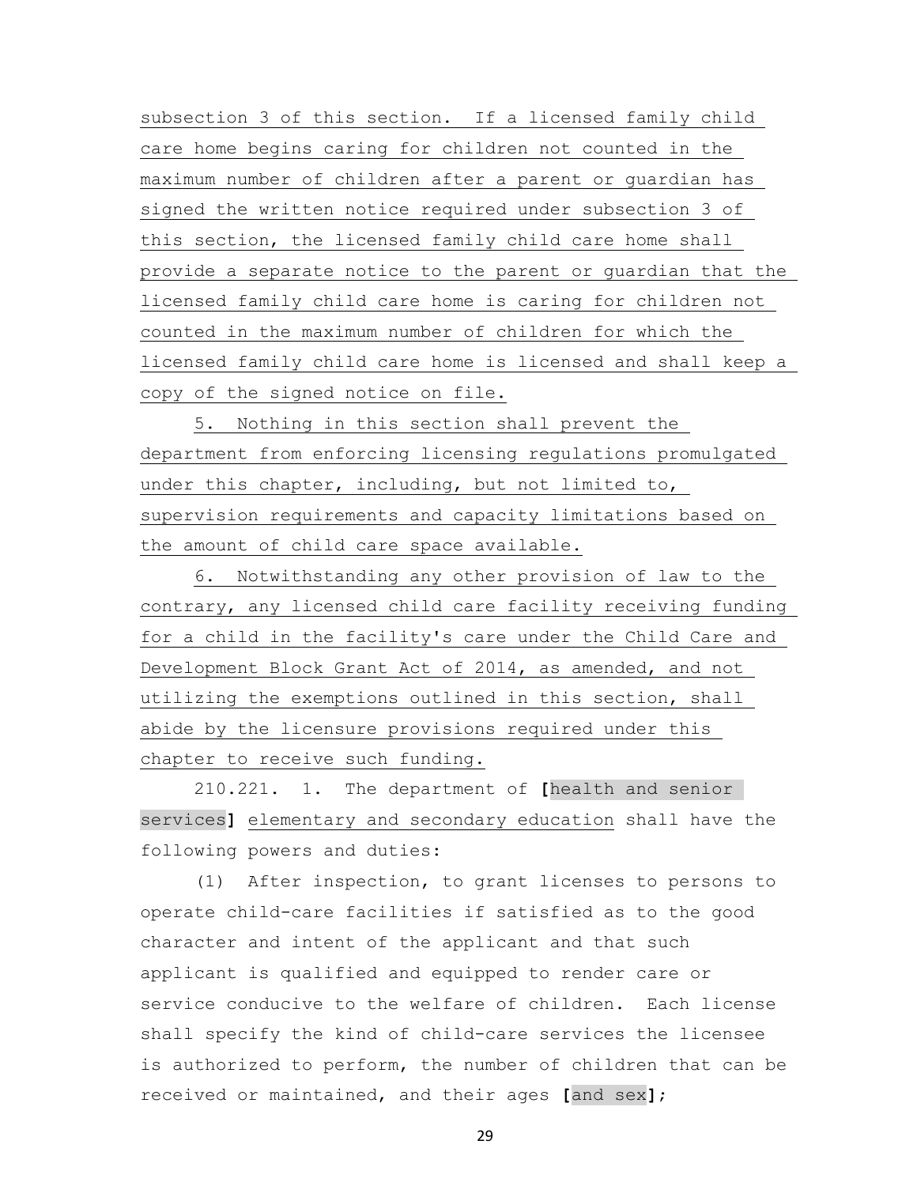subsection 3 of this section. If a licensed family child care home begins caring for children not counted in the maximum number of children after a parent or guardian has signed the written notice required under subsection 3 of this section, the licensed family child care home shall provide a separate notice to the parent or guardian that the licensed family child care home is caring for children not counted in the maximum number of children for which the licensed family child care home is licensed and shall keep a copy of the signed notice on file.

5. Nothing in this section shall prevent the department from enforcing licensing regulations promulgated under this chapter, including, but not limited to, supervision requirements and capacity limitations based on the amount of child care space available.

6. Notwithstanding any other provision of law to the contrary, any licensed child care facility receiving funding for a child in the facility's care under the Child Care and Development Block Grant Act of 2014, as amended, and not utilizing the exemptions outlined in this section, shall abide by the licensure provisions required under this chapter to receive such funding.

210.221. 1. The department of **[**health and senior services**]** elementary and secondary education shall have the following powers and duties:

(1) After inspection, to grant licenses to persons to operate child-care facilities if satisfied as to the good character and intent of the applicant and that such applicant is qualified and equipped to render care or service conducive to the welfare of children. Each license shall specify the kind of child-care services the licensee is authorized to perform, the number of children that can be received or maintained, and their ages **[**and sex**]**;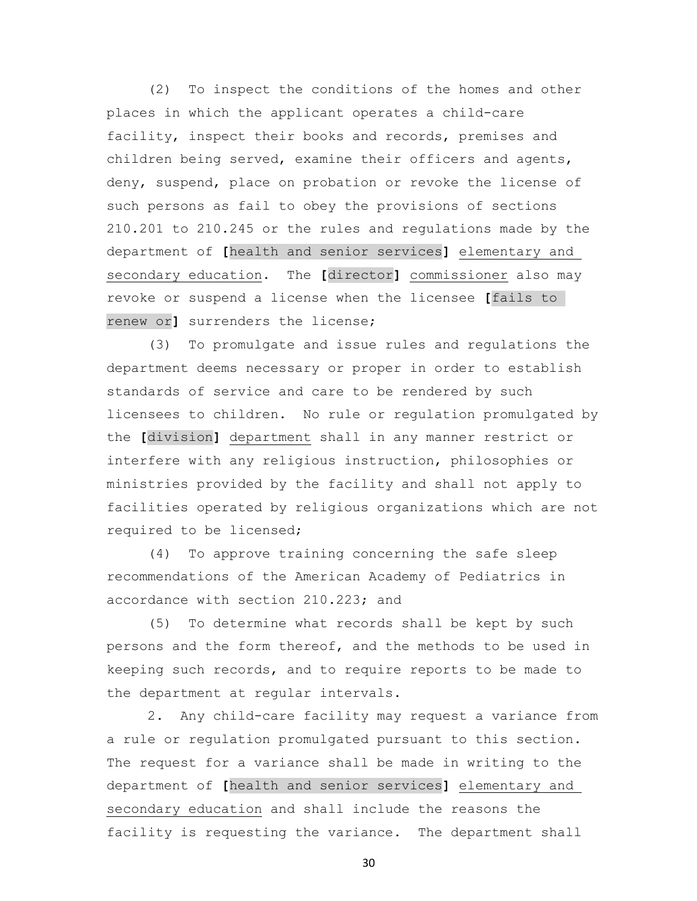(2) To inspect the conditions of the homes and other places in which the applicant operates a child-care facility, inspect their books and records, premises and children being served, examine their officers and agents, deny, suspend, place on probation or revoke the license of such persons as fail to obey the provisions of sections 210.201 to 210.245 or the rules and regulations made by the department of **[**health and senior services**]** elementary and secondary education. The **[**director**]** commissioner also may revoke or suspend a license when the licensee **[**fails to renew or**]** surrenders the license;

(3) To promulgate and issue rules and regulations the department deems necessary or proper in order to establish standards of service and care to be rendered by such licensees to children. No rule or regulation promulgated by the **[**division**]** department shall in any manner restrict or interfere with any religious instruction, philosophies or ministries provided by the facility and shall not apply to facilities operated by religious organizations which are not required to be licensed;

(4) To approve training concerning the safe sleep recommendations of the American Academy of Pediatrics in accordance with section 210.223; and

(5) To determine what records shall be kept by such persons and the form thereof, and the methods to be used in keeping such records, and to require reports to be made to the department at regular intervals.

2. Any child-care facility may request a variance from a rule or regulation promulgated pursuant to this section. The request for a variance shall be made in writing to the department of **[**health and senior services**]** elementary and secondary education and shall include the reasons the facility is requesting the variance. The department shall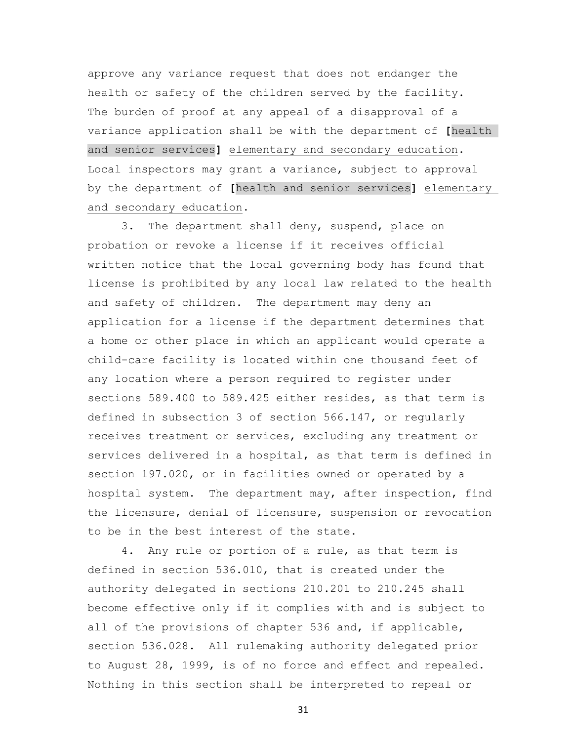approve any variance request that does not endanger the health or safety of the children served by the facility. The burden of proof at any appeal of a disapproval of a variance application shall be with the department of **[**health and senior services**]** elementary and secondary education. Local inspectors may grant a variance, subject to approval by the department of **[**health and senior services**]** elementary and secondary education.

3. The department shall deny, suspend, place on probation or revoke a license if it receives official written notice that the local governing body has found that license is prohibited by any local law related to the health and safety of children. The department may deny an application for a license if the department determines that a home or other place in which an applicant would operate a child-care facility is located within one thousand feet of any location where a person required to register under sections 589.400 to 589.425 either resides, as that term is defined in subsection 3 of section 566.147, or regularly receives treatment or services, excluding any treatment or services delivered in a hospital, as that term is defined in section 197.020, or in facilities owned or operated by a hospital system. The department may, after inspection, find the licensure, denial of licensure, suspension or revocation to be in the best interest of the state.

4. Any rule or portion of a rule, as that term is defined in section 536.010, that is created under the authority delegated in sections 210.201 to 210.245 shall become effective only if it complies with and is subject to all of the provisions of chapter 536 and, if applicable, section 536.028. All rulemaking authority delegated prior to August 28, 1999, is of no force and effect and repealed. Nothing in this section shall be interpreted to repeal or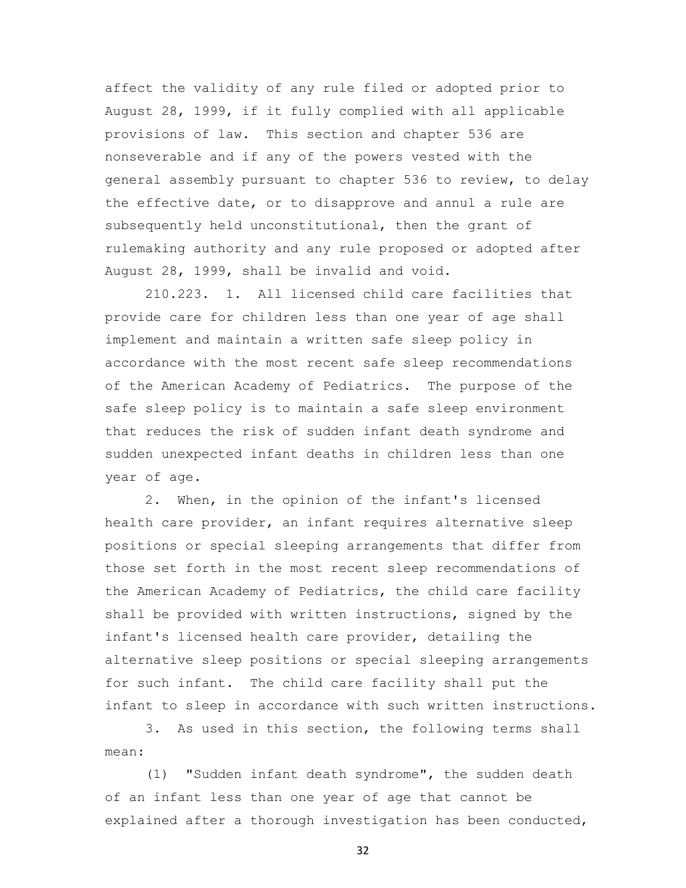affect the validity of any rule filed or adopted prior to August 28, 1999, if it fully complied with all applicable provisions of law. This section and chapter 536 are nonseverable and if any of the powers vested with the general assembly pursuant to chapter 536 to review, to delay the effective date, or to disapprove and annul a rule are subsequently held unconstitutional, then the grant of rulemaking authority and any rule proposed or adopted after August 28, 1999, shall be invalid and void.

210.223. 1. All licensed child care facilities that provide care for children less than one year of age shall implement and maintain a written safe sleep policy in accordance with the most recent safe sleep recommendations of the American Academy of Pediatrics. The purpose of the safe sleep policy is to maintain a safe sleep environment that reduces the risk of sudden infant death syndrome and sudden unexpected infant deaths in children less than one year of age.

2. When, in the opinion of the infant's licensed health care provider, an infant requires alternative sleep positions or special sleeping arrangements that differ from those set forth in the most recent sleep recommendations of the American Academy of Pediatrics, the child care facility shall be provided with written instructions, signed by the infant's licensed health care provider, detailing the alternative sleep positions or special sleeping arrangements for such infant. The child care facility shall put the infant to sleep in accordance with such written instructions.

3. As used in this section, the following terms shall mean:

(1) "Sudden infant death syndrome", the sudden death of an infant less than one year of age that cannot be explained after a thorough investigation has been conducted,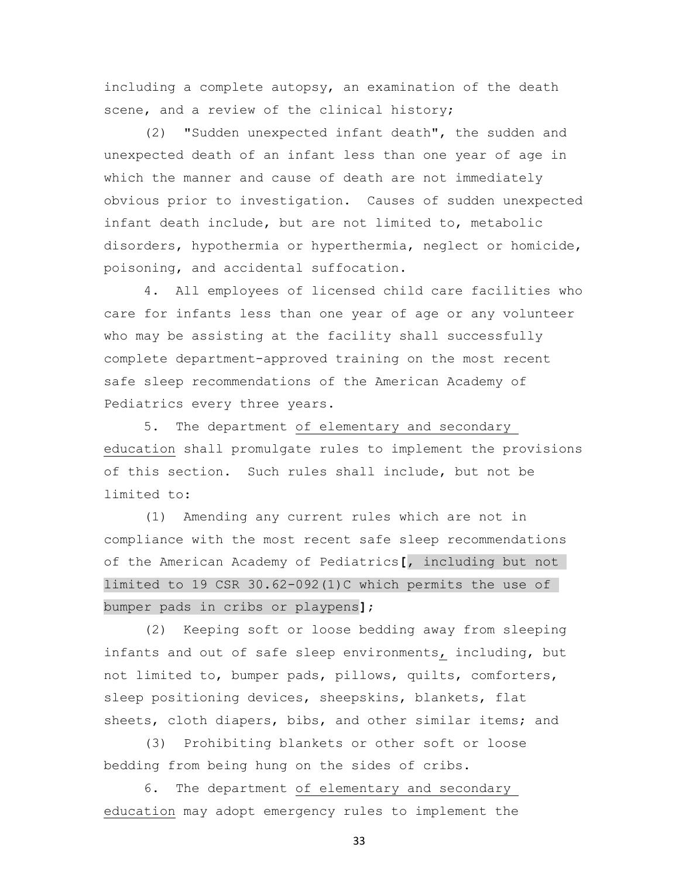including a complete autopsy, an examination of the death scene, and a review of the clinical history;

(2) "Sudden unexpected infant death", the sudden and unexpected death of an infant less than one year of age in which the manner and cause of death are not immediately obvious prior to investigation. Causes of sudden unexpected infant death include, but are not limited to, metabolic disorders, hypothermia or hyperthermia, neglect or homicide, poisoning, and accidental suffocation.

4. All employees of licensed child care facilities who care for infants less than one year of age or any volunteer who may be assisting at the facility shall successfully complete department-approved training on the most recent safe sleep recommendations of the American Academy of Pediatrics every three years.

5. The department of elementary and secondary education shall promulgate rules to implement the provisions of this section. Such rules shall include, but not be limited to:

(1) Amending any current rules which are not in compliance with the most recent safe sleep recommendations of the American Academy of Pediatrics**[**, including but not limited to 19 CSR 30.62-092(1)C which permits the use of bumper pads in cribs or playpens**]**;

(2) Keeping soft or loose bedding away from sleeping infants and out of safe sleep environments, including, but not limited to, bumper pads, pillows, quilts, comforters, sleep positioning devices, sheepskins, blankets, flat sheets, cloth diapers, bibs, and other similar items; and

(3) Prohibiting blankets or other soft or loose bedding from being hung on the sides of cribs.

6. The department of elementary and secondary education may adopt emergency rules to implement the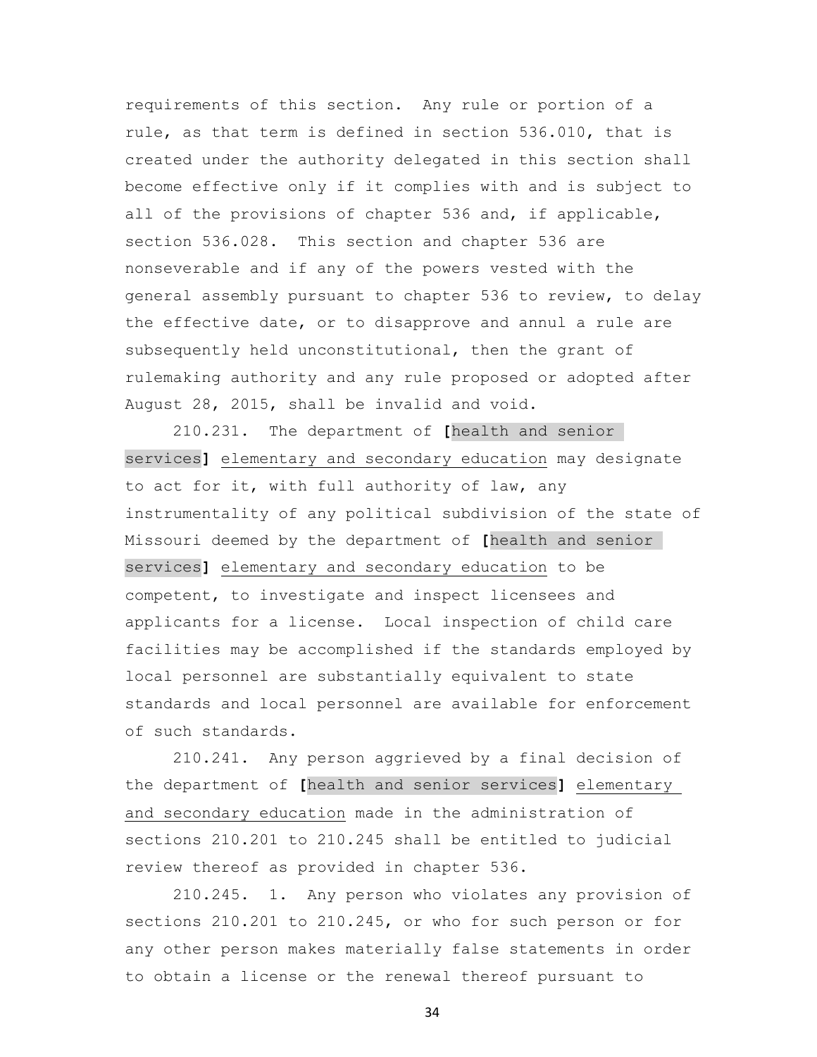requirements of this section. Any rule or portion of a rule, as that term is defined in section 536.010, that is created under the authority delegated in this section shall become effective only if it complies with and is subject to all of the provisions of chapter 536 and, if applicable, section 536.028. This section and chapter 536 are nonseverable and if any of the powers vested with the general assembly pursuant to chapter 536 to review, to delay the effective date, or to disapprove and annul a rule are subsequently held unconstitutional, then the grant of rulemaking authority and any rule proposed or adopted after August 28, 2015, shall be invalid and void.

210.231. The department of **[**health and senior services**]** elementary and secondary education may designate to act for it, with full authority of law, any instrumentality of any political subdivision of the state of Missouri deemed by the department of **[**health and senior services**]** elementary and secondary education to be competent, to investigate and inspect licensees and applicants for a license. Local inspection of child care facilities may be accomplished if the standards employed by local personnel are substantially equivalent to state standards and local personnel are available for enforcement of such standards.

210.241. Any person aggrieved by a final decision of the department of **[**health and senior services**]** elementary and secondary education made in the administration of sections 210.201 to 210.245 shall be entitled to judicial review thereof as provided in chapter 536.

210.245. 1. Any person who violates any provision of sections 210.201 to 210.245, or who for such person or for any other person makes materially false statements in order to obtain a license or the renewal thereof pursuant to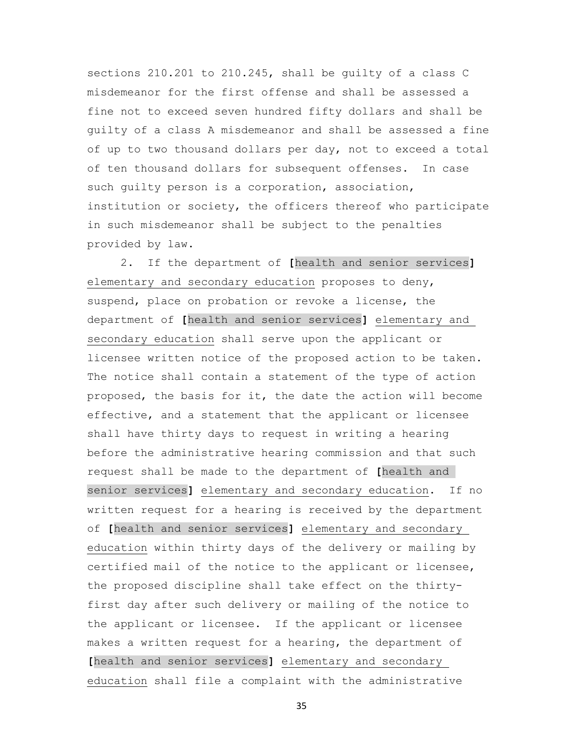sections 210.201 to 210.245, shall be guilty of a class C misdemeanor for the first offense and shall be assessed a fine not to exceed seven hundred fifty dollars and shall be guilty of a class A misdemeanor and shall be assessed a fine of up to two thousand dollars per day, not to exceed a total of ten thousand dollars for subsequent offenses. In case such guilty person is a corporation, association, institution or society, the officers thereof who participate in such misdemeanor shall be subject to the penalties provided by law.

2. If the department of **[**health and senior services**]** <u>elementary and secondary education</u> proposes to deny, suspend, place on probation or revoke a license, the department of **[**health and senior services**]** <u>elementary and secondary education</u> shall serve upon the applicant or licensee written notice of the proposed action to be taken. The notice shall contain a statement of the type of action proposed, the basis for it, the date the action will become effective, and a statement that the applicant or licensee shall have thirty days to request in writing a hearing before the administrative hearing commission and that such request shall be made to the department of **[**health and senior services**]** <u>elementary and secondary education</u>. If no written request for a hearing is received by the department of **[**health and senior services**]** <u>elementary and secondary education</u> within thirty days of the delivery or mailing by certified mail of the notice to the applicant or licensee, the proposed discipline shall take effect on the thirty-first day after such delivery or mailing of the notice to the applicant or licensee. If the applicant or licensee makes a written request for a hearing, the department of **[**health and senior services**]** <u>elementary and secondary education</u> shall file a complaint with the administrative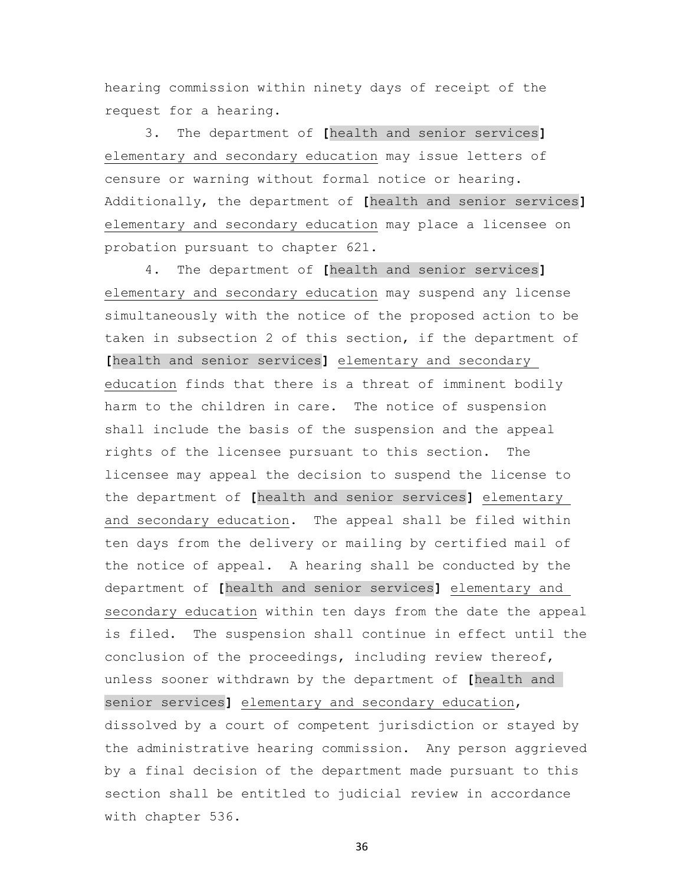hearing commission within ninety days of receipt of the request for a hearing.

3. The department of [health and senior services] elementary and secondary education may issue letters of censure or warning without formal notice or hearing. Additionally, the department of [health and senior services] elementary and secondary education may place a licensee on probation pursuant to chapter 621.

4. The department of [health and senior services] elementary and secondary education may suspend any license simultaneously with the notice of the proposed action to be taken in subsection 2 of this section, if the department of [health and senior services] elementary and secondary education finds that there is a threat of imminent bodily harm to the children in care. The notice of suspension shall include the basis of the suspension and the appeal rights of the licensee pursuant to this section. The licensee may appeal the decision to suspend the license to the department of [health and senior services] elementary and secondary education. The appeal shall be filed within ten days from the delivery or mailing by certified mail of the notice of appeal. A hearing shall be conducted by the department of [health and senior services] elementary and secondary education within ten days from the date the appeal is filed. The suspension shall continue in effect until the conclusion of the proceedings, including review thereof, unless sooner withdrawn by the department of [health and senior services] elementary and secondary education, dissolved by a court of competent jurisdiction or stayed by the administrative hearing commission. Any person aggrieved by a final decision of the department made pursuant to this section shall be entitled to judicial review in accordance with chapter 536.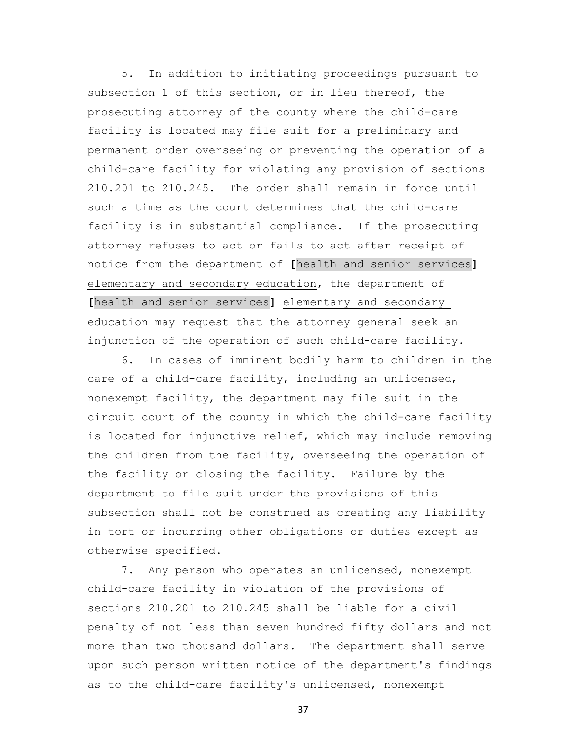5. In addition to initiating proceedings pursuant to subsection 1 of this section, or in lieu thereof, the prosecuting attorney of the county where the child-care facility is located may file suit for a preliminary and permanent order overseeing or preventing the operation of a child-care facility for violating any provision of sections 210.201 to 210.245. The order shall remain in force until such a time as the court determines that the child-care facility is in substantial compliance. If the prosecuting attorney refuses to act or fails to act after receipt of notice from the department of [health and senior services] elementary and secondary education, the department of [health and senior services] elementary and secondary education may request that the attorney general seek an injunction of the operation of such child-care facility.

6. In cases of imminent bodily harm to children in the care of a child-care facility, including an unlicensed, nonexempt facility, the department may file suit in the circuit court of the county in which the child-care facility is located for injunctive relief, which may include removing the children from the facility, overseeing the operation of the facility or closing the facility. Failure by the department to file suit under the provisions of this subsection shall not be construed as creating any liability in tort or incurring other obligations or duties except as otherwise specified.

7. Any person who operates an unlicensed, nonexempt child-care facility in violation of the provisions of sections 210.201 to 210.245 shall be liable for a civil penalty of not less than seven hundred fifty dollars and not more than two thousand dollars. The department shall serve upon such person written notice of the department's findings as to the child-care facility's unlicensed, nonexempt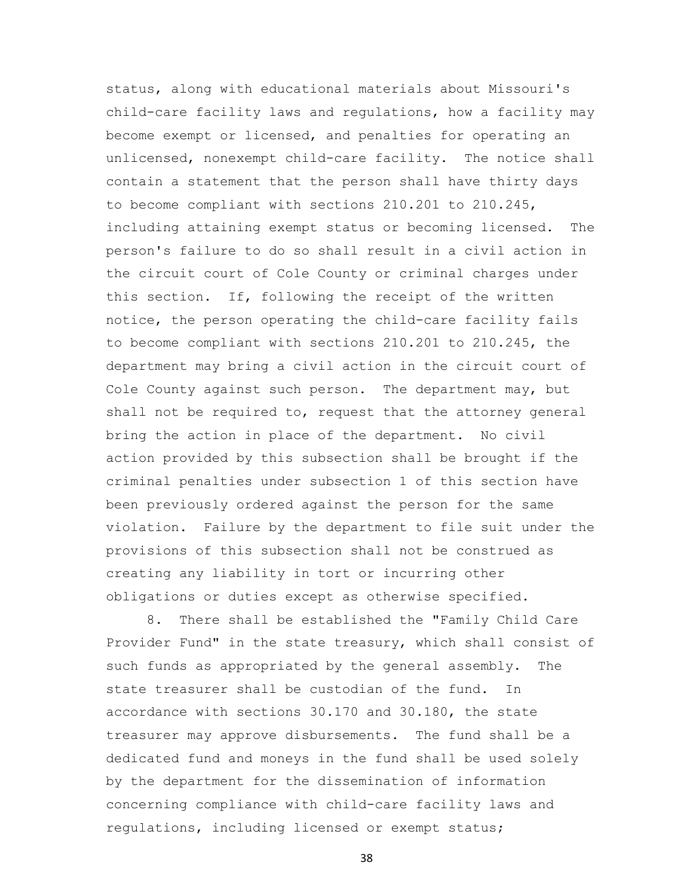status, along with educational materials about Missouri's child-care facility laws and regulations, how a facility may become exempt or licensed, and penalties for operating an unlicensed, nonexempt child-care facility. The notice shall contain a statement that the person shall have thirty days to become compliant with sections 210.201 to 210.245, including attaining exempt status or becoming licensed. The person's failure to do so shall result in a civil action in the circuit court of Cole County or criminal charges under this section. If, following the receipt of the written notice, the person operating the child-care facility fails to become compliant with sections 210.201 to 210.245, the department may bring a civil action in the circuit court of Cole County against such person. The department may, but shall not be required to, request that the attorney general bring the action in place of the department. No civil action provided by this subsection shall be brought if the criminal penalties under subsection 1 of this section have been previously ordered against the person for the same violation. Failure by the department to file suit under the provisions of this subsection shall not be construed as creating any liability in tort or incurring other obligations or duties except as otherwise specified.

8. There shall be established the "Family Child Care Provider Fund" in the state treasury, which shall consist of such funds as appropriated by the general assembly. The state treasurer shall be custodian of the fund. In accordance with sections 30.170 and 30.180, the state treasurer may approve disbursements. The fund shall be a dedicated fund and moneys in the fund shall be used solely by the department for the dissemination of information concerning compliance with child-care facility laws and regulations, including licensed or exempt status;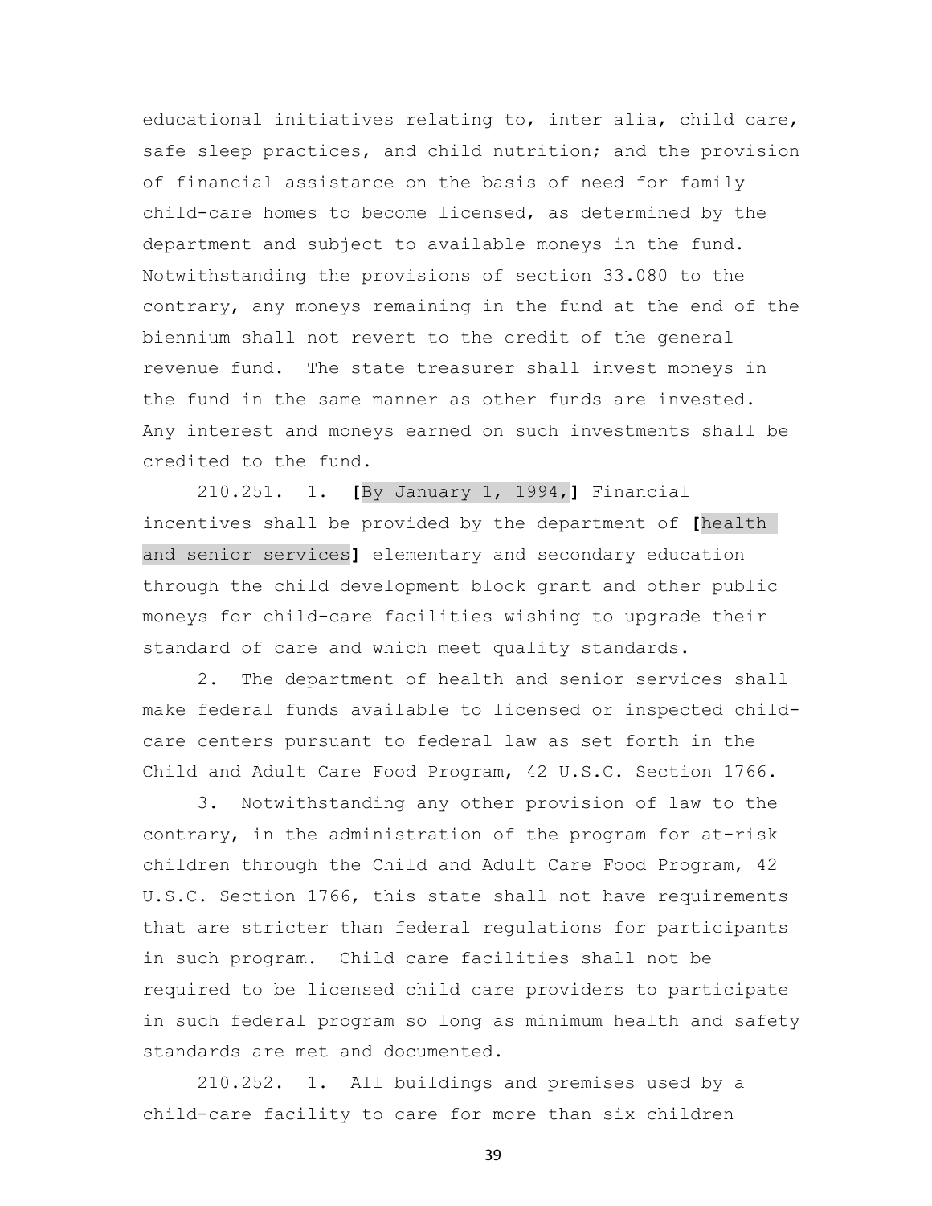educational initiatives relating to, inter alia, child care, safe sleep practices, and child nutrition; and the provision of financial assistance on the basis of need for family child-care homes to become licensed, as determined by the department and subject to available moneys in the fund. Notwithstanding the provisions of section 33.080 to the contrary, any moneys remaining in the fund at the end of the biennium shall not revert to the credit of the general revenue fund. The state treasurer shall invest moneys in the fund in the same manner as other funds are invested. Any interest and moneys earned on such investments shall be credited to the fund.

210.251. 1. **[**By January 1, 1994,**]** Financial incentives shall be provided by the department of **[**health and senior services**]** <u>elementary and secondary education</u> through the child development block grant and other public moneys for child-care facilities wishing to upgrade their standard of care and which meet quality standards.

2. The department of health and senior services shall make federal funds available to licensed or inspected child-care centers pursuant to federal law as set forth in the Child and Adult Care Food Program, 42 U.S.C. Section 1766.

3. Notwithstanding any other provision of law to the contrary, in the administration of the program for at-risk children through the Child and Adult Care Food Program, 42 U.S.C. Section 1766, this state shall not have requirements that are stricter than federal regulations for participants in such program. Child care facilities shall not be required to be licensed child care providers to participate in such federal program so long as minimum health and safety standards are met and documented.

210.252. 1. All buildings and premises used by a child-care facility to care for more than six children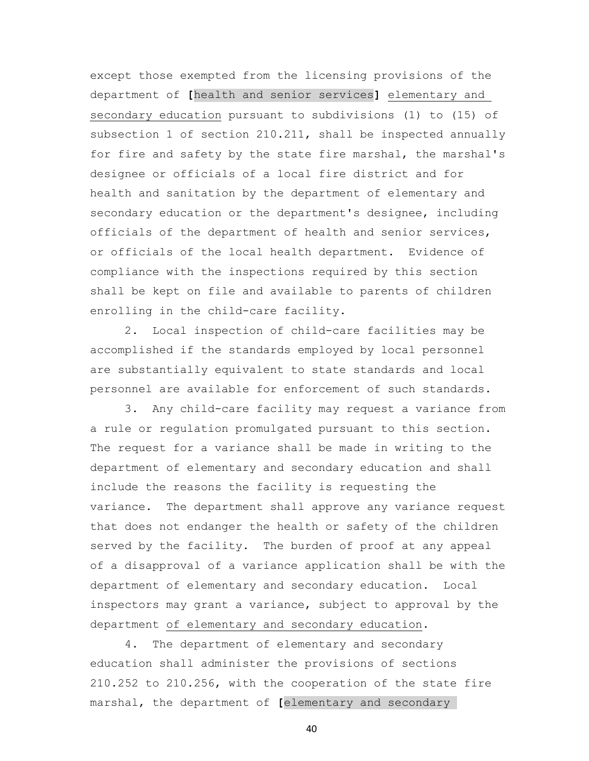except those exempted from the licensing provisions of the department of **[**health and senior services**]** <u>elementary and secondary education</u> pursuant to subdivisions (1) to (15) of subsection 1 of section 210.211, shall be inspected annually for fire and safety by the state fire marshal, the marshal's designee or officials of a local fire district and for health and sanitation by the department of elementary and secondary education or the department's designee, including officials of the department of health and senior services, or officials of the local health department. Evidence of compliance with the inspections required by this section shall be kept on file and available to parents of children enrolling in the child-care facility.

2. Local inspection of child-care facilities may be accomplished if the standards employed by local personnel are substantially equivalent to state standards and local personnel are available for enforcement of such standards.

3. Any child-care facility may request a variance from a rule or regulation promulgated pursuant to this section. The request for a variance shall be made in writing to the department of elementary and secondary education and shall include the reasons the facility is requesting the variance. The department shall approve any variance request that does not endanger the health or safety of the children served by the facility. The burden of proof at any appeal of a disapproval of a variance application shall be with the department of elementary and secondary education. Local inspectors may grant a variance, subject to approval by the department <u>of elementary and secondary education</u>.

4. The department of elementary and secondary education shall administer the provisions of sections 210.252 to 210.256, with the cooperation of the state fire marshal, the department of **[**elementary and secondary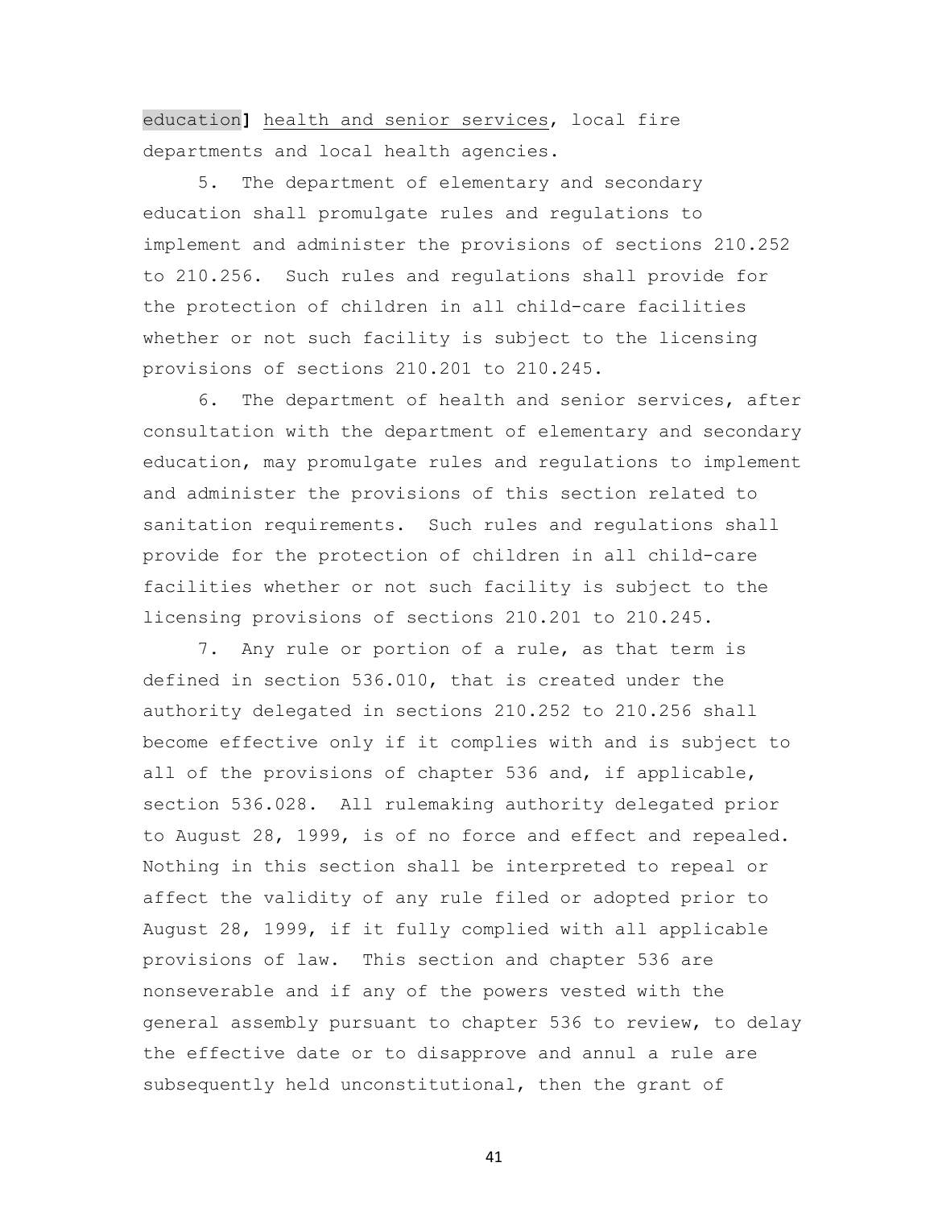education] health and senior services, local fire departments and local health agencies.

5. The department of elementary and secondary education shall promulgate rules and regulations to implement and administer the provisions of sections 210.252 to 210.256. Such rules and regulations shall provide for the protection of children in all child-care facilities whether or not such facility is subject to the licensing provisions of sections 210.201 to 210.245.

6. The department of health and senior services, after consultation with the department of elementary and secondary education, may promulgate rules and regulations to implement and administer the provisions of this section related to sanitation requirements. Such rules and regulations shall provide for the protection of children in all child-care facilities whether or not such facility is subject to the licensing provisions of sections 210.201 to 210.245.

7. Any rule or portion of a rule, as that term is defined in section 536.010, that is created under the authority delegated in sections 210.252 to 210.256 shall become effective only if it complies with and is subject to all of the provisions of chapter 536 and, if applicable, section 536.028. All rulemaking authority delegated prior to August 28, 1999, is of no force and effect and repealed. Nothing in this section shall be interpreted to repeal or affect the validity of any rule filed or adopted prior to August 28, 1999, if it fully complied with all applicable provisions of law. This section and chapter 536 are nonseverable and if any of the powers vested with the general assembly pursuant to chapter 536 to review, to delay the effective date or to disapprove and annul a rule are subsequently held unconstitutional, then the grant of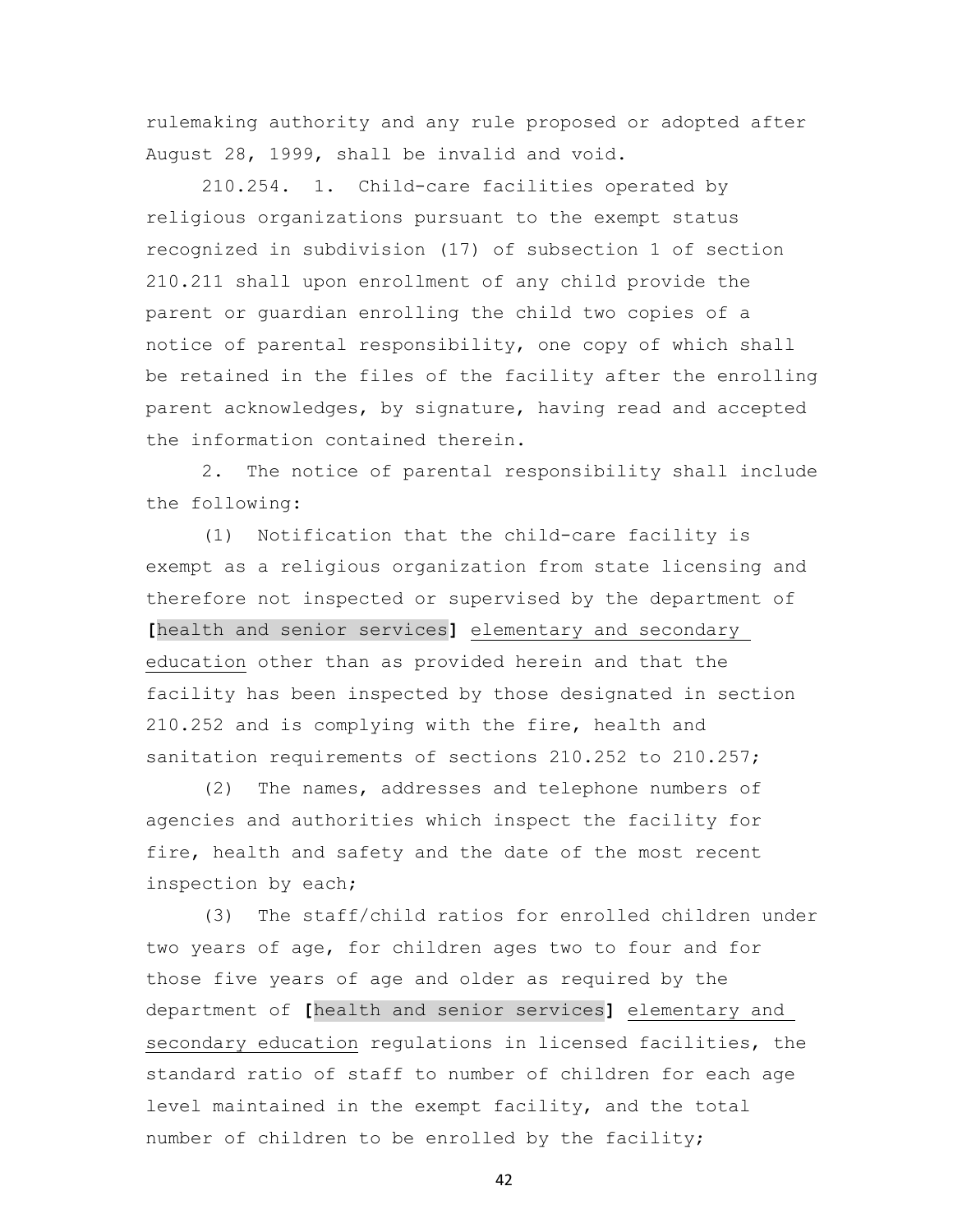rulemaking authority and any rule proposed or adopted after August 28, 1999, shall be invalid and void.

210.254. 1. Child-care facilities operated by religious organizations pursuant to the exempt status recognized in subdivision (17) of subsection 1 of section 210.211 shall upon enrollment of any child provide the parent or guardian enrolling the child two copies of a notice of parental responsibility, one copy of which shall be retained in the files of the facility after the enrolling parent acknowledges, by signature, having read and accepted the information contained therein.

2. The notice of parental responsibility shall include the following:

(1) Notification that the child-care facility is exempt as a religious organization from state licensing and therefore not inspected or supervised by the department of **[**health and senior services**]** <u>elementary and secondary education</u> other than as provided herein and that the facility has been inspected by those designated in section 210.252 and is complying with the fire, health and sanitation requirements of sections 210.252 to 210.257;

(2) The names, addresses and telephone numbers of agencies and authorities which inspect the facility for fire, health and safety and the date of the most recent inspection by each;

(3) The staff/child ratios for enrolled children under two years of age, for children ages two to four and for those five years of age and older as required by the department of **[**health and senior services**]** <u>elementary and secondary education</u> regulations in licensed facilities, the standard ratio of staff to number of children for each age level maintained in the exempt facility, and the total number of children to be enrolled by the facility;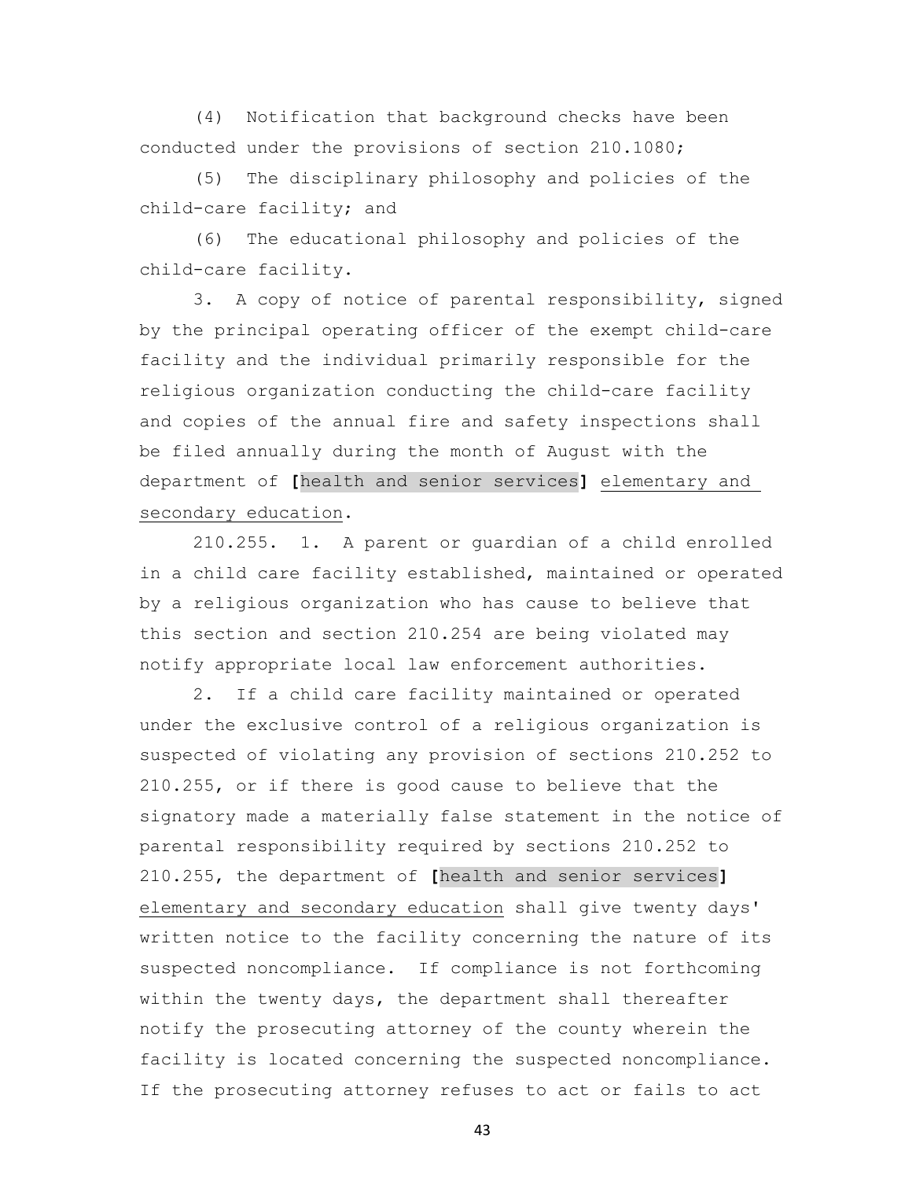(4) Notification that background checks have been conducted under the provisions of section 210.1080;

(5) The disciplinary philosophy and policies of the child-care facility; and

(6) The educational philosophy and policies of the child-care facility.

3. A copy of notice of parental responsibility, signed by the principal operating officer of the exempt child-care facility and the individual primarily responsible for the religious organization conducting the child-care facility and copies of the annual fire and safety inspections shall be filed annually during the month of August with the department of **[**health and senior services**]** elementary and secondary education.

210.255. 1. A parent or guardian of a child enrolled in a child care facility established, maintained or operated by a religious organization who has cause to believe that this section and section 210.254 are being violated may notify appropriate local law enforcement authorities.

2. If a child care facility maintained or operated under the exclusive control of a religious organization is suspected of violating any provision of sections 210.252 to 210.255, or if there is good cause to believe that the signatory made a materially false statement in the notice of parental responsibility required by sections 210.252 to 210.255, the department of **[**health and senior services**]** elementary and secondary education shall give twenty days' written notice to the facility concerning the nature of its suspected noncompliance. If compliance is not forthcoming within the twenty days, the department shall thereafter notify the prosecuting attorney of the county wherein the facility is located concerning the suspected noncompliance. If the prosecuting attorney refuses to act or fails to act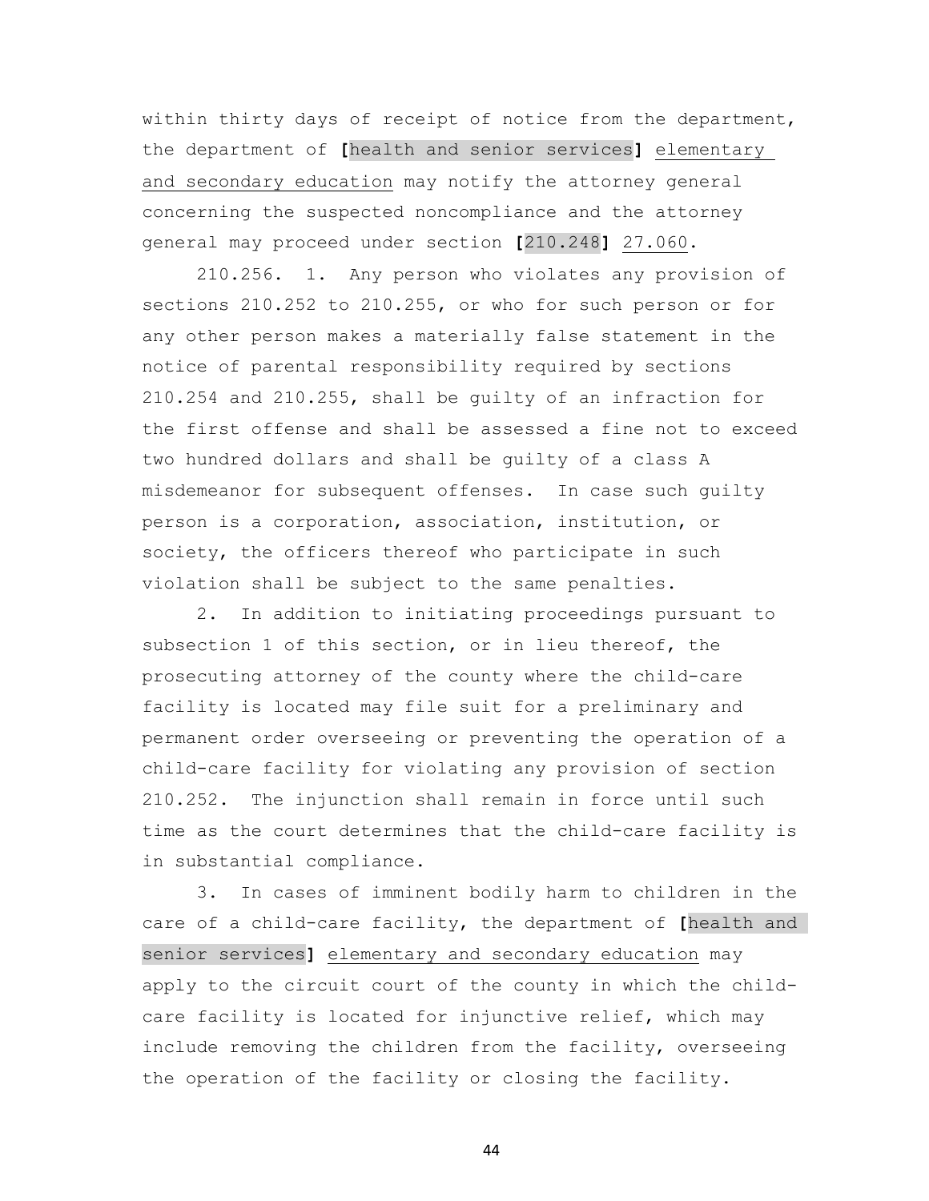within thirty days of receipt of notice from the department, the department of **[**health and senior services**]** elementary and secondary education may notify the attorney general concerning the suspected noncompliance and the attorney general may proceed under section **[**210.248**]** 27.060.

210.256. 1. Any person who violates any provision of sections 210.252 to 210.255, or who for such person or for any other person makes a materially false statement in the notice of parental responsibility required by sections 210.254 and 210.255, shall be guilty of an infraction for the first offense and shall be assessed a fine not to exceed two hundred dollars and shall be guilty of a class A misdemeanor for subsequent offenses. In case such guilty person is a corporation, association, institution, or society, the officers thereof who participate in such violation shall be subject to the same penalties.

2. In addition to initiating proceedings pursuant to subsection 1 of this section, or in lieu thereof, the prosecuting attorney of the county where the child-care facility is located may file suit for a preliminary and permanent order overseeing or preventing the operation of a child-care facility for violating any provision of section 210.252. The injunction shall remain in force until such time as the court determines that the child-care facility is in substantial compliance.

3. In cases of imminent bodily harm to children in the care of a child-care facility, the department of **[**health and senior services**]** elementary and secondary education may apply to the circuit court of the county in which the child-care facility is located for injunctive relief, which may include removing the children from the facility, overseeing the operation of the facility or closing the facility.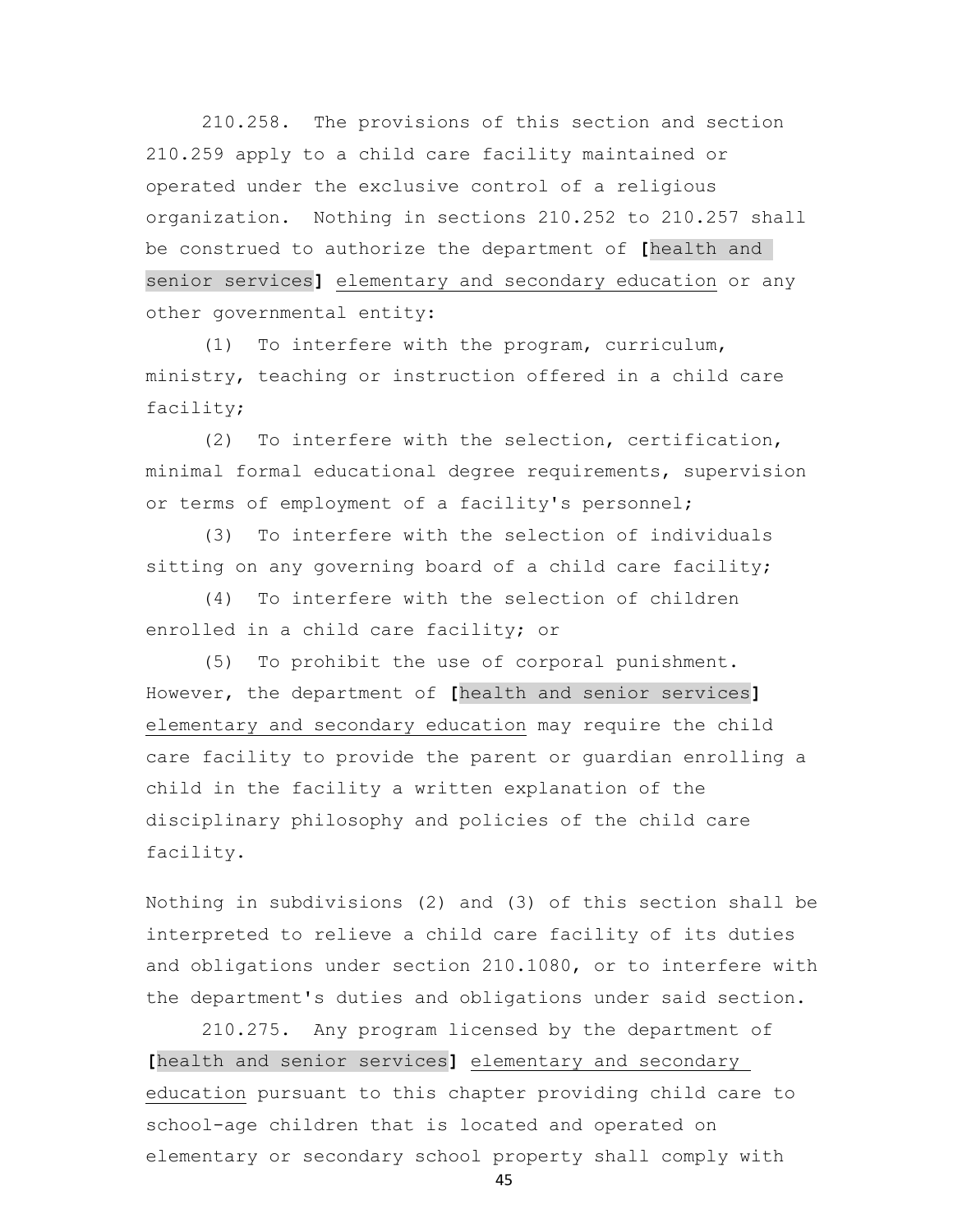210.258. The provisions of this section and section 210.259 apply to a child care facility maintained or operated under the exclusive control of a religious organization. Nothing in sections 210.252 to 210.257 shall be construed to authorize the department of [health and senior services] elementary and secondary education or any other governmental entity:

(1) To interfere with the program, curriculum, ministry, teaching or instruction offered in a child care facility;

(2) To interfere with the selection, certification, minimal formal educational degree requirements, supervision or terms of employment of a facility's personnel;

(3) To interfere with the selection of individuals sitting on any governing board of a child care facility;

(4) To interfere with the selection of children enrolled in a child care facility; or

(5) To prohibit the use of corporal punishment. However, the department of [health and senior services] elementary and secondary education may require the child care facility to provide the parent or guardian enrolling a child in the facility a written explanation of the disciplinary philosophy and policies of the child care facility.

Nothing in subdivisions (2) and (3) of this section shall be interpreted to relieve a child care facility of its duties and obligations under section 210.1080, or to interfere with the department's duties and obligations under said section.

210.275. Any program licensed by the department of [health and senior services] elementary and secondary education pursuant to this chapter providing child care to school-age children that is located and operated on elementary or secondary school property shall comply with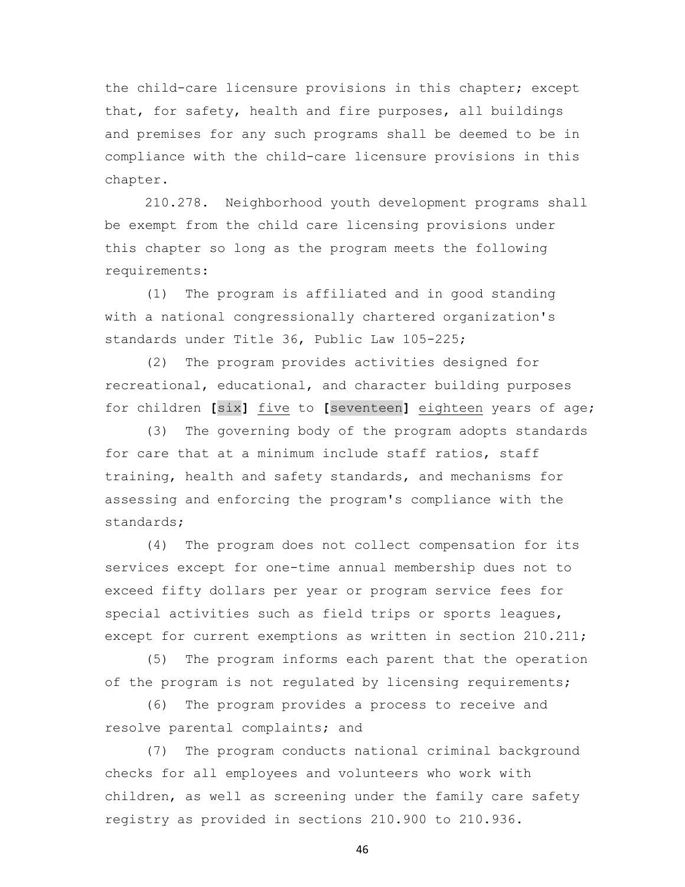the child-care licensure provisions in this chapter; except that, for safety, health and fire purposes, all buildings and premises for any such programs shall be deemed to be in compliance with the child-care licensure provisions in this chapter.

210.278. Neighborhood youth development programs shall be exempt from the child care licensing provisions under this chapter so long as the program meets the following requirements:

(1) The program is affiliated and in good standing with a national congressionally chartered organization's standards under Title 36, Public Law 105-225;

(2) The program provides activities designed for recreational, educational, and character building purposes for children **[**six**]** <u>five</u> to **[**seventeen**]** <u>eighteen</u> years of age;

(3) The governing body of the program adopts standards for care that at a minimum include staff ratios, staff training, health and safety standards, and mechanisms for assessing and enforcing the program's compliance with the standards;

(4) The program does not collect compensation for its services except for one-time annual membership dues not to exceed fifty dollars per year or program service fees for special activities such as field trips or sports leagues, except for current exemptions as written in section 210.211;

(5) The program informs each parent that the operation of the program is not regulated by licensing requirements;

(6) The program provides a process to receive and resolve parental complaints; and

(7) The program conducts national criminal background checks for all employees and volunteers who work with children, as well as screening under the family care safety registry as provided in sections 210.900 to 210.936.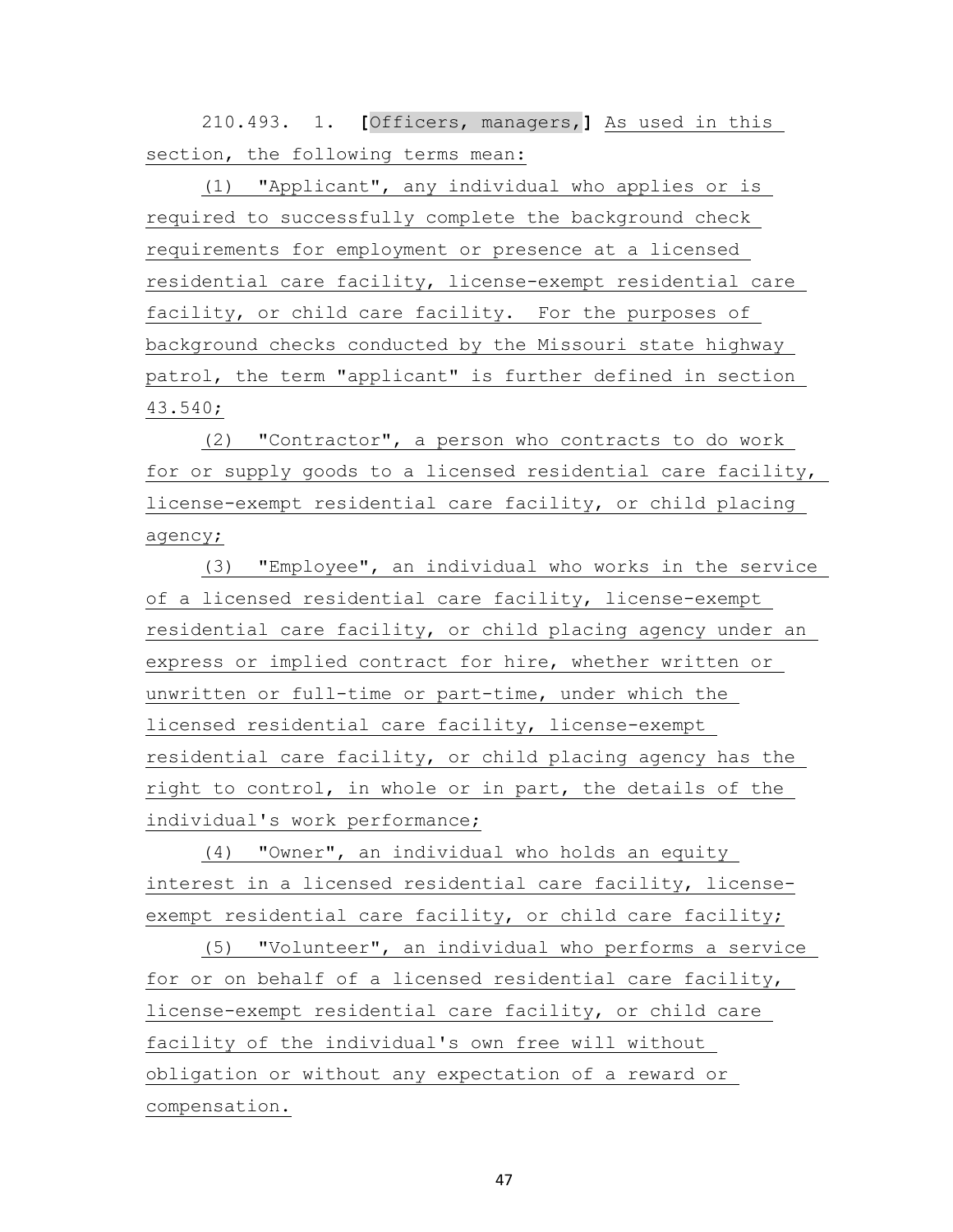210.493. 1. [Officers, managers,] As used in this section, the following terms mean:

(1) "Applicant", any individual who applies or is required to successfully complete the background check requirements for employment or presence at a licensed residential care facility, license-exempt residential care facility, or child care facility. For the purposes of background checks conducted by the Missouri state highway patrol, the term "applicant" is further defined in section 43.540;

(2) "Contractor", a person who contracts to do work for or supply goods to a licensed residential care facility, license-exempt residential care facility, or child placing agency;

(3) "Employee", an individual who works in the service of a licensed residential care facility, license-exempt residential care facility, or child placing agency under an express or implied contract for hire, whether written or unwritten or full-time or part-time, under which the licensed residential care facility, license-exempt residential care facility, or child placing agency has the right to control, in whole or in part, the details of the individual's work performance;

(4) "Owner", an individual who holds an equity interest in a licensed residential care facility, license-exempt residential care facility, or child care facility;

(5) "Volunteer", an individual who performs a service for or on behalf of a licensed residential care facility, license-exempt residential care facility, or child care facility of the individual's own free will without obligation or without any expectation of a reward or compensation.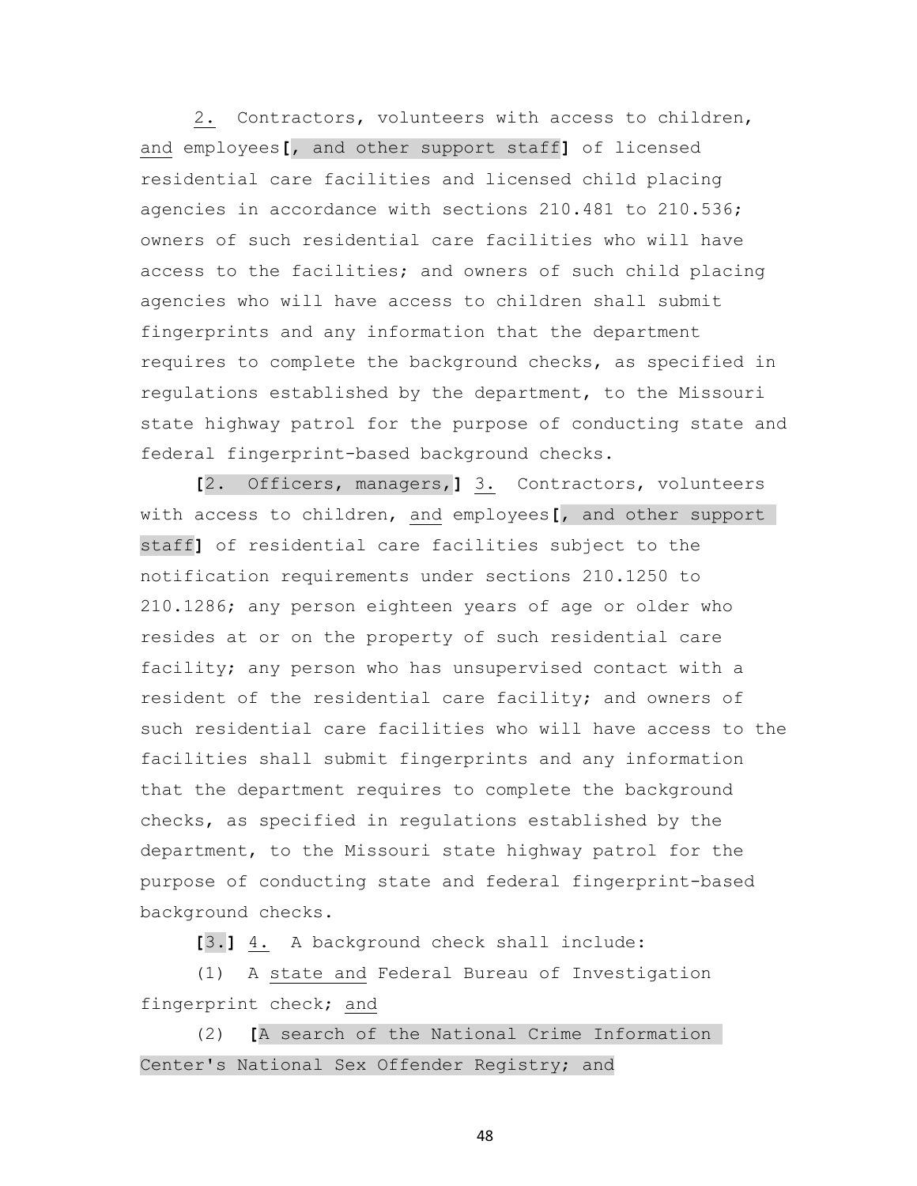2. Contractors, volunteers with access to children, and employees[, and other support staff] of licensed residential care facilities and licensed child placing agencies in accordance with sections 210.481 to 210.536; owners of such residential care facilities who will have access to the facilities; and owners of such child placing agencies who will have access to children shall submit fingerprints and any information that the department requires to complete the background checks, as specified in regulations established by the department, to the Missouri state highway patrol for the purpose of conducting state and federal fingerprint-based background checks.

[2. Officers, managers,] 3. Contractors, volunteers with access to children, and employees[, and other support staff] of residential care facilities subject to the notification requirements under sections 210.1250 to 210.1286; any person eighteen years of age or older who resides at or on the property of such residential care facility; any person who has unsupervised contact with a resident of the residential care facility; and owners of such residential care facilities who will have access to the facilities shall submit fingerprints and any information that the department requires to complete the background checks, as specified in regulations established by the department, to the Missouri state highway patrol for the purpose of conducting state and federal fingerprint-based background checks.

[3.] 4. A background check shall include:

(1) A state and Federal Bureau of Investigation fingerprint check; and

(2) [A search of the National Crime Information Center's National Sex Offender Registry; and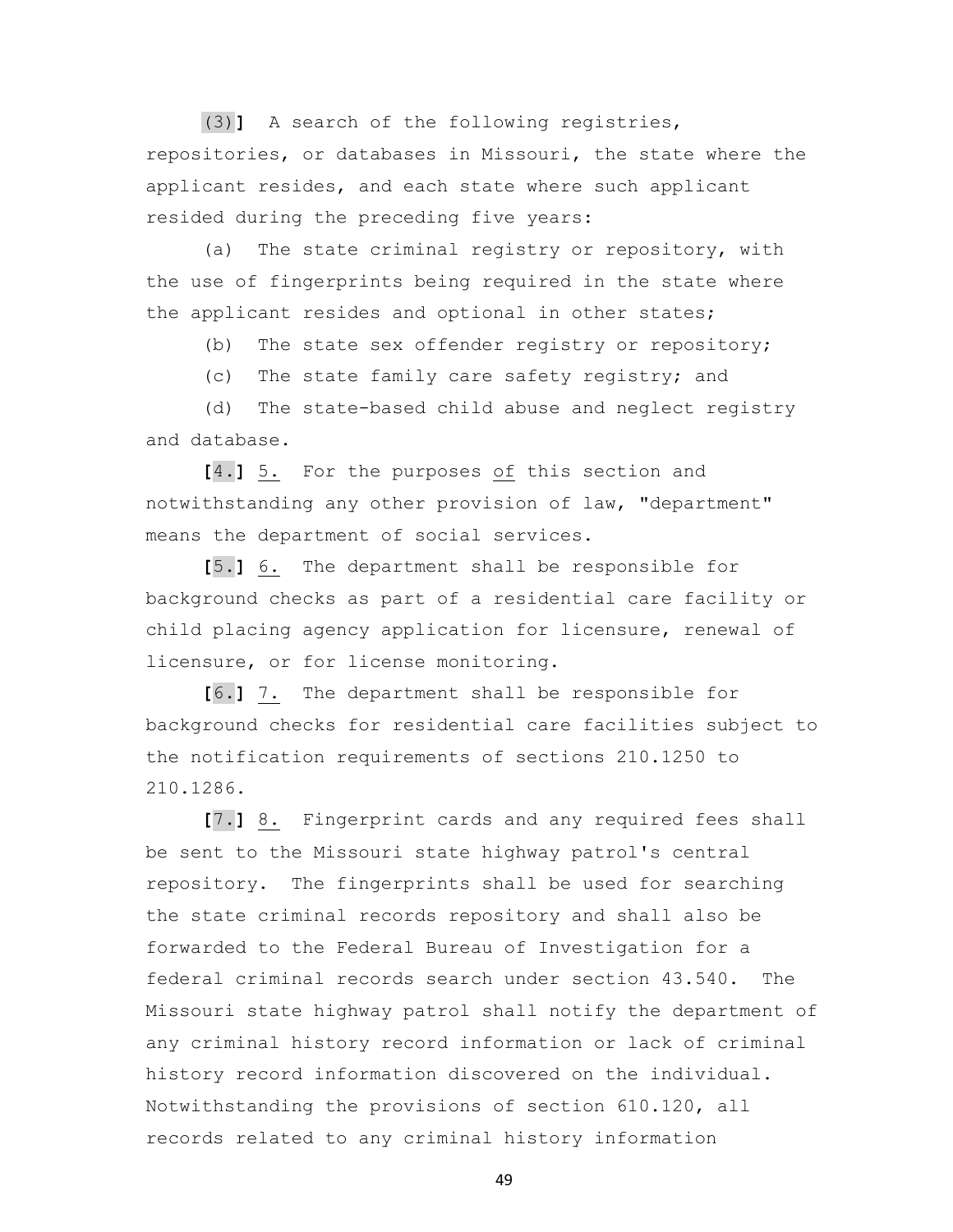(3)] A search of the following registries, repositories, or databases in Missouri, the state where the applicant resides, and each state where such applicant resided during the preceding five years:

(a) The state criminal registry or repository, with the use of fingerprints being required in the state where the applicant resides and optional in other states;

(b) The state sex offender registry or repository;

(c) The state family care safety registry; and

(d) The state-based child abuse and neglect registry and database.

[4.] 5. For the purposes of this section and notwithstanding any other provision of law, "department" means the department of social services.

[5.] 6. The department shall be responsible for background checks as part of a residential care facility or child placing agency application for licensure, renewal of licensure, or for license monitoring.

[6.] 7. The department shall be responsible for background checks for residential care facilities subject to the notification requirements of sections 210.1250 to 210.1286.

[7.] 8. Fingerprint cards and any required fees shall be sent to the Missouri state highway patrol's central repository. The fingerprints shall be used for searching the state criminal records repository and shall also be forwarded to the Federal Bureau of Investigation for a federal criminal records search under section 43.540. The Missouri state highway patrol shall notify the department of any criminal history record information or lack of criminal history record information discovered on the individual. Notwithstanding the provisions of section 610.120, all records related to any criminal history information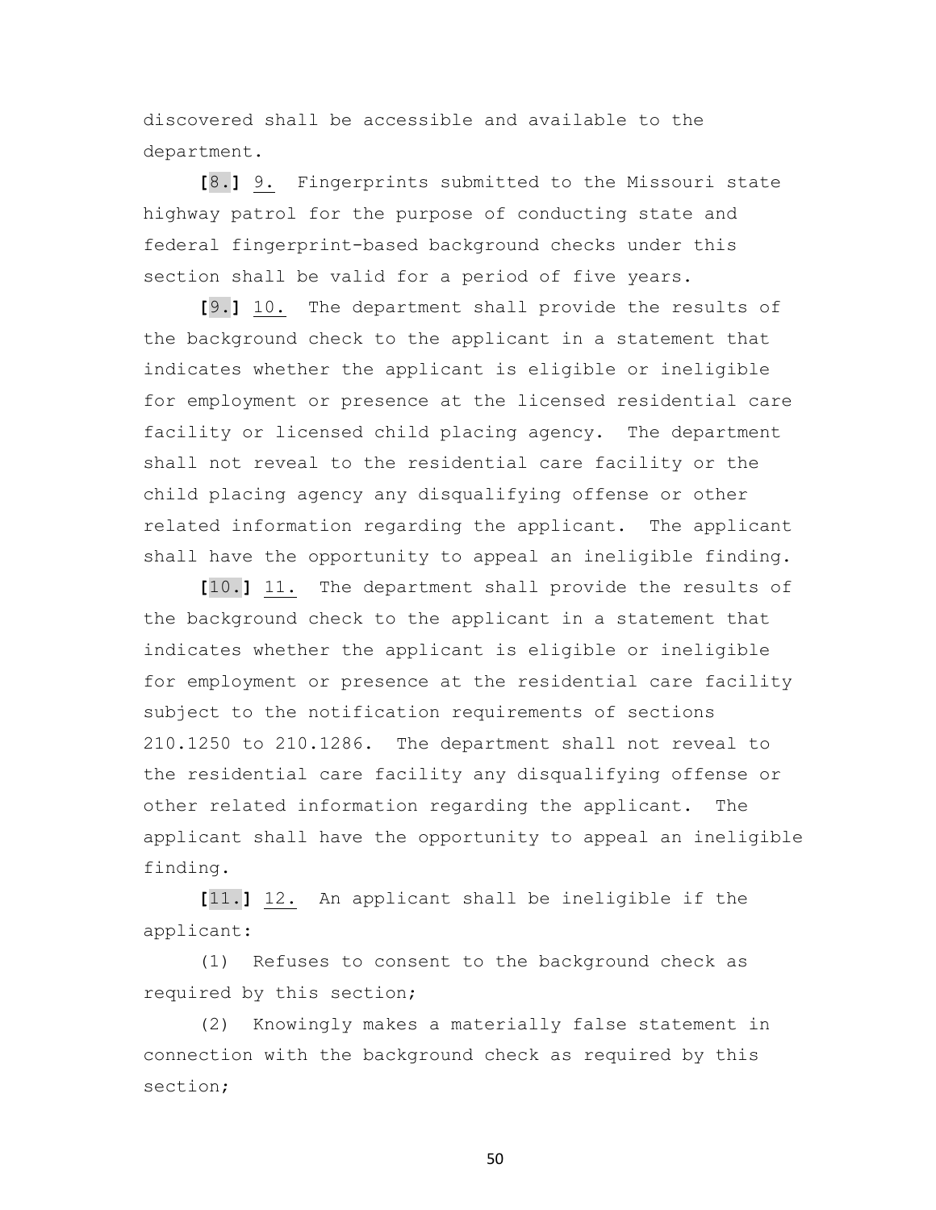discovered shall be accessible and available to the department.

**[**8.**]** 9. Fingerprints submitted to the Missouri state highway patrol for the purpose of conducting state and federal fingerprint-based background checks under this section shall be valid for a period of five years.

**[**9.**]** 10. The department shall provide the results of the background check to the applicant in a statement that indicates whether the applicant is eligible or ineligible for employment or presence at the licensed residential care facility or licensed child placing agency. The department shall not reveal to the residential care facility or the child placing agency any disqualifying offense or other related information regarding the applicant. The applicant shall have the opportunity to appeal an ineligible finding.

**[**10.**]** 11. The department shall provide the results of the background check to the applicant in a statement that indicates whether the applicant is eligible or ineligible for employment or presence at the residential care facility subject to the notification requirements of sections 210.1250 to 210.1286. The department shall not reveal to the residential care facility any disqualifying offense or other related information regarding the applicant. The applicant shall have the opportunity to appeal an ineligible finding.

**[**11.**]** 12. An applicant shall be ineligible if the applicant:

(1) Refuses to consent to the background check as required by this section;

(2) Knowingly makes a materially false statement in connection with the background check as required by this section;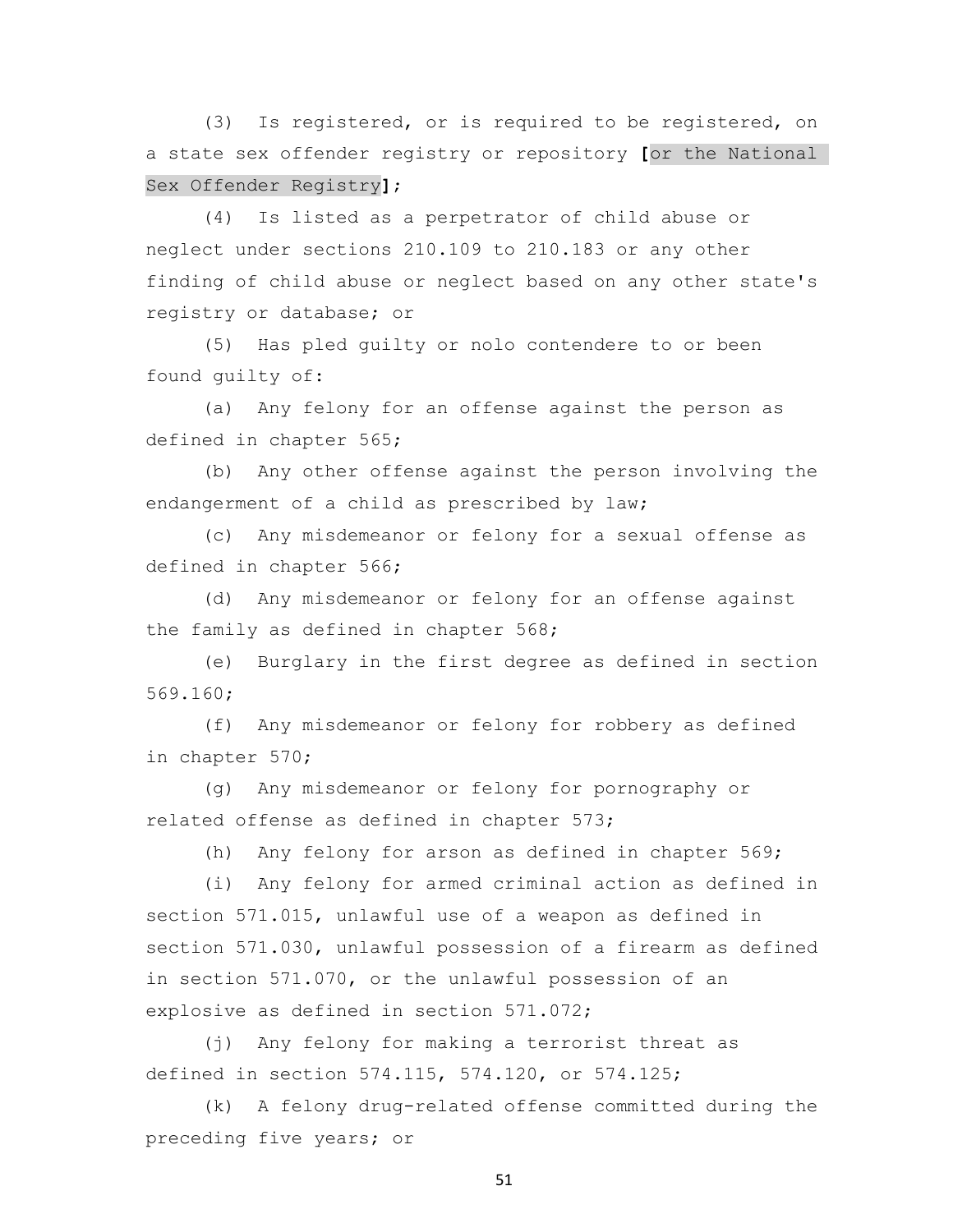(3) Is registered, or is required to be registered, on a state sex offender registry or repository [or the National Sex Offender Registry];

(4) Is listed as a perpetrator of child abuse or neglect under sections 210.109 to 210.183 or any other finding of child abuse or neglect based on any other state's registry or database; or

(5) Has pled guilty or nolo contendere to or been found guilty of:

(a) Any felony for an offense against the person as defined in chapter 565;

(b) Any other offense against the person involving the endangerment of a child as prescribed by law;

(c) Any misdemeanor or felony for a sexual offense as defined in chapter 566;

(d) Any misdemeanor or felony for an offense against the family as defined in chapter 568;

(e) Burglary in the first degree as defined in section 569.160;

(f) Any misdemeanor or felony for robbery as defined in chapter 570;

(g) Any misdemeanor or felony for pornography or related offense as defined in chapter 573;

(h) Any felony for arson as defined in chapter 569;

(i) Any felony for armed criminal action as defined in section 571.015, unlawful use of a weapon as defined in section 571.030, unlawful possession of a firearm as defined in section 571.070, or the unlawful possession of an explosive as defined in section 571.072;

(j) Any felony for making a terrorist threat as defined in section 574.115, 574.120, or 574.125;

(k) A felony drug-related offense committed during the preceding five years; or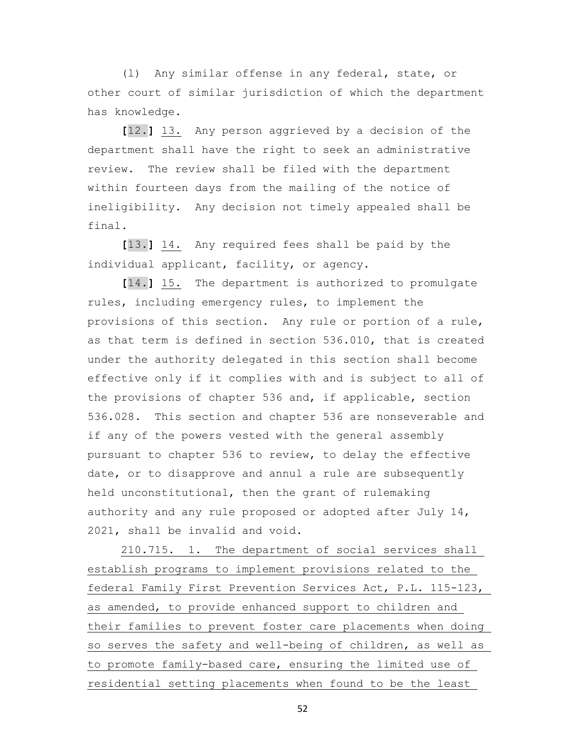(l) Any similar offense in any federal, state, or other court of similar jurisdiction of which the department has knowledge.

**[**12.**]** <u>13.</u> Any person aggrieved by a decision of the department shall have the right to seek an administrative review. The review shall be filed with the department within fourteen days from the mailing of the notice of ineligibility. Any decision not timely appealed shall be final.

**[**13.**]** <u>14.</u> Any required fees shall be paid by the individual applicant, facility, or agency.

**[**14.**]** <u>15.</u> The department is authorized to promulgate rules, including emergency rules, to implement the provisions of this section. Any rule or portion of a rule, as that term is defined in section 536.010, that is created under the authority delegated in this section shall become effective only if it complies with and is subject to all of the provisions of chapter 536 and, if applicable, section 536.028. This section and chapter 536 are nonseverable and if any of the powers vested with the general assembly pursuant to chapter 536 to review, to delay the effective date, or to disapprove and annul a rule are subsequently held unconstitutional, then the grant of rulemaking authority and any rule proposed or adopted after July 14, 2021, shall be invalid and void.

<u>210.715. 1. The department of social services shall establish programs to implement provisions related to the federal Family First Prevention Services Act, P.L. 115-123, as amended, to provide enhanced support to children and their families to prevent foster care placements when doing so serves the safety and well-being of children, as well as to promote family-based care, ensuring the limited use of residential setting placements when found to be the least</u>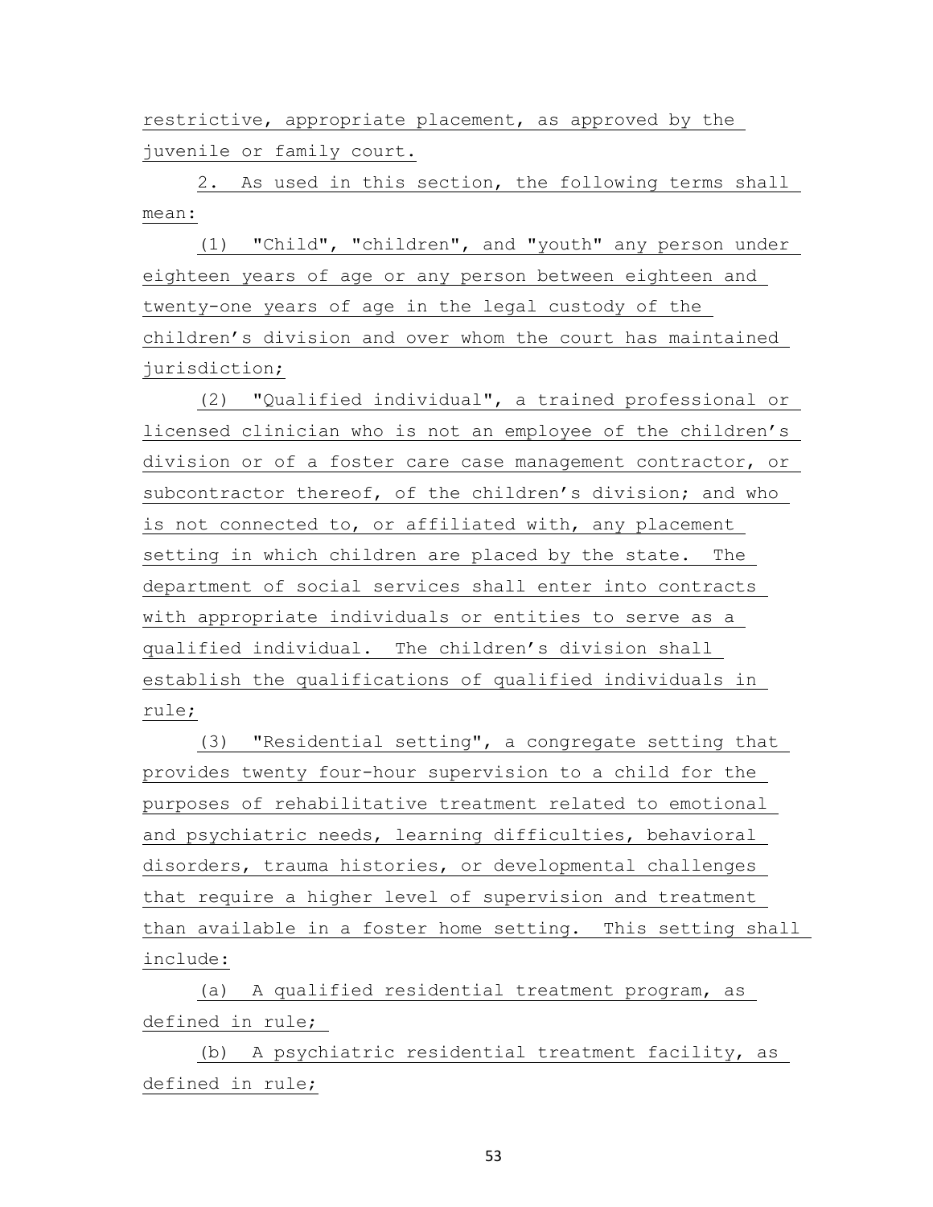restrictive, appropriate placement, as approved by the juvenile or family court.

2. As used in this section, the following terms shall mean:

(1) "Child", "children", and "youth" any person under eighteen years of age or any person between eighteen and twenty-one years of age in the legal custody of the children's division and over whom the court has maintained jurisdiction;

(2) "Qualified individual", a trained professional or licensed clinician who is not an employee of the children's division or of a foster care case management contractor, or subcontractor thereof, of the children's division; and who is not connected to, or affiliated with, any placement setting in which children are placed by the state. The department of social services shall enter into contracts with appropriate individuals or entities to serve as a qualified individual. The children's division shall establish the qualifications of qualified individuals in rule;

(3) "Residential setting", a congregate setting that provides twenty four-hour supervision to a child for the purposes of rehabilitative treatment related to emotional and psychiatric needs, learning difficulties, behavioral disorders, trauma histories, or developmental challenges that require a higher level of supervision and treatment than available in a foster home setting. This setting shall include:

(a) A qualified residential treatment program, as defined in rule;

(b) A psychiatric residential treatment facility, as defined in rule;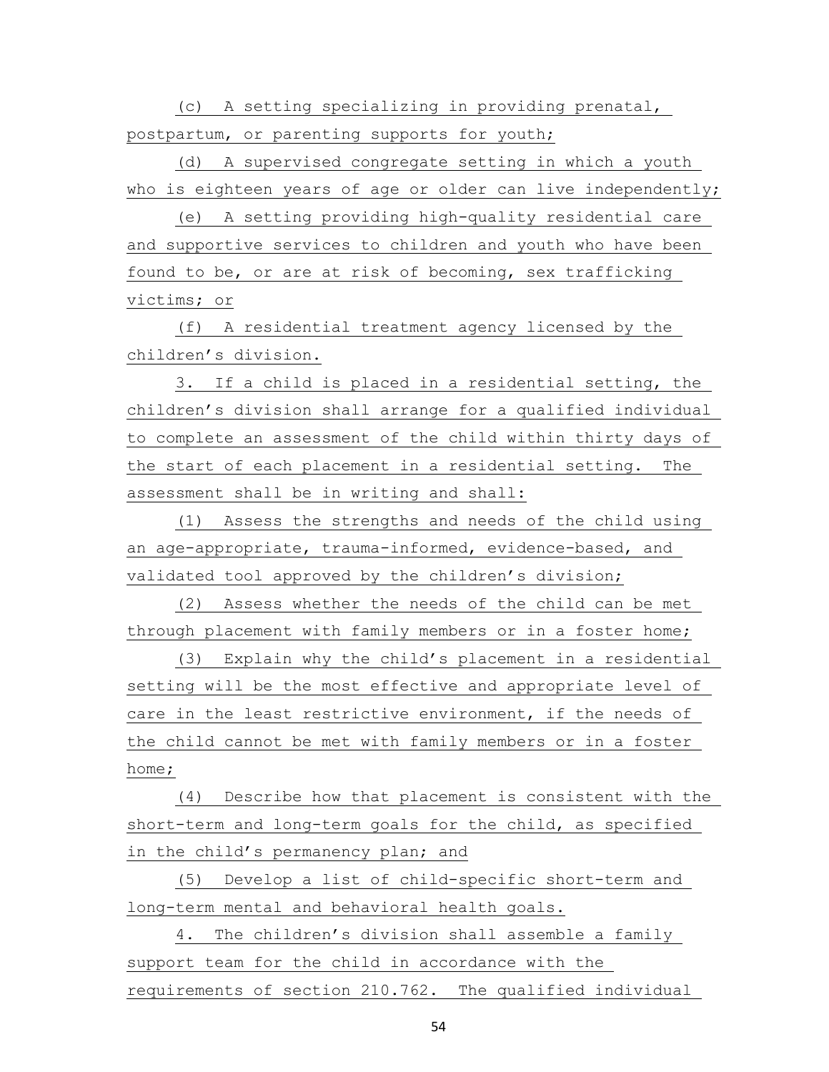(c) A setting specializing in providing prenatal, postpartum, or parenting supports for youth;

(d) A supervised congregate setting in which a youth who is eighteen years of age or older can live independently;

(e) A setting providing high-quality residential care and supportive services to children and youth who have been found to be, or are at risk of becoming, sex trafficking victims; or

(f) A residential treatment agency licensed by the children's division.

3. If a child is placed in a residential setting, the children's division shall arrange for a qualified individual to complete an assessment of the child within thirty days of the start of each placement in a residential setting. The assessment shall be in writing and shall:

(1) Assess the strengths and needs of the child using an age-appropriate, trauma-informed, evidence-based, and validated tool approved by the children's division;

(2) Assess whether the needs of the child can be met through placement with family members or in a foster home;

(3) Explain why the child's placement in a residential setting will be the most effective and appropriate level of care in the least restrictive environment, if the needs of the child cannot be met with family members or in a foster home;

(4) Describe how that placement is consistent with the short-term and long-term goals for the child, as specified in the child's permanency plan; and

(5) Develop a list of child-specific short-term and long-term mental and behavioral health goals.

4. The children's division shall assemble a family support team for the child in accordance with the requirements of section 210.762. The qualified individual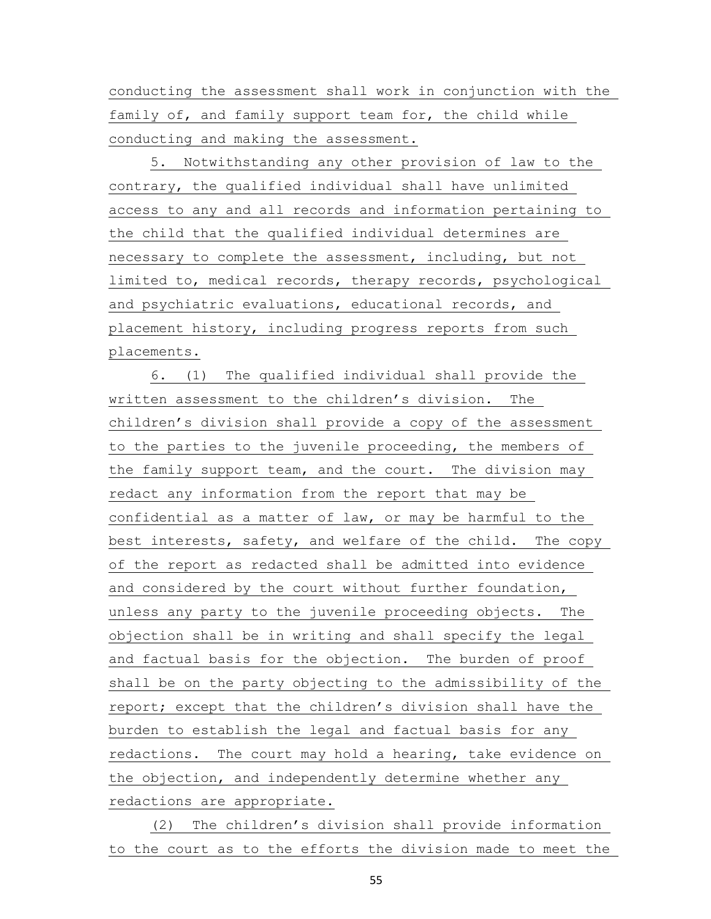conducting the assessment shall work in conjunction with the family of, and family support team for, the child while conducting and making the assessment.

5. Notwithstanding any other provision of law to the contrary, the qualified individual shall have unlimited access to any and all records and information pertaining to the child that the qualified individual determines are necessary to complete the assessment, including, but not limited to, medical records, therapy records, psychological and psychiatric evaluations, educational records, and placement history, including progress reports from such placements.

6. (1) The qualified individual shall provide the written assessment to the children's division. The children's division shall provide a copy of the assessment to the parties to the juvenile proceeding, the members of the family support team, and the court. The division may redact any information from the report that may be confidential as a matter of law, or may be harmful to the best interests, safety, and welfare of the child. The copy of the report as redacted shall be admitted into evidence and considered by the court without further foundation, unless any party to the juvenile proceeding objects. The objection shall be in writing and shall specify the legal and factual basis for the objection. The burden of proof shall be on the party objecting to the admissibility of the report; except that the children's division shall have the burden to establish the legal and factual basis for any redactions. The court may hold a hearing, take evidence on the objection, and independently determine whether any redactions are appropriate.

(2) The children's division shall provide information to the court as to the efforts the division made to meet the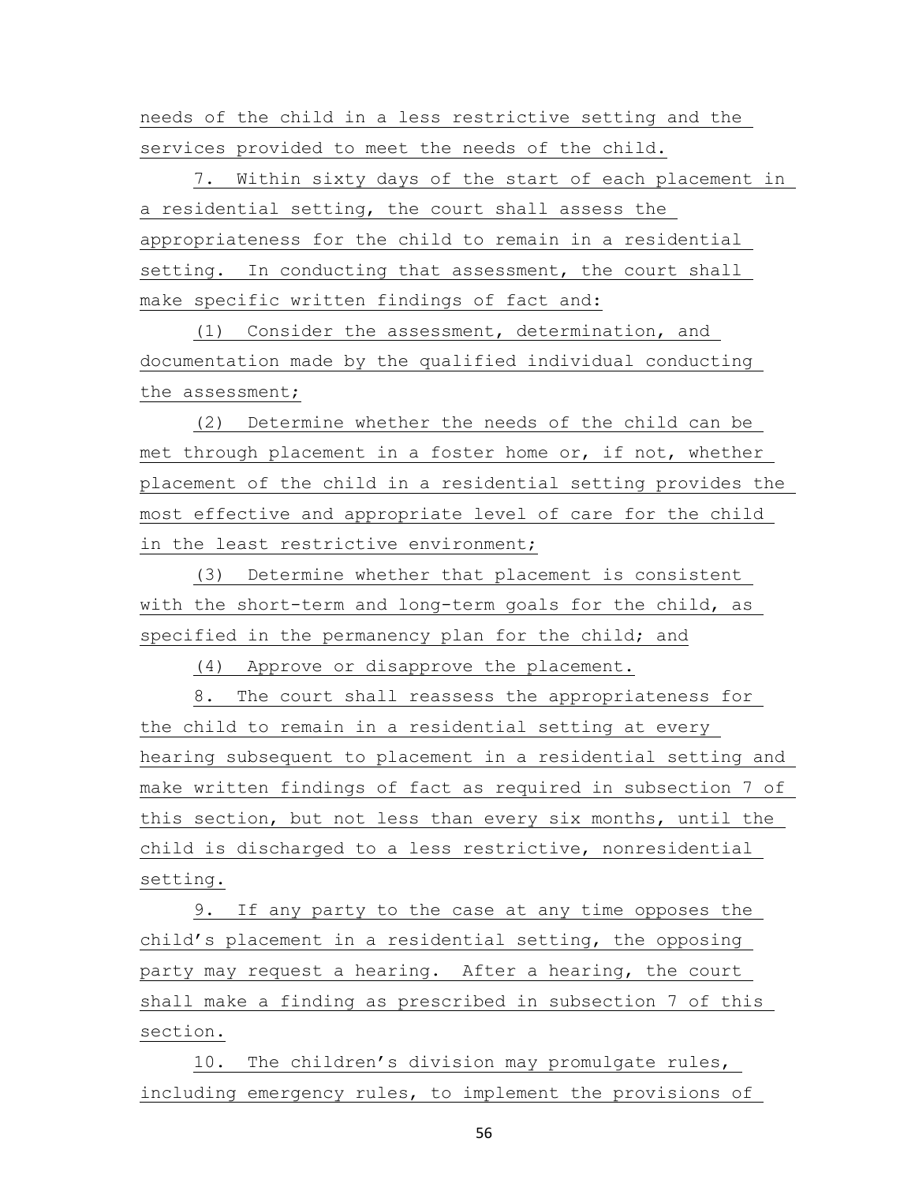needs of the child in a less restrictive setting and the services provided to meet the needs of the child.

7. Within sixty days of the start of each placement in a residential setting, the court shall assess the appropriateness for the child to remain in a residential setting. In conducting that assessment, the court shall make specific written findings of fact and:

(1) Consider the assessment, determination, and documentation made by the qualified individual conducting the assessment;

(2) Determine whether the needs of the child can be met through placement in a foster home or, if not, whether placement of the child in a residential setting provides the most effective and appropriate level of care for the child in the least restrictive environment;

(3) Determine whether that placement is consistent with the short-term and long-term goals for the child, as specified in the permanency plan for the child; and

(4) Approve or disapprove the placement.

8. The court shall reassess the appropriateness for the child to remain in a residential setting at every hearing subsequent to placement in a residential setting and make written findings of fact as required in subsection 7 of this section, but not less than every six months, until the child is discharged to a less restrictive, nonresidential setting.

9. If any party to the case at any time opposes the child's placement in a residential setting, the opposing party may request a hearing. After a hearing, the court shall make a finding as prescribed in subsection 7 of this section.

10. The children's division may promulgate rules, including emergency rules, to implement the provisions of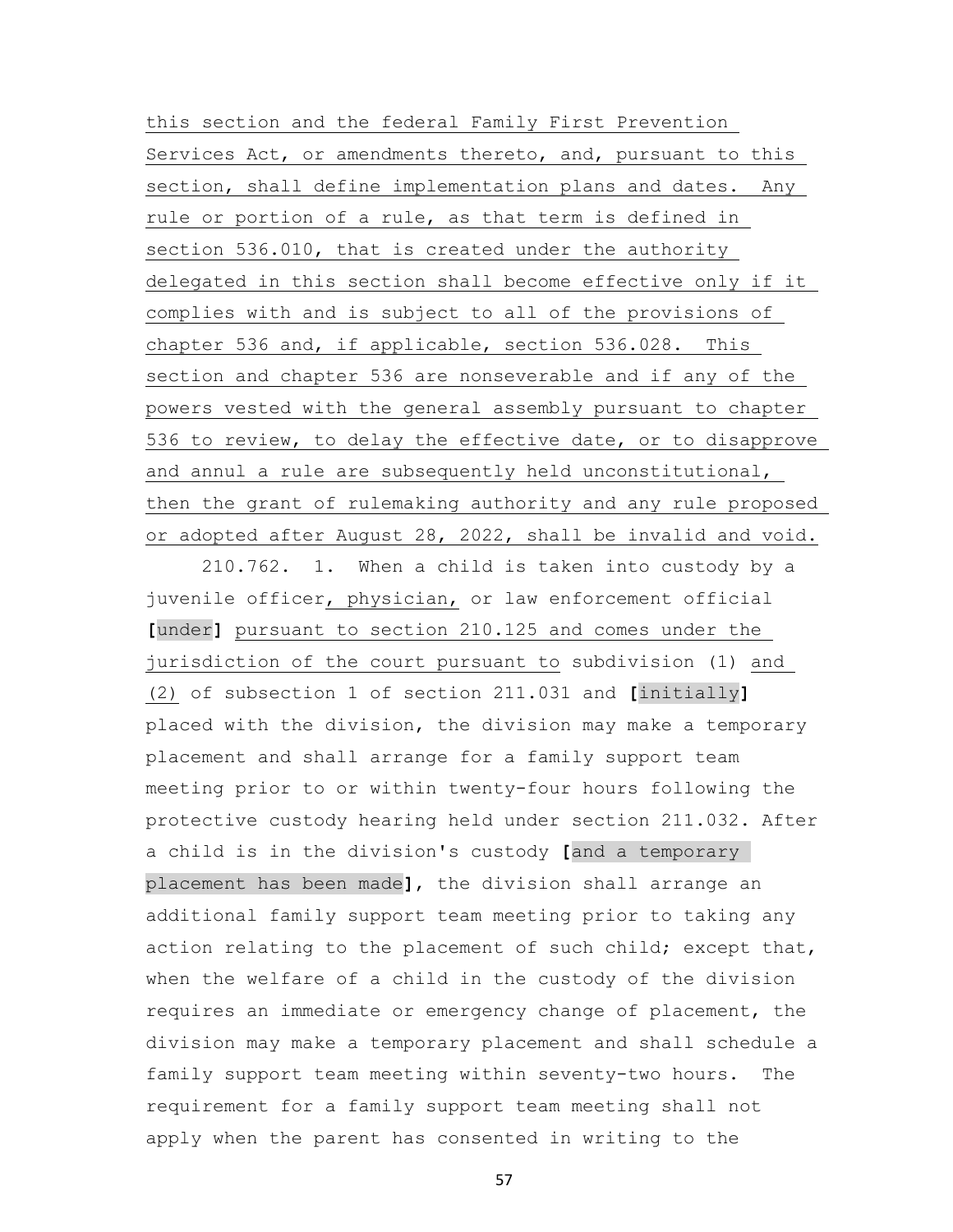this section and the federal Family First Prevention Services Act, or amendments thereto, and, pursuant to this section, shall define implementation plans and dates. Any rule or portion of a rule, as that term is defined in section 536.010, that is created under the authority delegated in this section shall become effective only if it complies with and is subject to all of the provisions of chapter 536 and, if applicable, section 536.028. This section and chapter 536 are nonseverable and if any of the powers vested with the general assembly pursuant to chapter 536 to review, to delay the effective date, or to disapprove and annul a rule are subsequently held unconstitutional, then the grant of rulemaking authority and any rule proposed or adopted after August 28, 2022, shall be invalid and void.

210.762. 1. When a child is taken into custody by a juvenile officer, physician, or law enforcement official [under] pursuant to section 210.125 and comes under the jurisdiction of the court pursuant to subdivision (1) and (2) of subsection 1 of section 211.031 and [initially] placed with the division, the division may make a temporary placement and shall arrange for a family support team meeting prior to or within twenty-four hours following the protective custody hearing held under section 211.032. After a child is in the division's custody [and a temporary placement has been made], the division shall arrange an additional family support team meeting prior to taking any action relating to the placement of such child; except that, when the welfare of a child in the custody of the division requires an immediate or emergency change of placement, the division may make a temporary placement and shall schedule a family support team meeting within seventy-two hours. The requirement for a family support team meeting shall not apply when the parent has consented in writing to the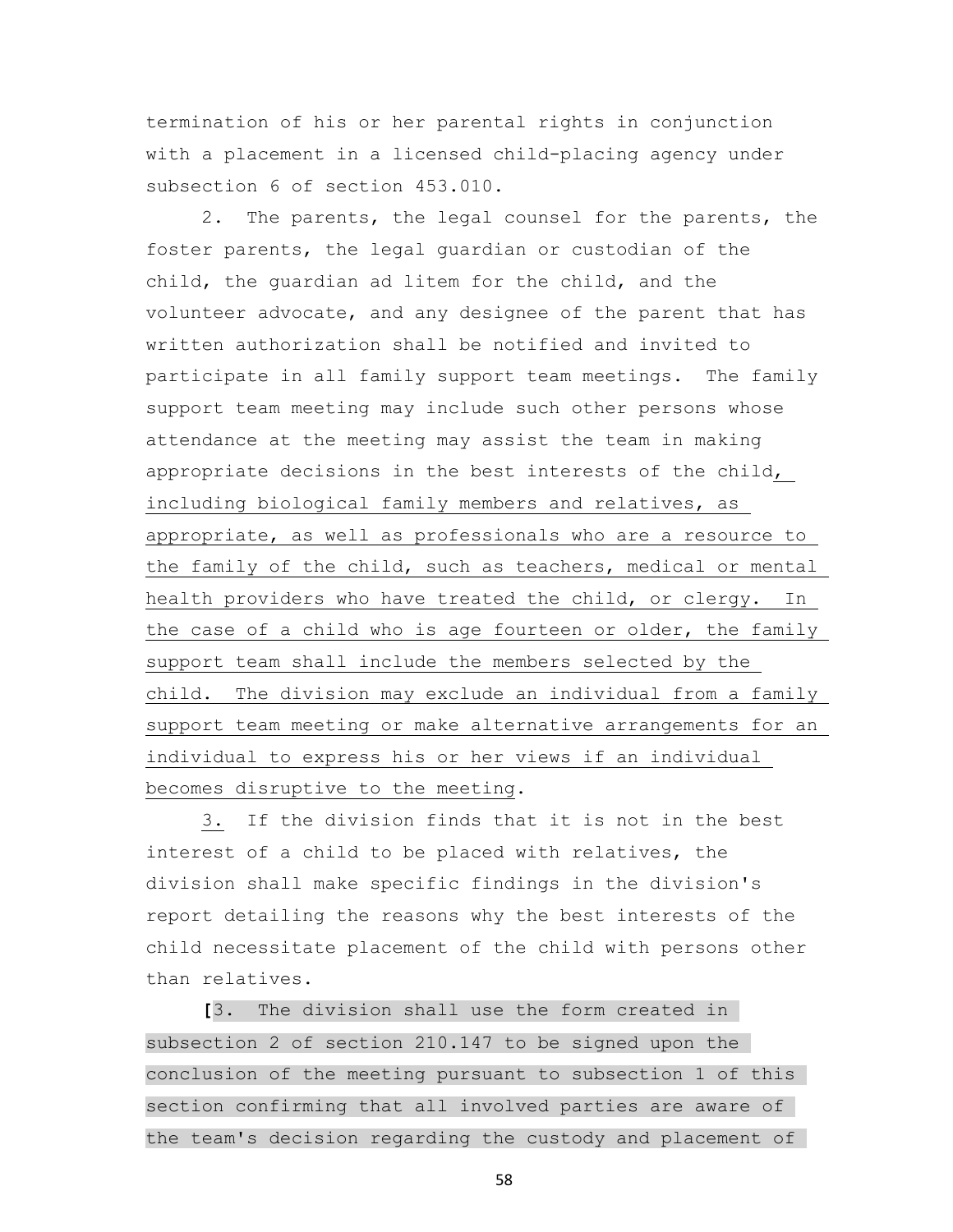termination of his or her parental rights in conjunction with a placement in a licensed child-placing agency under subsection 6 of section 453.010.

2. The parents, the legal counsel for the parents, the foster parents, the legal guardian or custodian of the child, the guardian ad litem for the child, and the volunteer advocate, and any designee of the parent that has written authorization shall be notified and invited to participate in all family support team meetings. The family support team meeting may include such other persons whose attendance at the meeting may assist the team in making appropriate decisions in the best interests of the child, including biological family members and relatives, as appropriate, as well as professionals who are a resource to the family of the child, such as teachers, medical or mental health providers who have treated the child, or clergy. In the case of a child who is age fourteen or older, the family support team shall include the members selected by the child. The division may exclude an individual from a family support team meeting or make alternative arrangements for an individual to express his or her views if an individual becomes disruptive to the meeting.

3. If the division finds that it is not in the best interest of a child to be placed with relatives, the division shall make specific findings in the division's report detailing the reasons why the best interests of the child necessitate placement of the child with persons other than relatives.

[3. The division shall use the form created in subsection 2 of section 210.147 to be signed upon the conclusion of the meeting pursuant to subsection 1 of this section confirming that all involved parties are aware of the team's decision regarding the custody and placement of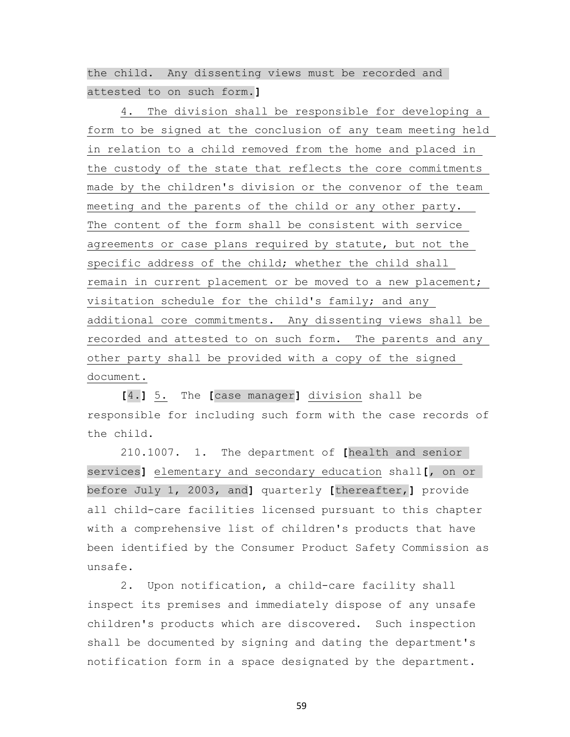the child. Any dissenting views must be recorded and attested to on such form.]

4. The division shall be responsible for developing a form to be signed at the conclusion of any team meeting held in relation to a child removed from the home and placed in the custody of the state that reflects the core commitments made by the children's division or the convenor of the team meeting and the parents of the child or any other party. The content of the form shall be consistent with service agreements or case plans required by statute, but not the specific address of the child; whether the child shall remain in current placement or be moved to a new placement; visitation schedule for the child's family; and any additional core commitments. Any dissenting views shall be recorded and attested to on such form. The parents and any other party shall be provided with a copy of the signed document.

[4.] 5. The [case manager] division shall be responsible for including such form with the case records of the child.

210.1007. 1. The department of [health and senior services] elementary and secondary education shall[, on or before July 1, 2003, and] quarterly [thereafter,] provide all child-care facilities licensed pursuant to this chapter with a comprehensive list of children's products that have been identified by the Consumer Product Safety Commission as unsafe.

2. Upon notification, a child-care facility shall inspect its premises and immediately dispose of any unsafe children's products which are discovered. Such inspection shall be documented by signing and dating the department's notification form in a space designated by the department.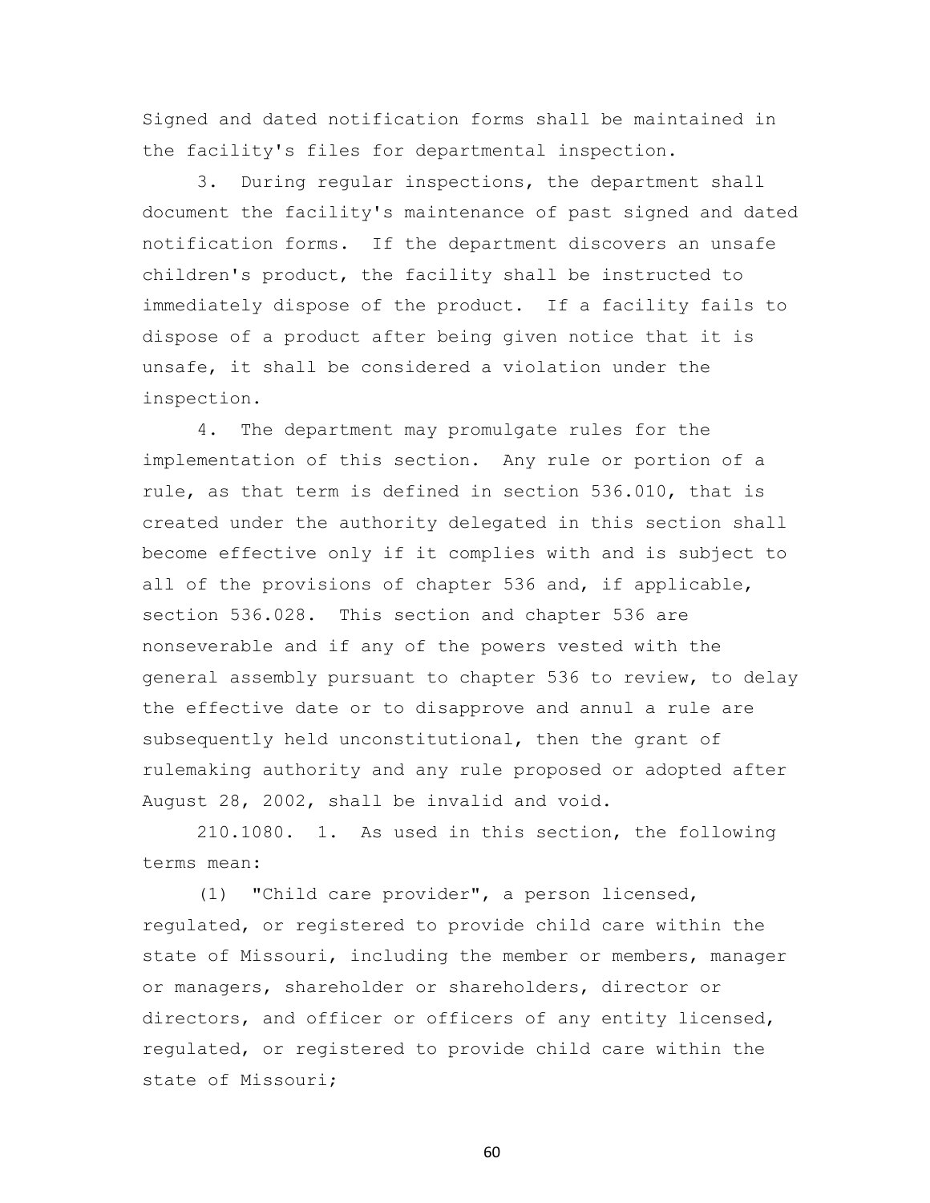Signed and dated notification forms shall be maintained in the facility's files for departmental inspection.

3. During regular inspections, the department shall document the facility's maintenance of past signed and dated notification forms. If the department discovers an unsafe children's product, the facility shall be instructed to immediately dispose of the product. If a facility fails to dispose of a product after being given notice that it is unsafe, it shall be considered a violation under the inspection.

4. The department may promulgate rules for the implementation of this section. Any rule or portion of a rule, as that term is defined in section 536.010, that is created under the authority delegated in this section shall become effective only if it complies with and is subject to all of the provisions of chapter 536 and, if applicable, section 536.028. This section and chapter 536 are nonseverable and if any of the powers vested with the general assembly pursuant to chapter 536 to review, to delay the effective date or to disapprove and annul a rule are subsequently held unconstitutional, then the grant of rulemaking authority and any rule proposed or adopted after August 28, 2002, shall be invalid and void.

210.1080. 1. As used in this section, the following terms mean:

(1) "Child care provider", a person licensed, regulated, or registered to provide child care within the state of Missouri, including the member or members, manager or managers, shareholder or shareholders, director or directors, and officer or officers of any entity licensed, regulated, or registered to provide child care within the state of Missouri;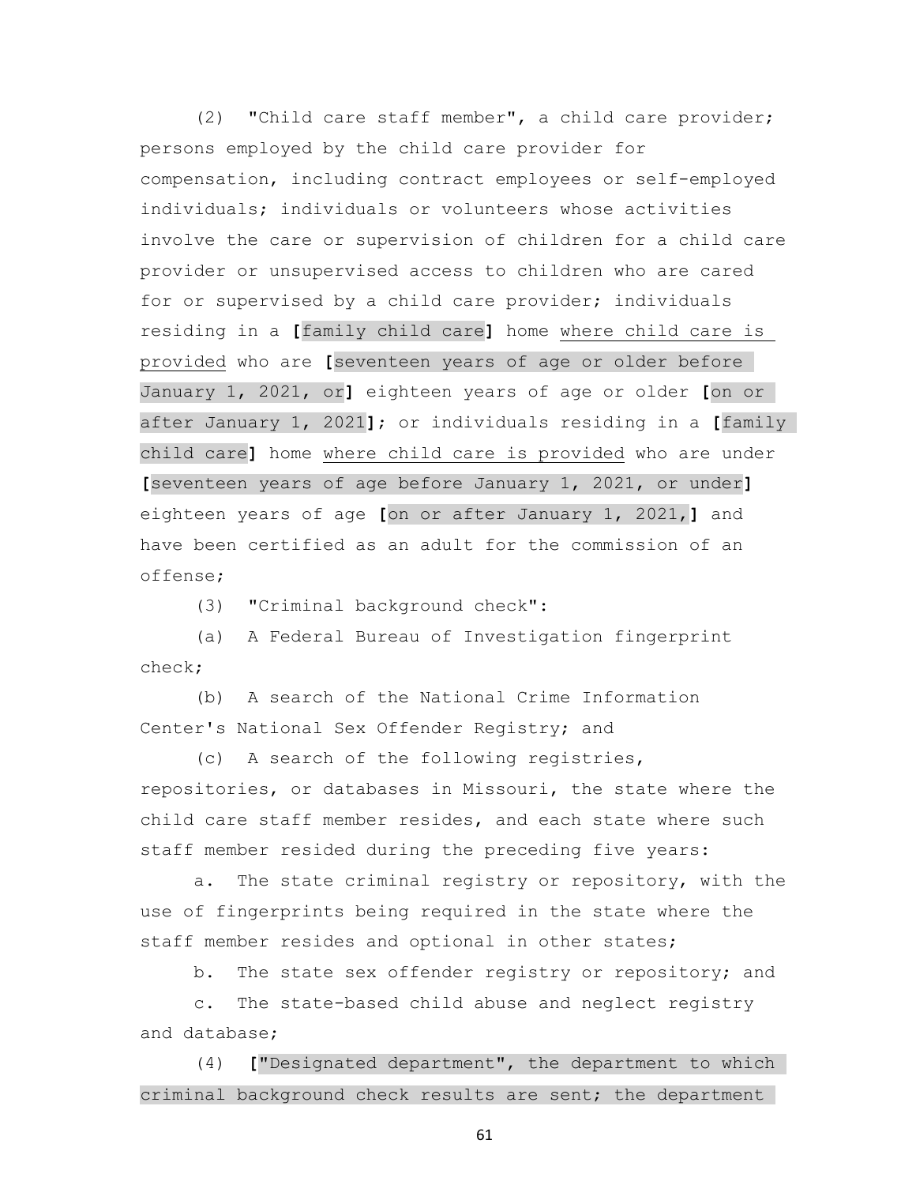(2) "Child care staff member", a child care provider; persons employed by the child care provider for compensation, including contract employees or self-employed individuals; individuals or volunteers whose activities involve the care or supervision of children for a child care provider or unsupervised access to children who are cared for or supervised by a child care provider; individuals residing in a **[**family child care**]** home <u>where child care is provided</u> who are **[**seventeen years of age or older before January 1, 2021, or**]** eighteen years of age or older **[**on or after January 1, 2021**]**; or individuals residing in a **[**family child care**]** home <u>where child care is provided</u> who are under **[**seventeen years of age before January 1, 2021, or under**]** eighteen years of age **[**on or after January 1, 2021,**]** and have been certified as an adult for the commission of an offense;

(3) "Criminal background check":

(a) A Federal Bureau of Investigation fingerprint check;

(b) A search of the National Crime Information Center's National Sex Offender Registry; and

(c) A search of the following registries, repositories, or databases in Missouri, the state where the child care staff member resides, and each state where such staff member resided during the preceding five years:

a. The state criminal registry or repository, with the use of fingerprints being required in the state where the staff member resides and optional in other states;

b. The state sex offender registry or repository; and

c. The state-based child abuse and neglect registry and database;

(4) **[**"Designated department", the department to which criminal background check results are sent; the department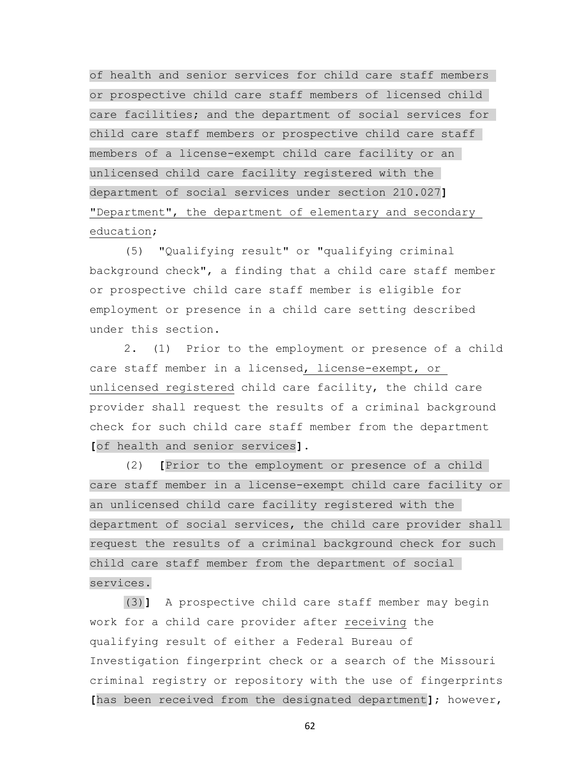of health and senior services for child care staff members or prospective child care staff members of licensed child care facilities; and the department of social services for child care staff members or prospective child care staff members of a license-exempt child care facility or an unlicensed child care facility registered with the department of social services under section 210.027] "Department", the department of elementary and secondary education;

(5) "Qualifying result" or "qualifying criminal background check", a finding that a child care staff member or prospective child care staff member is eligible for employment or presence in a child care setting described under this section.

2. (1) Prior to the employment or presence of a child care staff member in a licensed, license-exempt, or unlicensed registered child care facility, the child care provider shall request the results of a criminal background check for such child care staff member from the department [of health and senior services].

(2) [Prior to the employment or presence of a child care staff member in a license-exempt child care facility or an unlicensed child care facility registered with the department of social services, the child care provider shall request the results of a criminal background check for such child care staff member from the department of social services.

(3)] A prospective child care staff member may begin work for a child care provider after receiving the qualifying result of either a Federal Bureau of Investigation fingerprint check or a search of the Missouri criminal registry or repository with the use of fingerprints [has been received from the designated department]; however,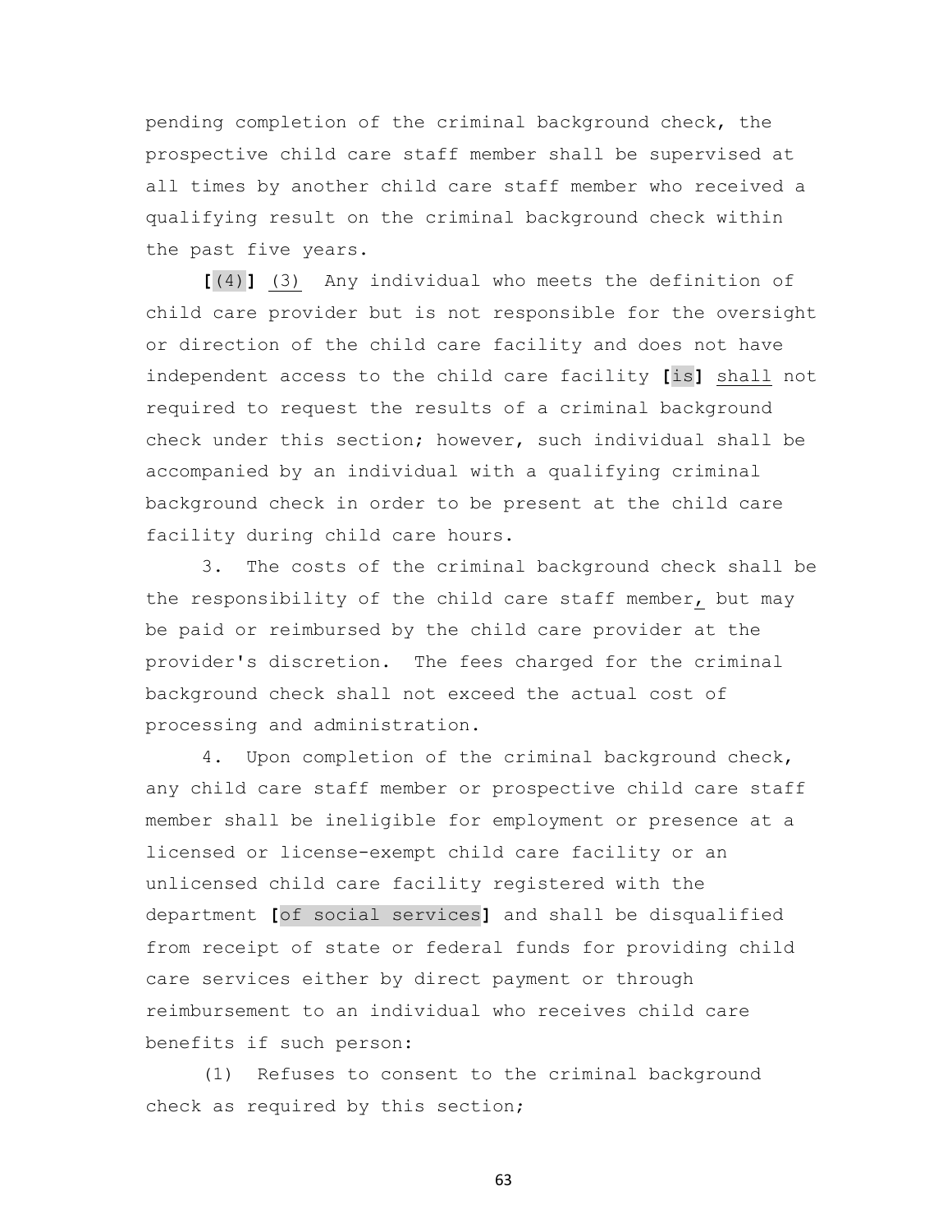pending completion of the criminal background check, the prospective child care staff member shall be supervised at all times by another child care staff member who received a qualifying result on the criminal background check within the past five years.

**[**(4)**]** (3) Any individual who meets the definition of child care provider but is not responsible for the oversight or direction of the child care facility and does not have independent access to the child care facility **[**is**]** shall not required to request the results of a criminal background check under this section; however, such individual shall be accompanied by an individual with a qualifying criminal background check in order to be present at the child care facility during child care hours.

3. The costs of the criminal background check shall be the responsibility of the child care staff member, but may be paid or reimbursed by the child care provider at the provider's discretion. The fees charged for the criminal background check shall not exceed the actual cost of processing and administration.

4. Upon completion of the criminal background check, any child care staff member or prospective child care staff member shall be ineligible for employment or presence at a licensed or license-exempt child care facility or an unlicensed child care facility registered with the department **[**of social services**]** and shall be disqualified from receipt of state or federal funds for providing child care services either by direct payment or through reimbursement to an individual who receives child care benefits if such person:

(1) Refuses to consent to the criminal background check as required by this section;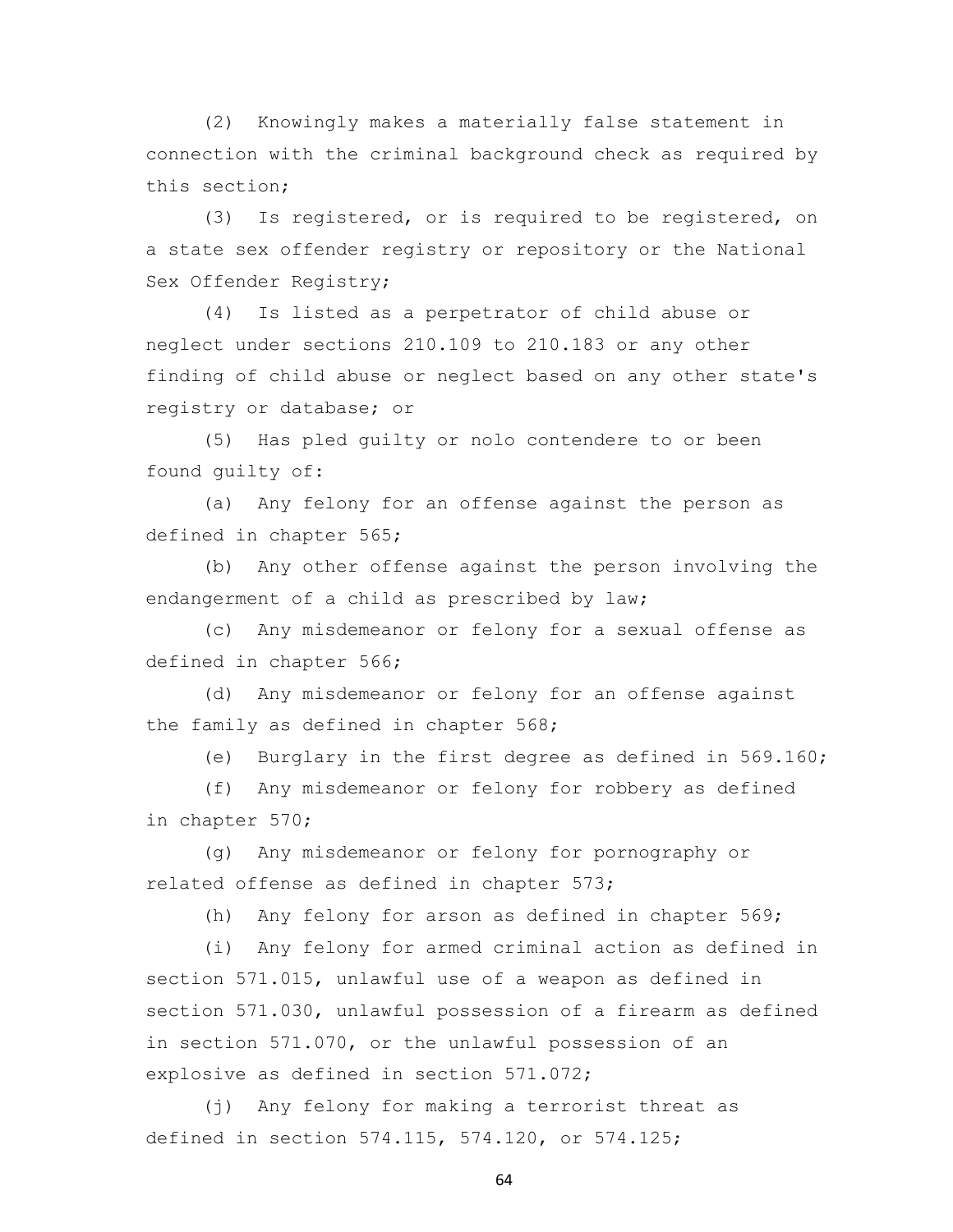(2) Knowingly makes a materially false statement in connection with the criminal background check as required by this section;

(3) Is registered, or is required to be registered, on a state sex offender registry or repository or the National Sex Offender Registry;

(4) Is listed as a perpetrator of child abuse or neglect under sections 210.109 to 210.183 or any other finding of child abuse or neglect based on any other state's registry or database; or

(5) Has pled guilty or nolo contendere to or been found guilty of:

(a) Any felony for an offense against the person as defined in chapter 565;

(b) Any other offense against the person involving the endangerment of a child as prescribed by law;

(c) Any misdemeanor or felony for a sexual offense as defined in chapter 566;

(d) Any misdemeanor or felony for an offense against the family as defined in chapter 568;

(e) Burglary in the first degree as defined in 569.160;

(f) Any misdemeanor or felony for robbery as defined in chapter 570;

(g) Any misdemeanor or felony for pornography or related offense as defined in chapter 573;

(h) Any felony for arson as defined in chapter 569;

(i) Any felony for armed criminal action as defined in section 571.015, unlawful use of a weapon as defined in section 571.030, unlawful possession of a firearm as defined in section 571.070, or the unlawful possession of an explosive as defined in section 571.072;

(j) Any felony for making a terrorist threat as defined in section 574.115, 574.120, or 574.125;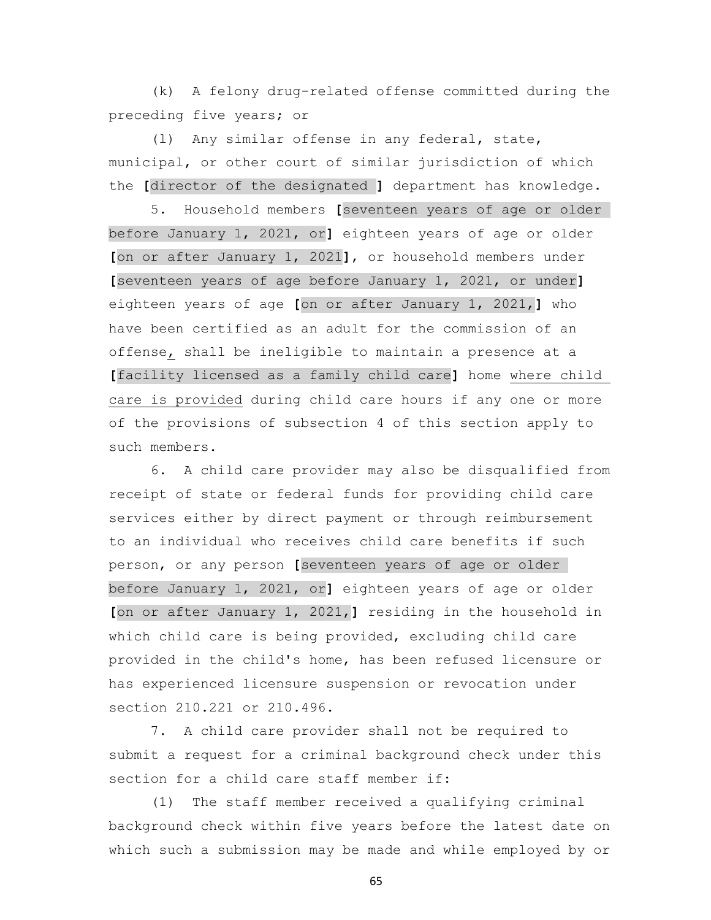(k) A felony drug-related offense committed during the preceding five years; or

(l) Any similar offense in any federal, state, municipal, or other court of similar jurisdiction of which the **[**director of the designated **]** department has knowledge.

5. Household members **[**seventeen years of age or older before January 1, 2021, or**]** eighteen years of age or older **[**on or after January 1, 2021**]**, or household members under **[**seventeen years of age before January 1, 2021, or under**]** eighteen years of age **[**on or after January 1, 2021,**]** who have been certified as an adult for the commission of an offense, shall be ineligible to maintain a presence at a **[**facility licensed as a family child care**]** home where child care is provided during child care hours if any one or more of the provisions of subsection 4 of this section apply to such members.

6. A child care provider may also be disqualified from receipt of state or federal funds for providing child care services either by direct payment or through reimbursement to an individual who receives child care benefits if such person, or any person **[**seventeen years of age or older before January 1, 2021, or**]** eighteen years of age or older **[**on or after January 1, 2021,**]** residing in the household in which child care is being provided, excluding child care provided in the child's home, has been refused licensure or has experienced licensure suspension or revocation under section 210.221 or 210.496.

7. A child care provider shall not be required to submit a request for a criminal background check under this section for a child care staff member if:

(1) The staff member received a qualifying criminal background check within five years before the latest date on which such a submission may be made and while employed by or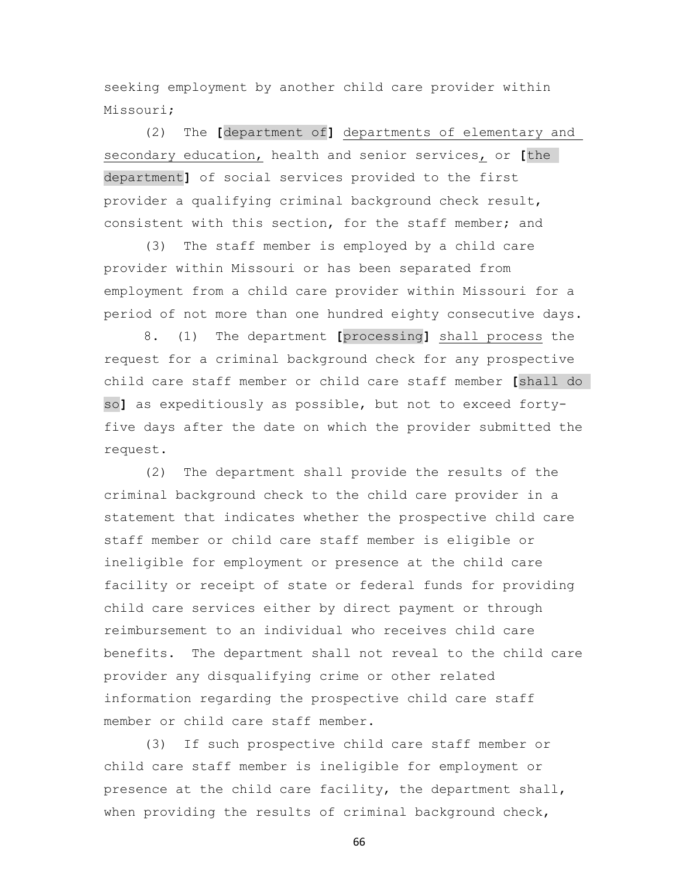seeking employment by another child care provider within Missouri;

(2) The **[**department of**]** <u>departments of elementary and secondary education,</u> health and senior services<u>,</u> or **[**the department**]** of social services provided to the first provider a qualifying criminal background check result, consistent with this section, for the staff member; and

(3) The staff member is employed by a child care provider within Missouri or has been separated from employment from a child care provider within Missouri for a period of not more than one hundred eighty consecutive days.

8. (1) The department **[**processing**]** <u>shall process</u> the request for a criminal background check for any prospective child care staff member or child care staff member **[**shall do so**]** as expeditiously as possible, but not to exceed forty-five days after the date on which the provider submitted the request.

(2) The department shall provide the results of the criminal background check to the child care provider in a statement that indicates whether the prospective child care staff member or child care staff member is eligible or ineligible for employment or presence at the child care facility or receipt of state or federal funds for providing child care services either by direct payment or through reimbursement to an individual who receives child care benefits. The department shall not reveal to the child care provider any disqualifying crime or other related information regarding the prospective child care staff member or child care staff member.

(3) If such prospective child care staff member or child care staff member is ineligible for employment or presence at the child care facility, the department shall, when providing the results of criminal background check,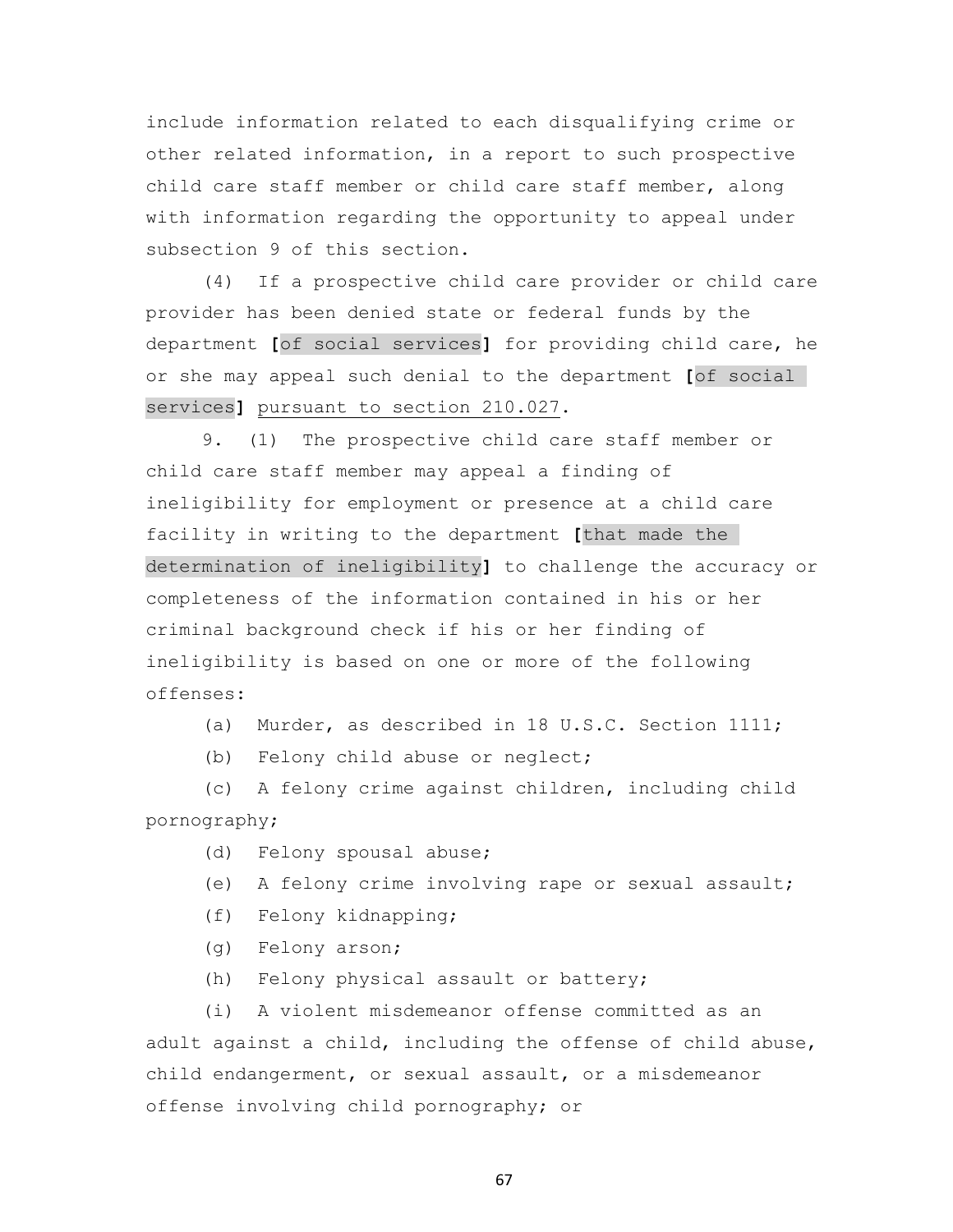include information related to each disqualifying crime or other related information, in a report to such prospective child care staff member or child care staff member, along with information regarding the opportunity to appeal under subsection 9 of this section.

(4) If a prospective child care provider or child care provider has been denied state or federal funds by the department [of social services] for providing child care, he or she may appeal such denial to the department [of social services] pursuant to section 210.027.

9. (1) The prospective child care staff member or child care staff member may appeal a finding of ineligibility for employment or presence at a child care facility in writing to the department [that made the determination of ineligibility] to challenge the accuracy or completeness of the information contained in his or her criminal background check if his or her finding of ineligibility is based on one or more of the following offenses:

(a) Murder, as described in 18 U.S.C. Section 1111;

(b) Felony child abuse or neglect;

(c) A felony crime against children, including child pornography;

(d) Felony spousal abuse;

(e) A felony crime involving rape or sexual assault;

(f) Felony kidnapping;

(g) Felony arson;

(h) Felony physical assault or battery;

(i) A violent misdemeanor offense committed as an adult against a child, including the offense of child abuse, child endangerment, or sexual assault, or a misdemeanor offense involving child pornography; or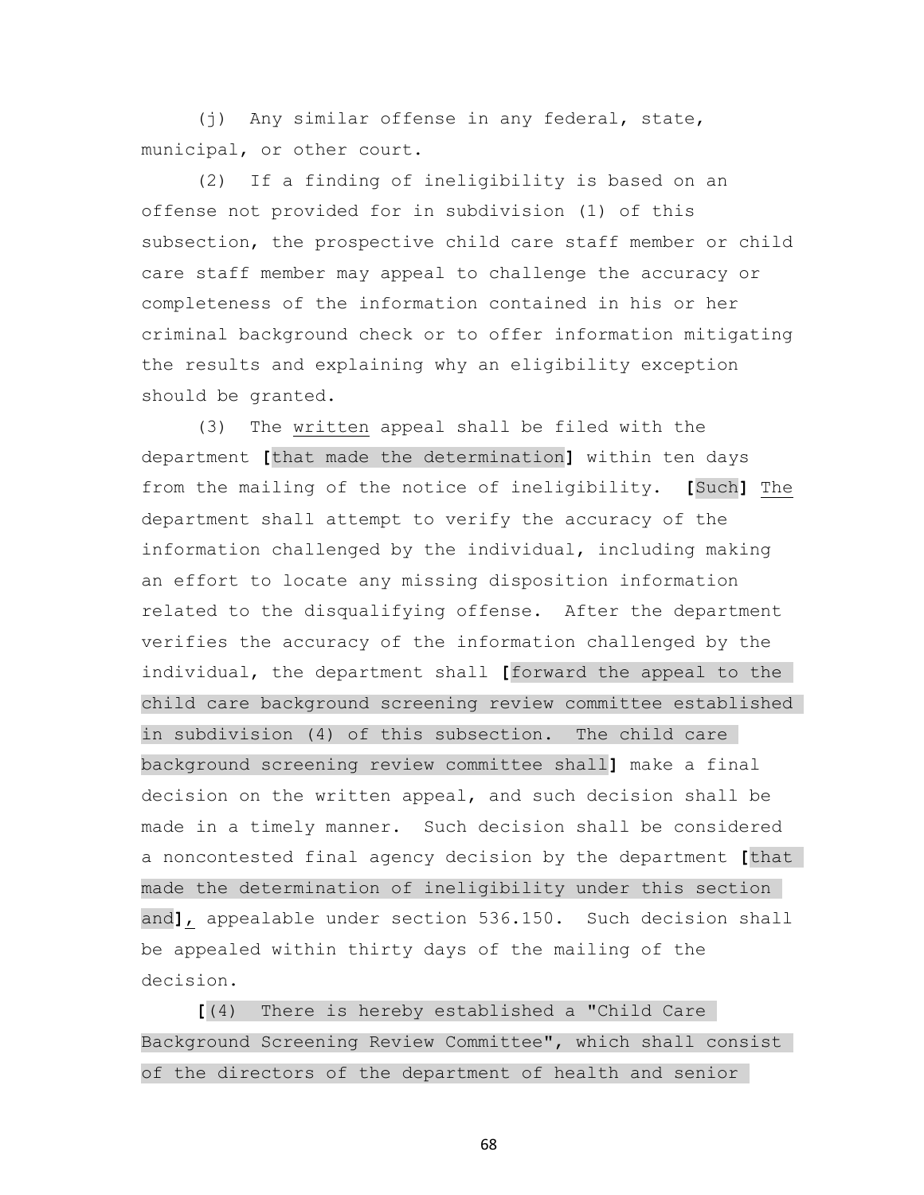(j) Any similar offense in any federal, state, municipal, or other court.

(2) If a finding of ineligibility is based on an offense not provided for in subdivision (1) of this subsection, the prospective child care staff member or child care staff member may appeal to challenge the accuracy or completeness of the information contained in his or her criminal background check or to offer information mitigating the results and explaining why an eligibility exception should be granted.

(3) The <u>written</u> appeal shall be filed with the department **[**that made the determination**]** within ten days from the mailing of the notice of ineligibility. **[**Such**]** <u>The</u> department shall attempt to verify the accuracy of the information challenged by the individual, including making an effort to locate any missing disposition information related to the disqualifying offense. After the department verifies the accuracy of the information challenged by the individual, the department shall **[**forward the appeal to the child care background screening review committee established in subdivision (4) of this subsection. The child care background screening review committee shall**]** make a final decision on the written appeal, and such decision shall be made in a timely manner. Such decision shall be considered a noncontested final agency decision by the department **[**that made the determination of ineligibility under this section and**]**<u>,</u> appealable under section 536.150. Such decision shall be appealed within thirty days of the mailing of the decision.

**[**(4) There is hereby established a "Child Care Background Screening Review Committee", which shall consist of the directors of the department of health and senior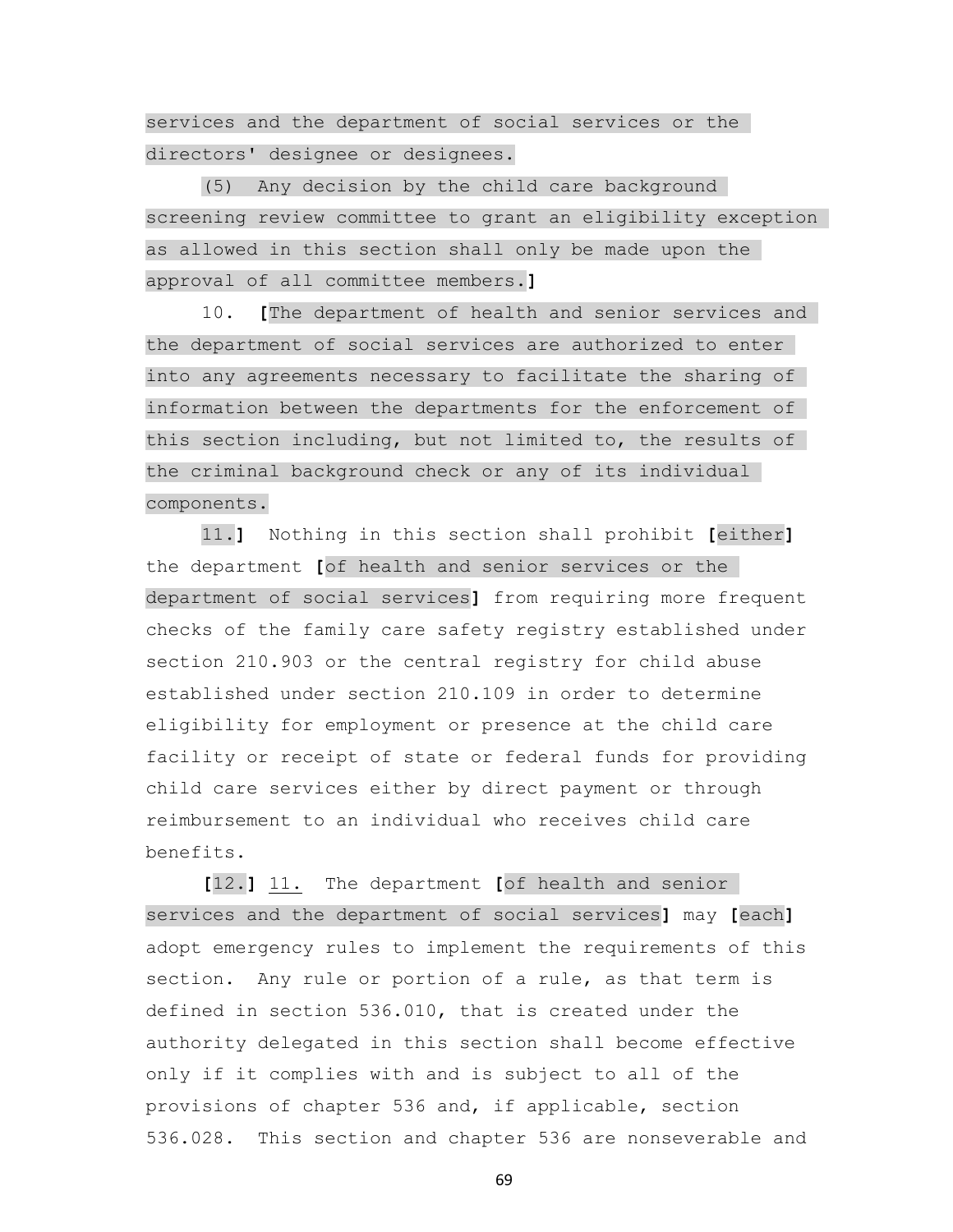services and the department of social services or the directors' designee or designees.

(5) Any decision by the child care background screening review committee to grant an eligibility exception as allowed in this section shall only be made upon the approval of all committee members.**]**

10. **[**The department of health and senior services and the department of social services are authorized to enter into any agreements necessary to facilitate the sharing of information between the departments for the enforcement of this section including, but not limited to, the results of the criminal background check or any of its individual components.

11.**]** Nothing in this section shall prohibit **[**either**]** the department **[**of health and senior services or the department of social services**]** from requiring more frequent checks of the family care safety registry established under section 210.903 or the central registry for child abuse established under section 210.109 in order to determine eligibility for employment or presence at the child care facility or receipt of state or federal funds for providing child care services either by direct payment or through reimbursement to an individual who receives child care benefits.

**[**12.**]** <u>11.</u> The department **[**of health and senior services and the department of social services**]** may **[**each**]** adopt emergency rules to implement the requirements of this section. Any rule or portion of a rule, as that term is defined in section 536.010, that is created under the authority delegated in this section shall become effective only if it complies with and is subject to all of the provisions of chapter 536 and, if applicable, section 536.028. This section and chapter 536 are nonseverable and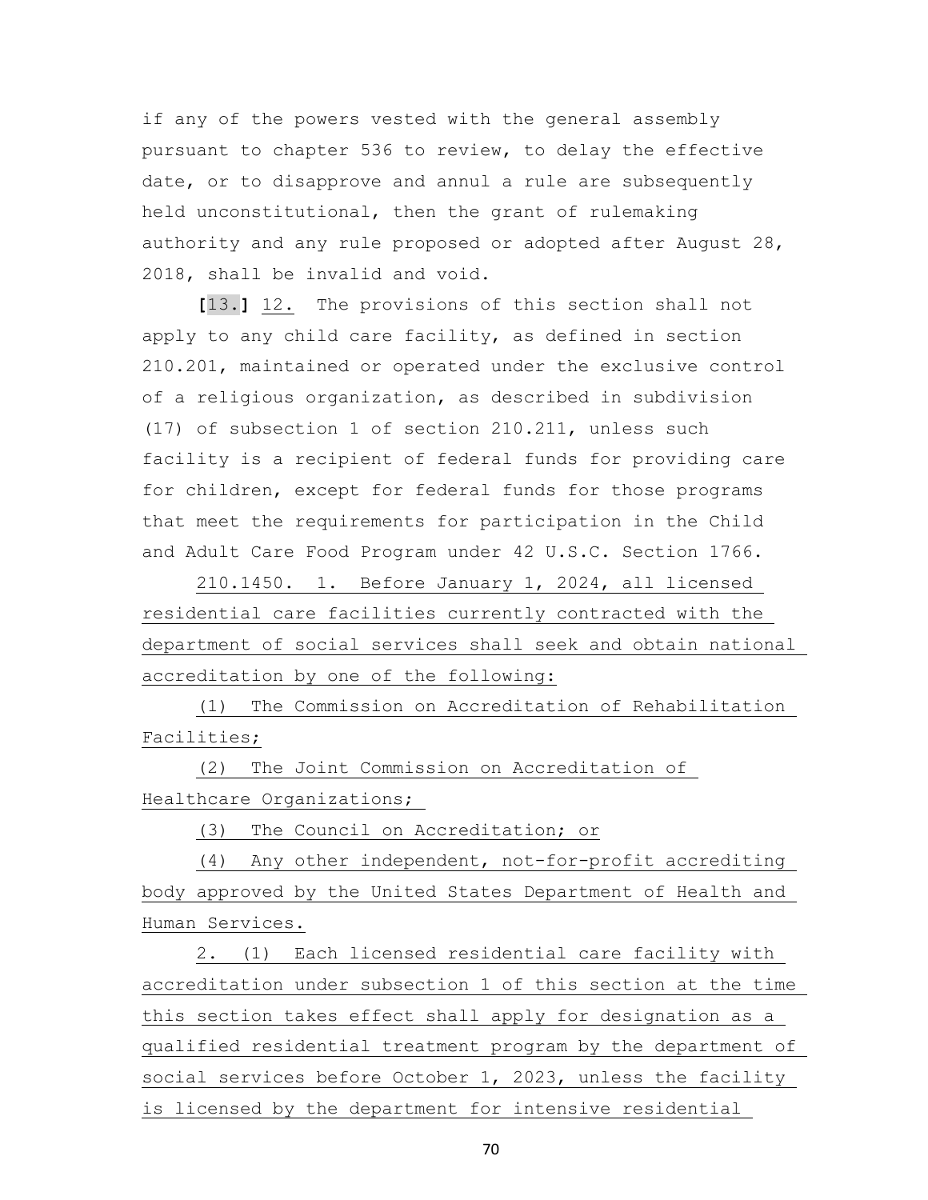if any of the powers vested with the general assembly pursuant to chapter 536 to review, to delay the effective date, or to disapprove and annul a rule are subsequently held unconstitutional, then the grant of rulemaking authority and any rule proposed or adopted after August 28, 2018, shall be invalid and void.

**[**13.**]** 12. The provisions of this section shall not apply to any child care facility, as defined in section 210.201, maintained or operated under the exclusive control of a religious organization, as described in subdivision (17) of subsection 1 of section 210.211, unless such facility is a recipient of federal funds for providing care for children, except for federal funds for those programs that meet the requirements for participation in the Child and Adult Care Food Program under 42 U.S.C. Section 1766.

210.1450. 1. Before January 1, 2024, all licensed residential care facilities currently contracted with the department of social services shall seek and obtain national accreditation by one of the following:

(1) The Commission on Accreditation of Rehabilitation Facilities;

(2) The Joint Commission on Accreditation of Healthcare Organizations;

(3) The Council on Accreditation; or

(4) Any other independent, not-for-profit accrediting body approved by the United States Department of Health and Human Services.

2. (1) Each licensed residential care facility with accreditation under subsection 1 of this section at the time this section takes effect shall apply for designation as a qualified residential treatment program by the department of social services before October 1, 2023, unless the facility is licensed by the department for intensive residential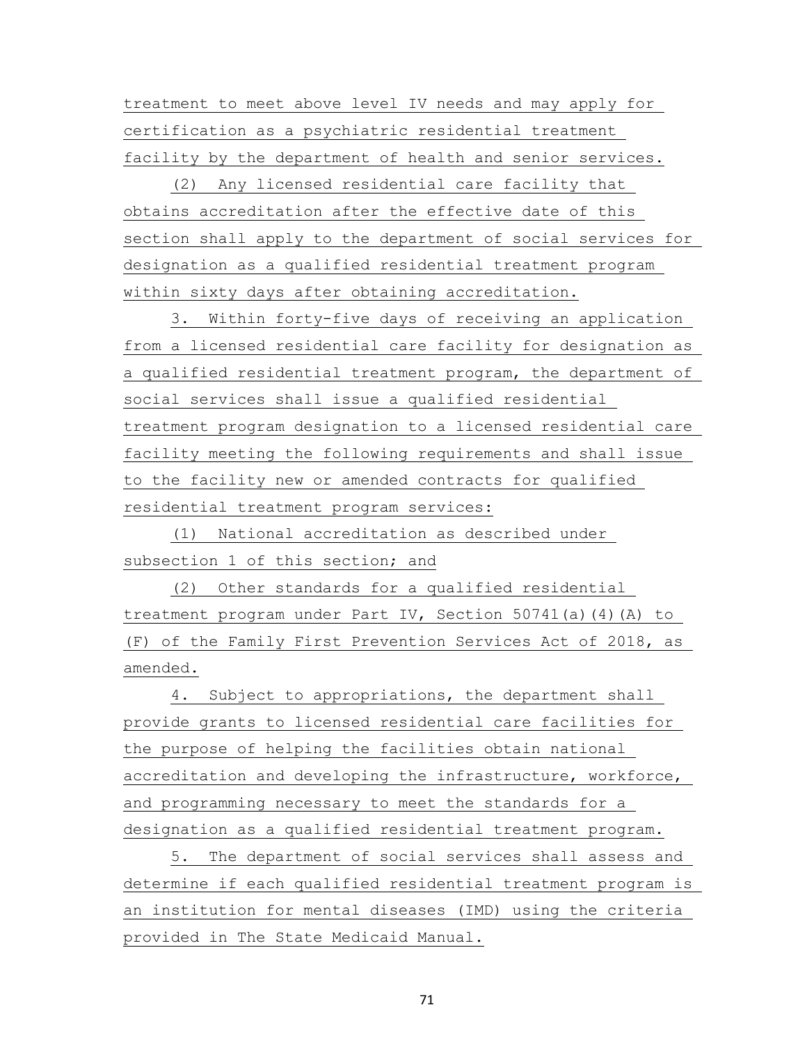treatment to meet above level IV needs and may apply for certification as a psychiatric residential treatment facility by the department of health and senior services.

(2) Any licensed residential care facility that obtains accreditation after the effective date of this section shall apply to the department of social services for designation as a qualified residential treatment program within sixty days after obtaining accreditation.

3. Within forty-five days of receiving an application from a licensed residential care facility for designation as a qualified residential treatment program, the department of social services shall issue a qualified residential treatment program designation to a licensed residential care facility meeting the following requirements and shall issue to the facility new or amended contracts for qualified residential treatment program services:

(1) National accreditation as described under subsection 1 of this section; and

(2) Other standards for a qualified residential treatment program under Part IV, Section 50741(a)(4)(A) to (F) of the Family First Prevention Services Act of 2018, as amended.

4. Subject to appropriations, the department shall provide grants to licensed residential care facilities for the purpose of helping the facilities obtain national accreditation and developing the infrastructure, workforce, and programming necessary to meet the standards for a designation as a qualified residential treatment program.

5. The department of social services shall assess and determine if each qualified residential treatment program is an institution for mental diseases (IMD) using the criteria provided in The State Medicaid Manual.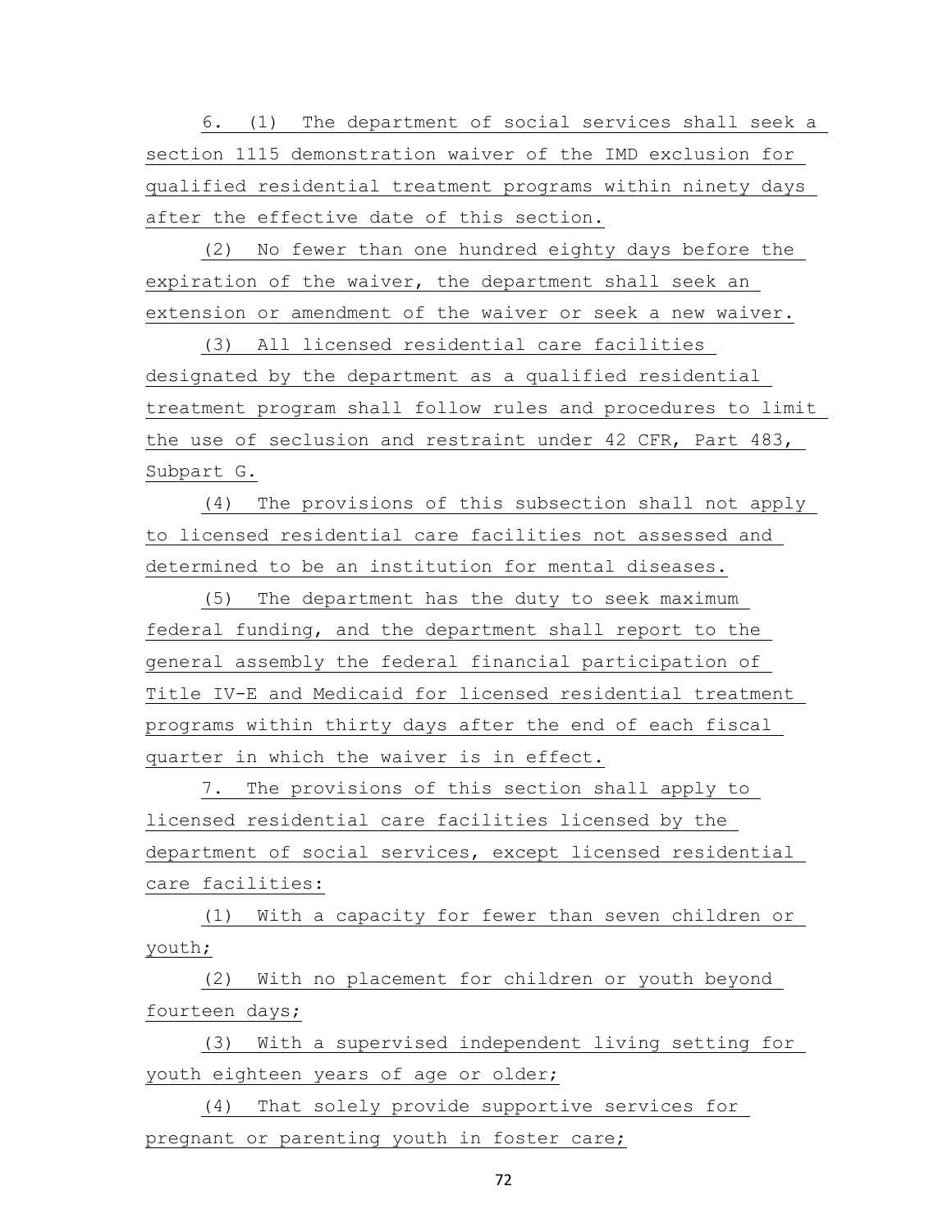6. (1) The department of social services shall seek a section 1115 demonstration waiver of the IMD exclusion for qualified residential treatment programs within ninety days after the effective date of this section.

(2) No fewer than one hundred eighty days before the expiration of the waiver, the department shall seek an extension or amendment of the waiver or seek a new waiver.

(3) All licensed residential care facilities designated by the department as a qualified residential treatment program shall follow rules and procedures to limit the use of seclusion and restraint under 42 CFR, Part 483, Subpart G.

(4) The provisions of this subsection shall not apply to licensed residential care facilities not assessed and determined to be an institution for mental diseases.

(5) The department has the duty to seek maximum federal funding, and the department shall report to the general assembly the federal financial participation of Title IV-E and Medicaid for licensed residential treatment programs within thirty days after the end of each fiscal quarter in which the waiver is in effect.

7. The provisions of this section shall apply to licensed residential care facilities licensed by the department of social services, except licensed residential care facilities:

(1) With a capacity for fewer than seven children or youth;

(2) With no placement for children or youth beyond fourteen days;

(3) With a supervised independent living setting for youth eighteen years of age or older;

(4) That solely provide supportive services for pregnant or parenting youth in foster care;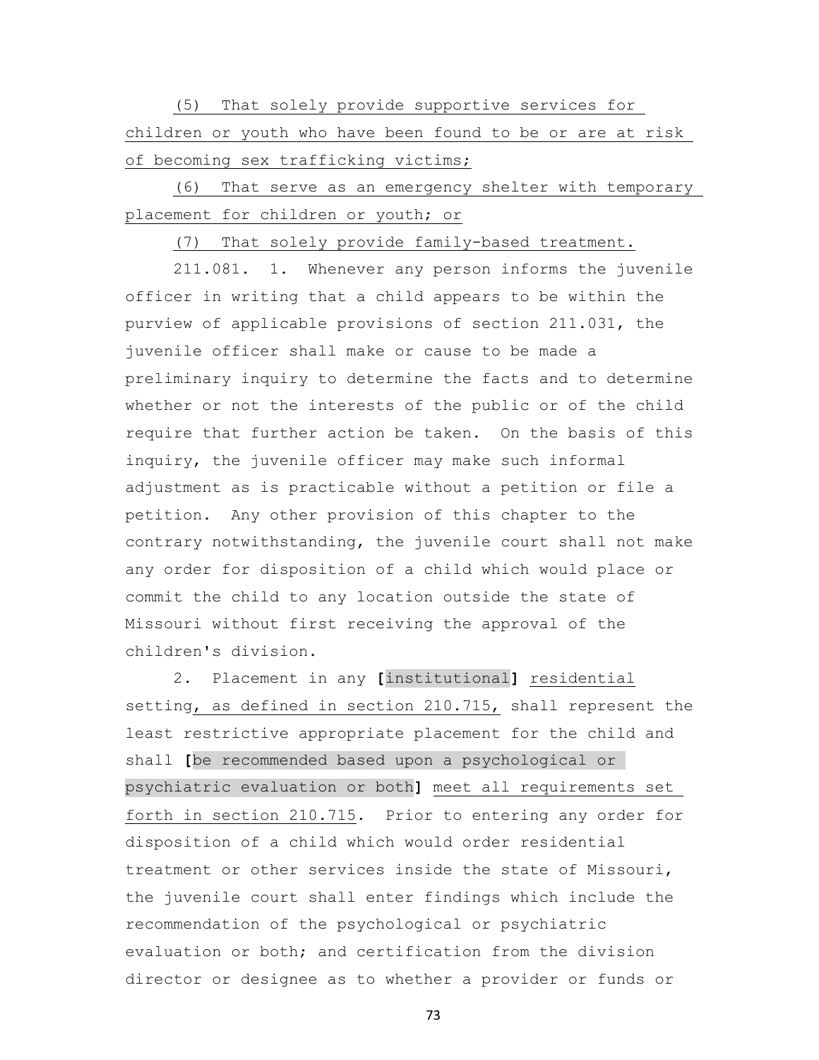(5) That solely provide supportive services for children or youth who have been found to be or are at risk of becoming sex trafficking victims;

(6) That serve as an emergency shelter with temporary placement for children or youth; or

(7) That solely provide family-based treatment.

211.081. 1. Whenever any person informs the juvenile officer in writing that a child appears to be within the purview of applicable provisions of section 211.031, the juvenile officer shall make or cause to be made a preliminary inquiry to determine the facts and to determine whether or not the interests of the public or of the child require that further action be taken. On the basis of this inquiry, the juvenile officer may make such informal adjustment as is practicable without a petition or file a petition. Any other provision of this chapter to the contrary notwithstanding, the juvenile court shall not make any order for disposition of a child which would place or commit the child to any location outside the state of Missouri without first receiving the approval of the children's division.

2. Placement in any **[**institutional**]** residential setting, as defined in section 210.715, shall represent the least restrictive appropriate placement for the child and shall **[**be recommended based upon a psychological or psychiatric evaluation or both**]** meet all requirements set forth in section 210.715. Prior to entering any order for disposition of a child which would order residential treatment or other services inside the state of Missouri, the juvenile court shall enter findings which include the recommendation of the psychological or psychiatric evaluation or both; and certification from the division director or designee as to whether a provider or funds or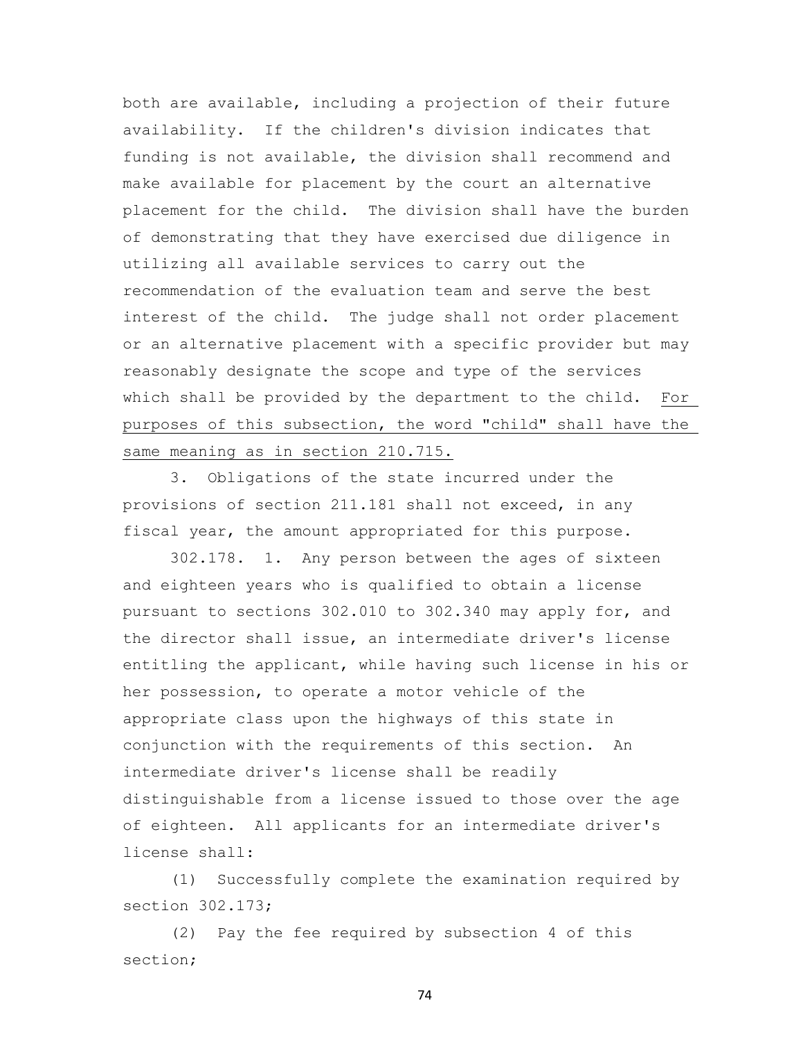both are available, including a projection of their future availability. If the children's division indicates that funding is not available, the division shall recommend and make available for placement by the court an alternative placement for the child. The division shall have the burden of demonstrating that they have exercised due diligence in utilizing all available services to carry out the recommendation of the evaluation team and serve the best interest of the child. The judge shall not order placement or an alternative placement with a specific provider but may reasonably designate the scope and type of the services which shall be provided by the department to the child. <u>For purposes of this subsection, the word "child" shall have the same meaning as in section 210.715.</u>

3. Obligations of the state incurred under the provisions of section 211.181 shall not exceed, in any fiscal year, the amount appropriated for this purpose.

302.178. 1. Any person between the ages of sixteen and eighteen years who is qualified to obtain a license pursuant to sections 302.010 to 302.340 may apply for, and the director shall issue, an intermediate driver's license entitling the applicant, while having such license in his or her possession, to operate a motor vehicle of the appropriate class upon the highways of this state in conjunction with the requirements of this section. An intermediate driver's license shall be readily distinguishable from a license issued to those over the age of eighteen. All applicants for an intermediate driver's license shall:

(1) Successfully complete the examination required by section 302.173;

(2) Pay the fee required by subsection 4 of this section;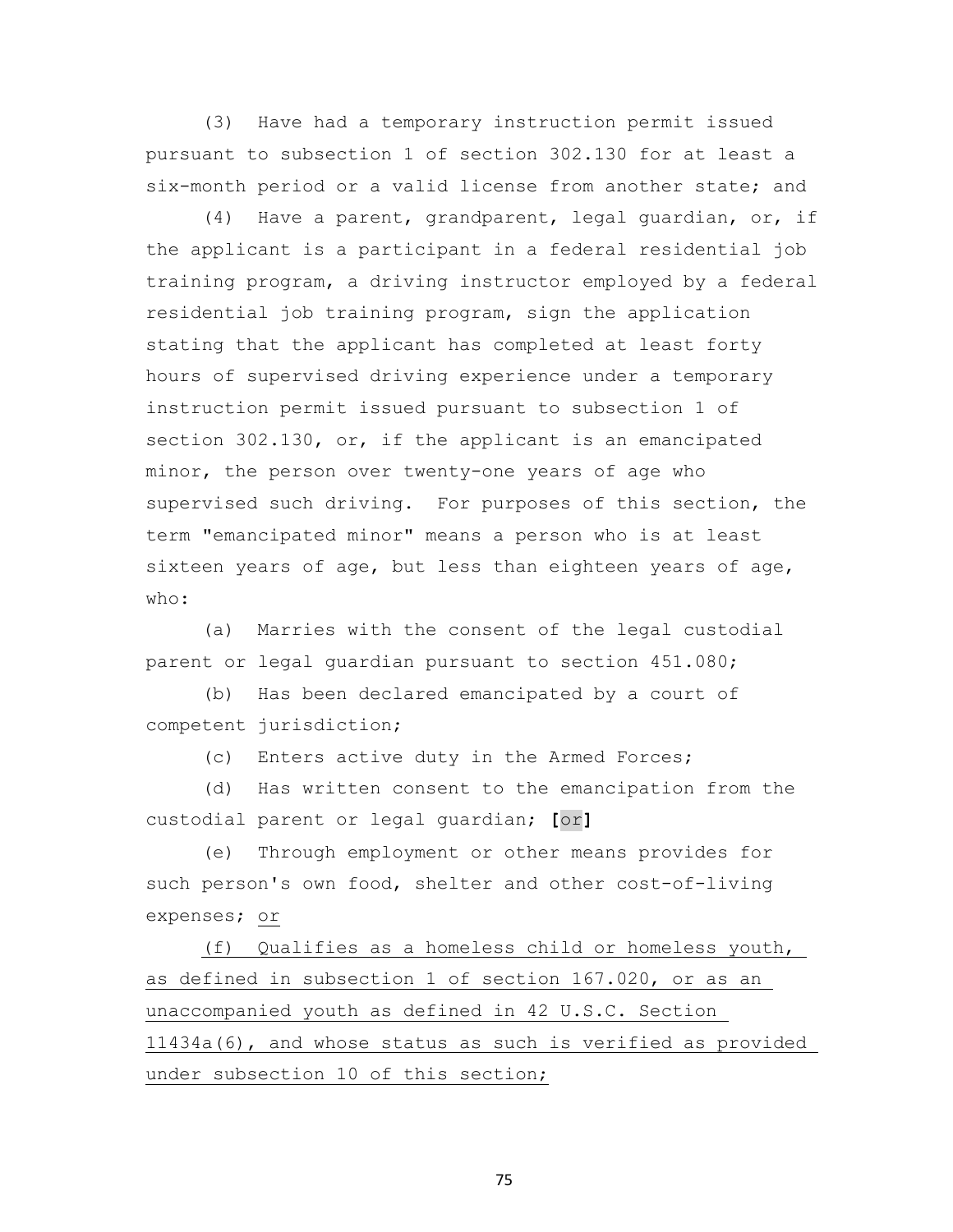(3) Have had a temporary instruction permit issued pursuant to subsection 1 of section 302.130 for at least a six-month period or a valid license from another state; and

(4) Have a parent, grandparent, legal guardian, or, if the applicant is a participant in a federal residential job training program, a driving instructor employed by a federal residential job training program, sign the application stating that the applicant has completed at least forty hours of supervised driving experience under a temporary instruction permit issued pursuant to subsection 1 of section 302.130, or, if the applicant is an emancipated minor, the person over twenty-one years of age who supervised such driving. For purposes of this section, the term "emancipated minor" means a person who is at least sixteen years of age, but less than eighteen years of age, who:

(a) Marries with the consent of the legal custodial parent or legal guardian pursuant to section 451.080;

(b) Has been declared emancipated by a court of competent jurisdiction;

(c) Enters active duty in the Armed Forces;

(d) Has written consent to the emancipation from the custodial parent or legal guardian; **[**or**]**

(e) Through employment or other means provides for such person's own food, shelter and other cost-of-living expenses; <u>or</u>

<u>(f) Qualifies as a homeless child or homeless youth, as defined in subsection 1 of section 167.020, or as an unaccompanied youth as defined in 42 U.S.C. Section 11434a(6), and whose status as such is verified as provided under subsection 10 of this section;</u>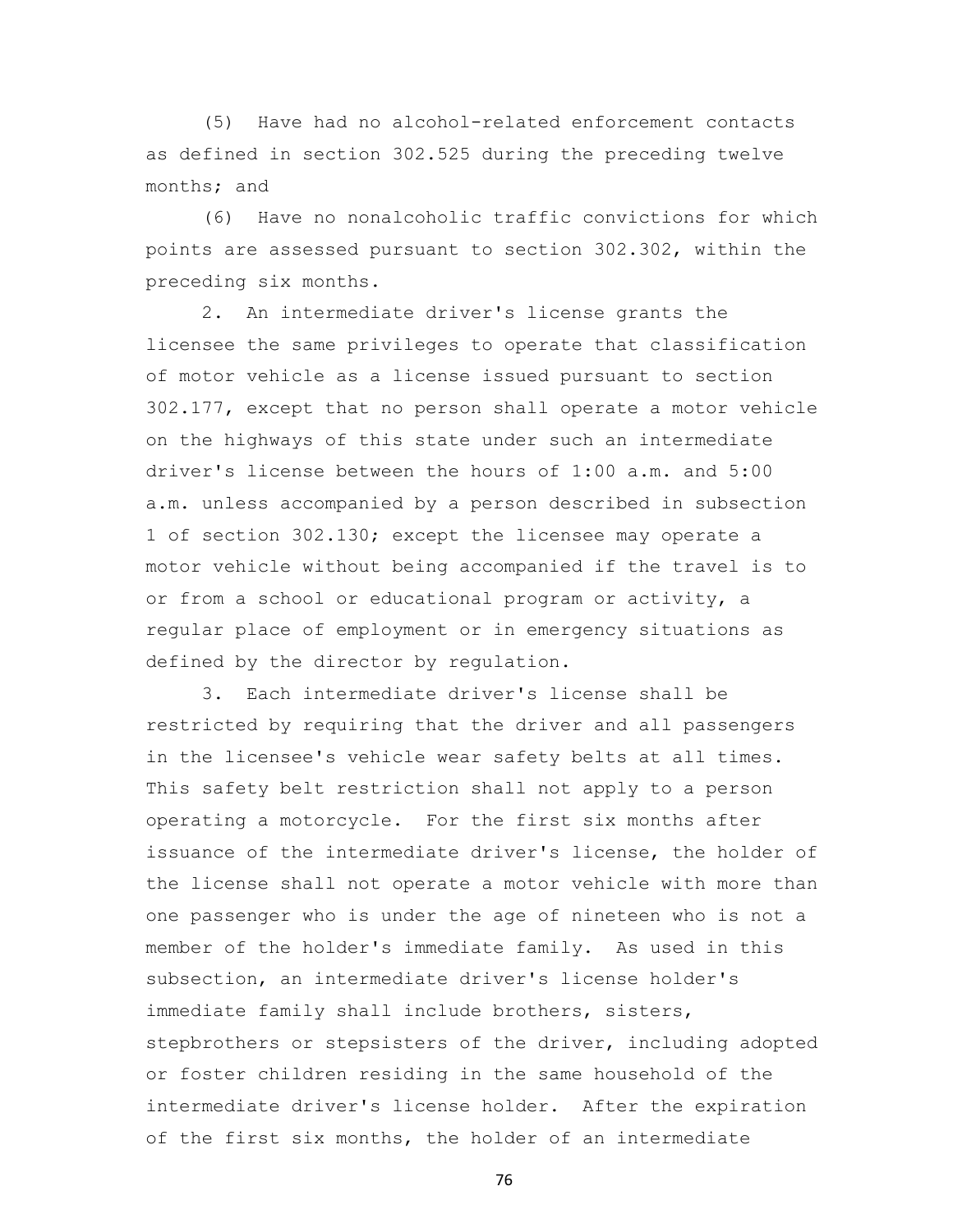(5) Have had no alcohol-related enforcement contacts as defined in section 302.525 during the preceding twelve months; and

(6) Have no nonalcoholic traffic convictions for which points are assessed pursuant to section 302.302, within the preceding six months.

2. An intermediate driver's license grants the licensee the same privileges to operate that classification of motor vehicle as a license issued pursuant to section 302.177, except that no person shall operate a motor vehicle on the highways of this state under such an intermediate driver's license between the hours of 1:00 a.m. and 5:00 a.m. unless accompanied by a person described in subsection 1 of section 302.130; except the licensee may operate a motor vehicle without being accompanied if the travel is to or from a school or educational program or activity, a regular place of employment or in emergency situations as defined by the director by regulation.

3. Each intermediate driver's license shall be restricted by requiring that the driver and all passengers in the licensee's vehicle wear safety belts at all times. This safety belt restriction shall not apply to a person operating a motorcycle. For the first six months after issuance of the intermediate driver's license, the holder of the license shall not operate a motor vehicle with more than one passenger who is under the age of nineteen who is not a member of the holder's immediate family. As used in this subsection, an intermediate driver's license holder's immediate family shall include brothers, sisters, stepbrothers or stepsisters of the driver, including adopted or foster children residing in the same household of the intermediate driver's license holder. After the expiration of the first six months, the holder of an intermediate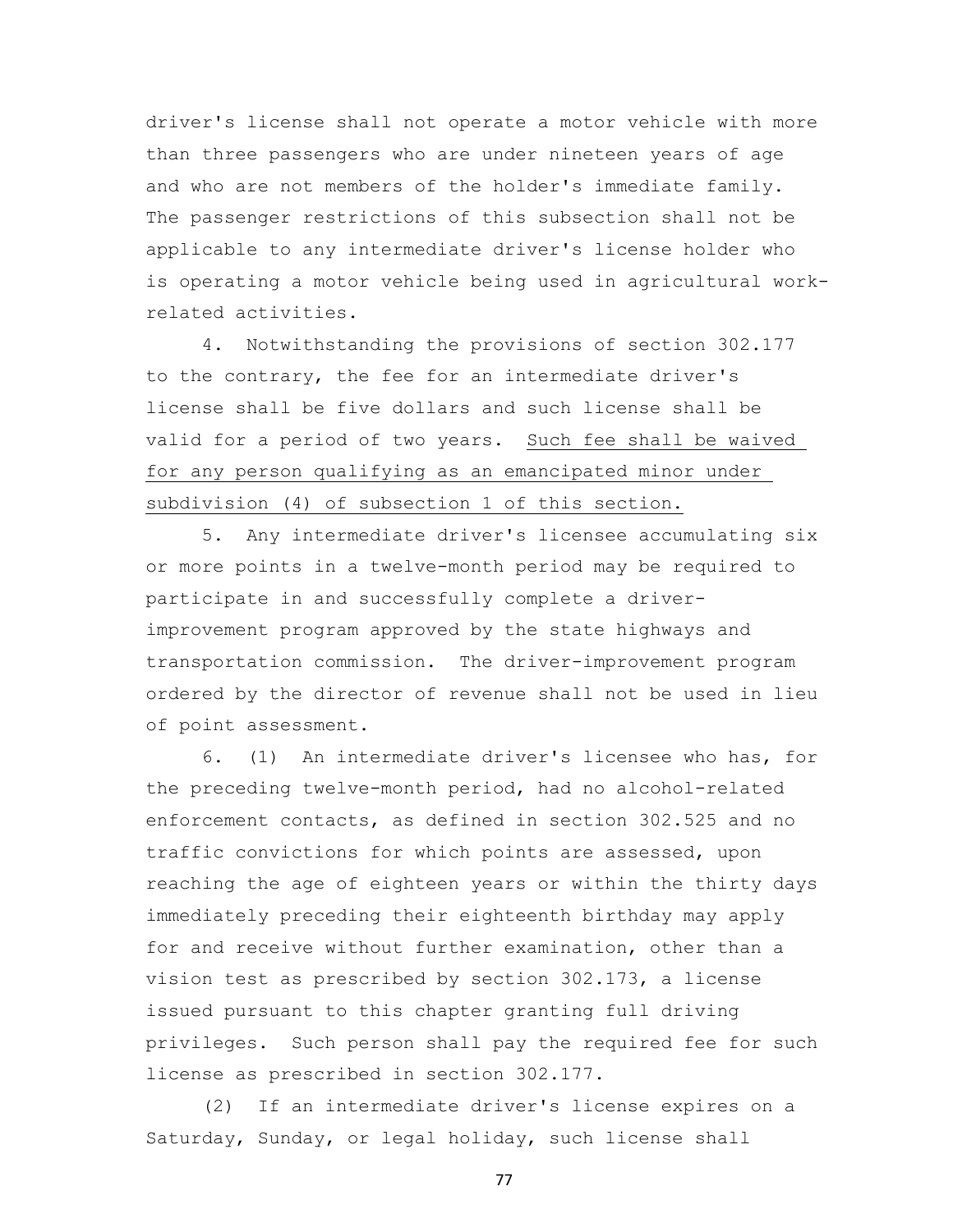driver's license shall not operate a motor vehicle with more than three passengers who are under nineteen years of age and who are not members of the holder's immediate family. The passenger restrictions of this subsection shall not be applicable to any intermediate driver's license holder who is operating a motor vehicle being used in agricultural work-related activities.

4. Notwithstanding the provisions of section 302.177 to the contrary, the fee for an intermediate driver's license shall be five dollars and such license shall be valid for a period of two years. <u>Such fee shall be waived for any person qualifying as an emancipated minor under subdivision (4) of subsection 1 of this section.</u>

5. Any intermediate driver's licensee accumulating six or more points in a twelve-month period may be required to participate in and successfully complete a driver-improvement program approved by the state highways and transportation commission. The driver-improvement program ordered by the director of revenue shall not be used in lieu of point assessment.

6. (1) An intermediate driver's licensee who has, for the preceding twelve-month period, had no alcohol-related enforcement contacts, as defined in section 302.525 and no traffic convictions for which points are assessed, upon reaching the age of eighteen years or within the thirty days immediately preceding their eighteenth birthday may apply for and receive without further examination, other than a vision test as prescribed by section 302.173, a license issued pursuant to this chapter granting full driving privileges. Such person shall pay the required fee for such license as prescribed in section 302.177.

(2) If an intermediate driver's license expires on a Saturday, Sunday, or legal holiday, such license shall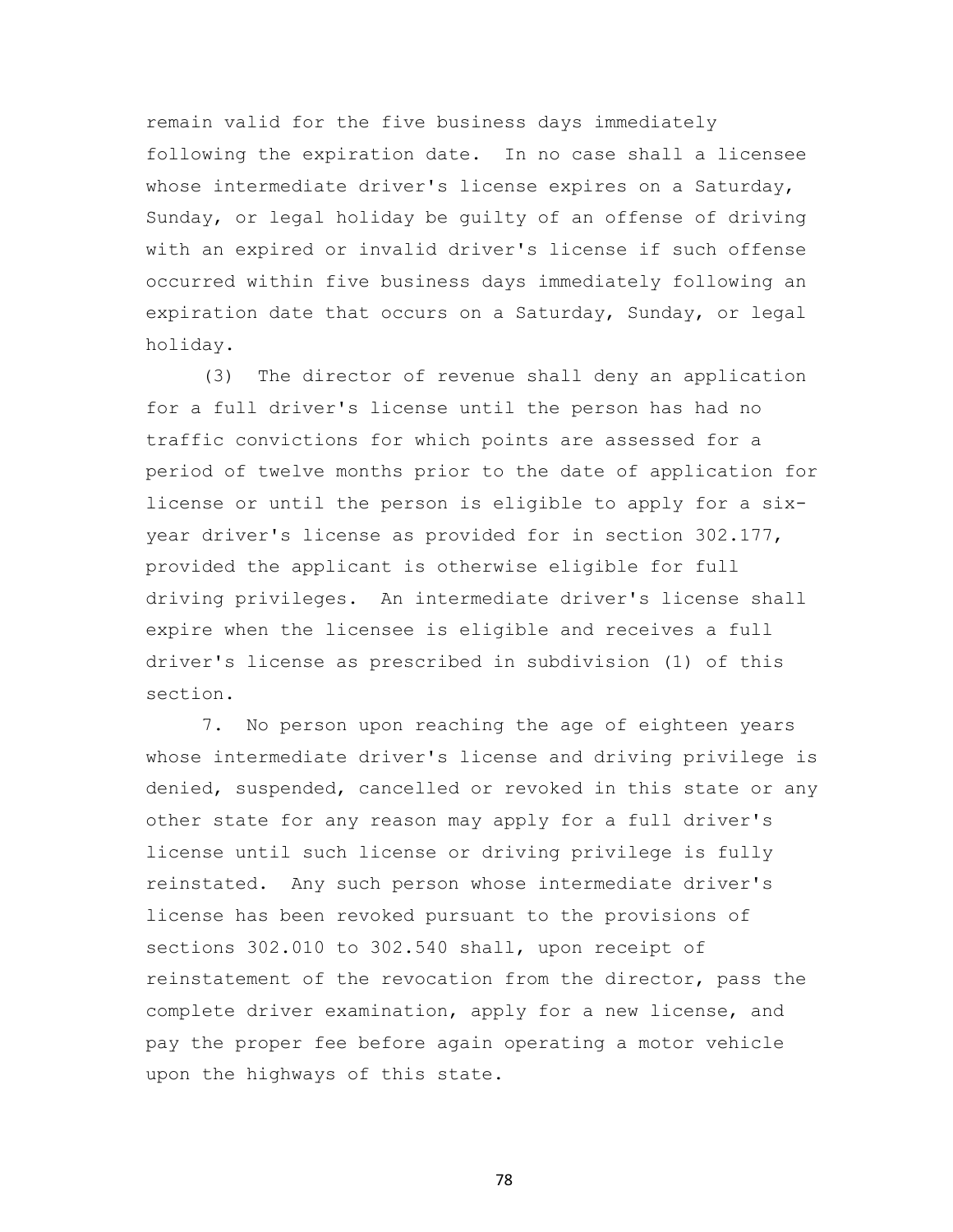remain valid for the five business days immediately following the expiration date. In no case shall a licensee whose intermediate driver's license expires on a Saturday, Sunday, or legal holiday be guilty of an offense of driving with an expired or invalid driver's license if such offense occurred within five business days immediately following an expiration date that occurs on a Saturday, Sunday, or legal holiday.

(3) The director of revenue shall deny an application for a full driver's license until the person has had no traffic convictions for which points are assessed for a period of twelve months prior to the date of application for license or until the person is eligible to apply for a six-year driver's license as provided for in section 302.177, provided the applicant is otherwise eligible for full driving privileges. An intermediate driver's license shall expire when the licensee is eligible and receives a full driver's license as prescribed in subdivision (1) of this section.

7. No person upon reaching the age of eighteen years whose intermediate driver's license and driving privilege is denied, suspended, cancelled or revoked in this state or any other state for any reason may apply for a full driver's license until such license or driving privilege is fully reinstated. Any such person whose intermediate driver's license has been revoked pursuant to the provisions of sections 302.010 to 302.540 shall, upon receipt of reinstatement of the revocation from the director, pass the complete driver examination, apply for a new license, and pay the proper fee before again operating a motor vehicle upon the highways of this state.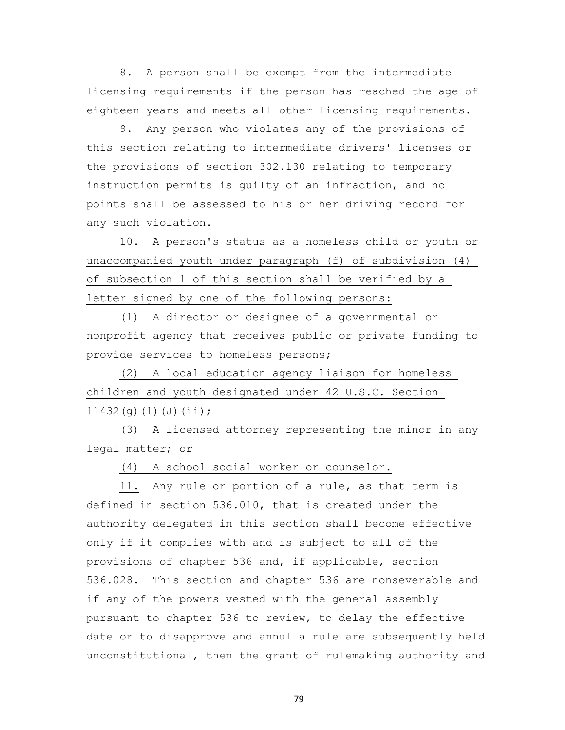8. A person shall be exempt from the intermediate licensing requirements if the person has reached the age of eighteen years and meets all other licensing requirements.

9. Any person who violates any of the provisions of this section relating to intermediate drivers' licenses or the provisions of section 302.130 relating to temporary instruction permits is guilty of an infraction, and no points shall be assessed to his or her driving record for any such violation.

10. A person's status as a homeless child or youth or unaccompanied youth under paragraph (f) of subdivision (4) of subsection 1 of this section shall be verified by a letter signed by one of the following persons:

(1) A director or designee of a governmental or nonprofit agency that receives public or private funding to provide services to homeless persons;

(2) A local education agency liaison for homeless children and youth designated under 42 U.S.C. Section 11432(g)(1)(J)(ii);

(3) A licensed attorney representing the minor in any legal matter; or

(4) A school social worker or counselor.

11. Any rule or portion of a rule, as that term is defined in section 536.010, that is created under the authority delegated in this section shall become effective only if it complies with and is subject to all of the provisions of chapter 536 and, if applicable, section 536.028. This section and chapter 536 are nonseverable and if any of the powers vested with the general assembly pursuant to chapter 536 to review, to delay the effective date or to disapprove and annul a rule are subsequently held unconstitutional, then the grant of rulemaking authority and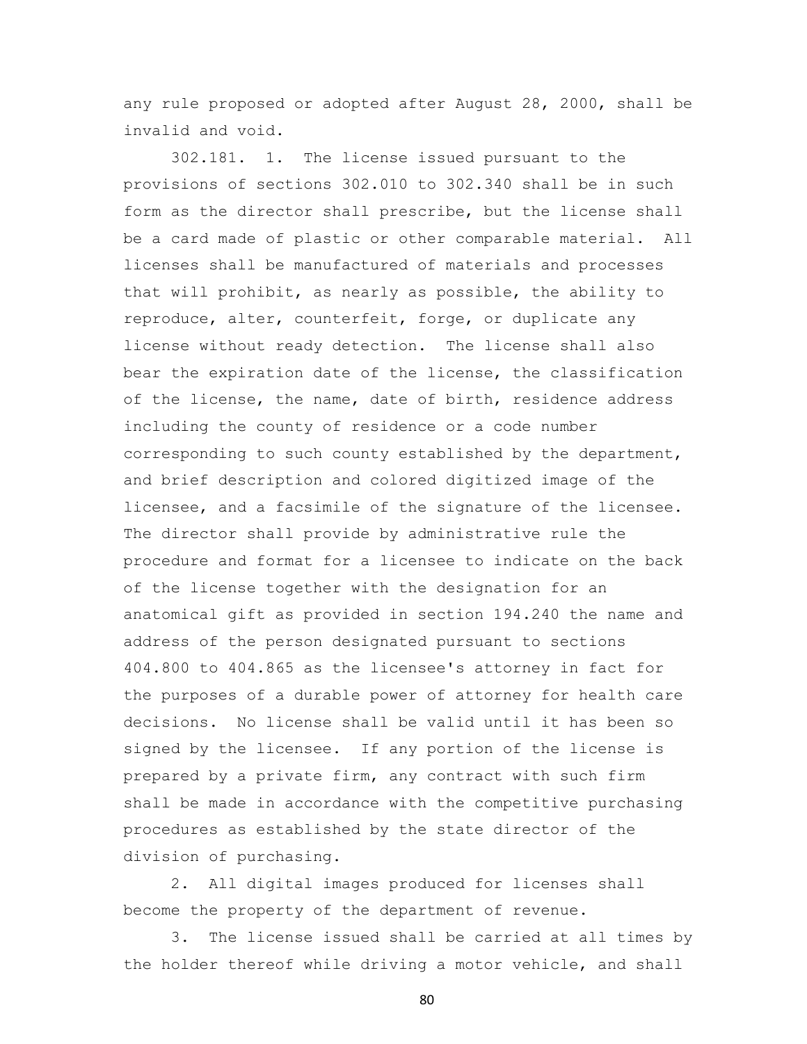any rule proposed or adopted after August 28, 2000, shall be invalid and void.

302.181. 1. The license issued pursuant to the provisions of sections 302.010 to 302.340 shall be in such form as the director shall prescribe, but the license shall be a card made of plastic or other comparable material. All licenses shall be manufactured of materials and processes that will prohibit, as nearly as possible, the ability to reproduce, alter, counterfeit, forge, or duplicate any license without ready detection. The license shall also bear the expiration date of the license, the classification of the license, the name, date of birth, residence address including the county of residence or a code number corresponding to such county established by the department, and brief description and colored digitized image of the licensee, and a facsimile of the signature of the licensee. The director shall provide by administrative rule the procedure and format for a licensee to indicate on the back of the license together with the designation for an anatomical gift as provided in section 194.240 the name and address of the person designated pursuant to sections 404.800 to 404.865 as the licensee's attorney in fact for the purposes of a durable power of attorney for health care decisions. No license shall be valid until it has been so signed by the licensee. If any portion of the license is prepared by a private firm, any contract with such firm shall be made in accordance with the competitive purchasing procedures as established by the state director of the division of purchasing.

2. All digital images produced for licenses shall become the property of the department of revenue.

3. The license issued shall be carried at all times by the holder thereof while driving a motor vehicle, and shall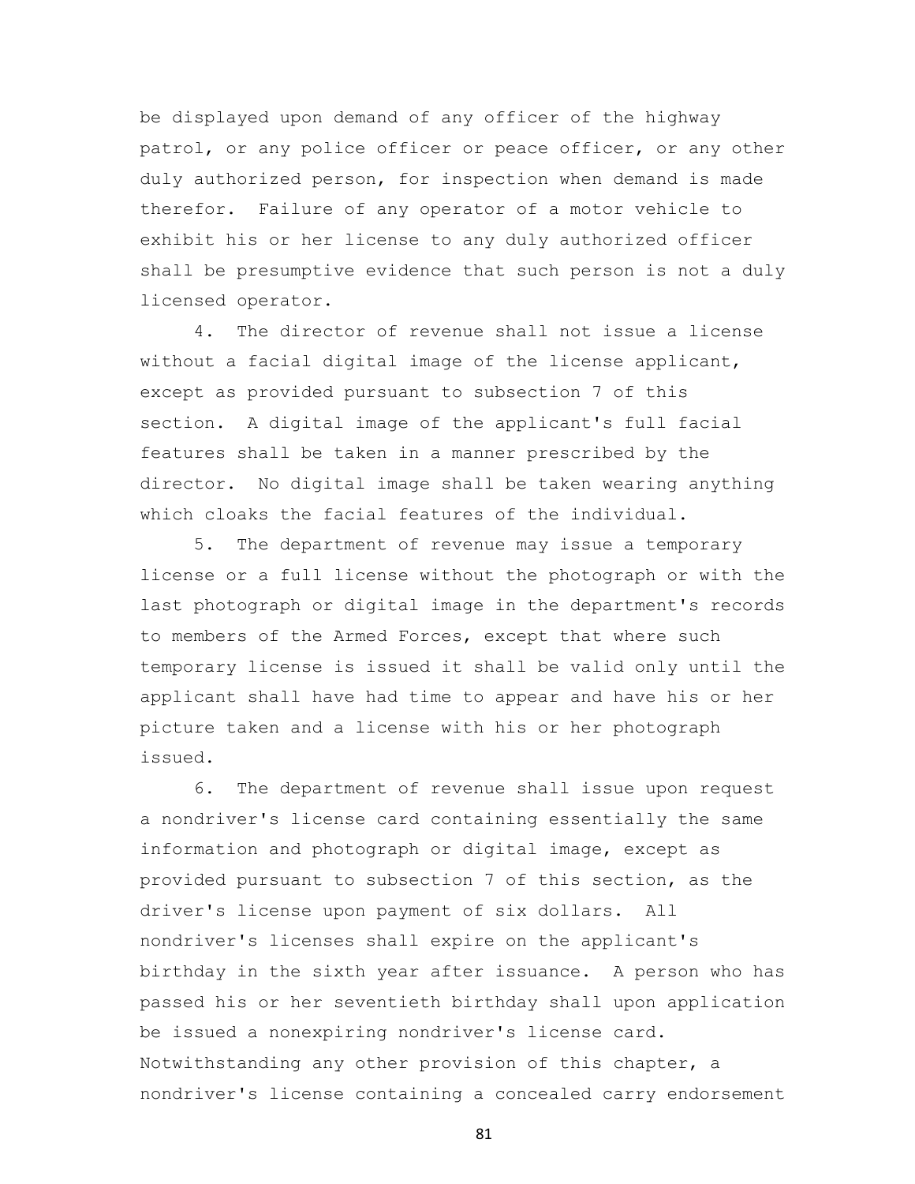be displayed upon demand of any officer of the highway patrol, or any police officer or peace officer, or any other duly authorized person, for inspection when demand is made therefor. Failure of any operator of a motor vehicle to exhibit his or her license to any duly authorized officer shall be presumptive evidence that such person is not a duly licensed operator.

4. The director of revenue shall not issue a license without a facial digital image of the license applicant, except as provided pursuant to subsection 7 of this section. A digital image of the applicant's full facial features shall be taken in a manner prescribed by the director. No digital image shall be taken wearing anything which cloaks the facial features of the individual.

5. The department of revenue may issue a temporary license or a full license without the photograph or with the last photograph or digital image in the department's records to members of the Armed Forces, except that where such temporary license is issued it shall be valid only until the applicant shall have had time to appear and have his or her picture taken and a license with his or her photograph issued.

6. The department of revenue shall issue upon request a nondriver's license card containing essentially the same information and photograph or digital image, except as provided pursuant to subsection 7 of this section, as the driver's license upon payment of six dollars. All nondriver's licenses shall expire on the applicant's birthday in the sixth year after issuance. A person who has passed his or her seventieth birthday shall upon application be issued a nonexpiring nondriver's license card. Notwithstanding any other provision of this chapter, a nondriver's license containing a concealed carry endorsement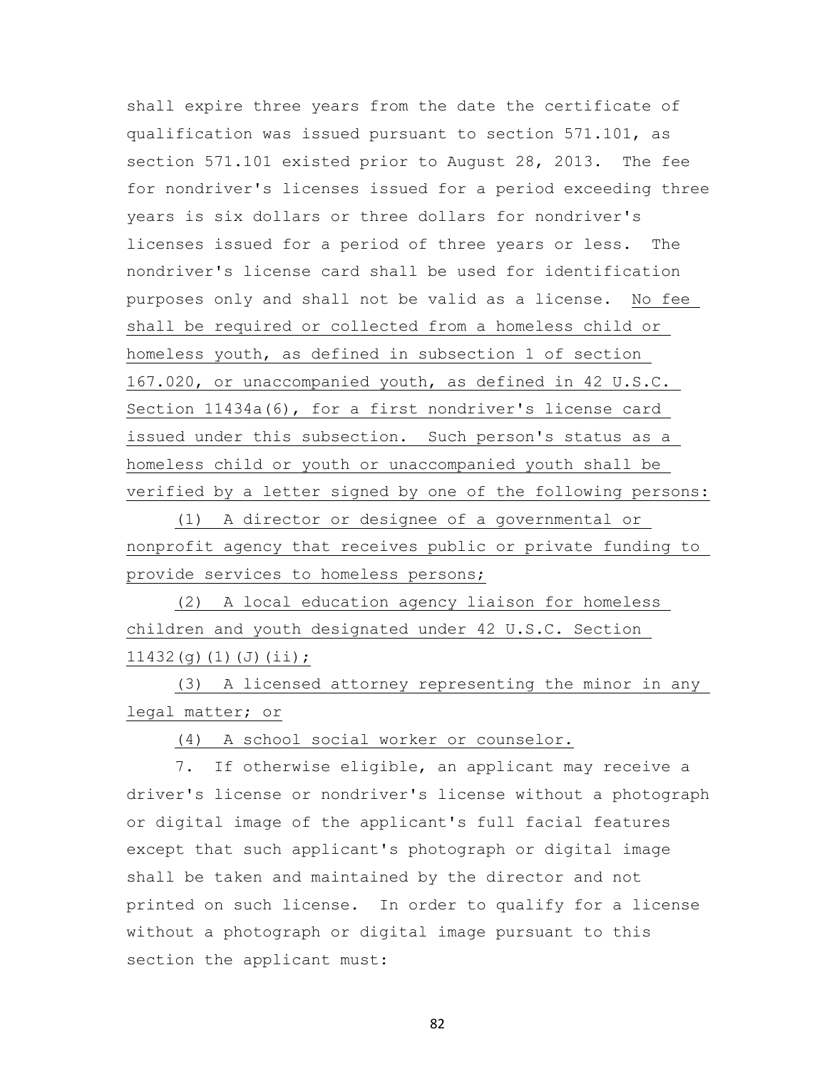shall expire three years from the date the certificate of qualification was issued pursuant to section 571.101, as section 571.101 existed prior to August 28, 2013. The fee for nondriver's licenses issued for a period exceeding three years is six dollars or three dollars for nondriver's licenses issued for a period of three years or less. The nondriver's license card shall be used for identification purposes only and shall not be valid as a license. <u>No fee shall be required or collected from a homeless child or homeless youth, as defined in subsection 1 of section 167.020, or unaccompanied youth, as defined in 42 U.S.C. Section 11434a(6), for a first nondriver's license card issued under this subsection. Such person's status as a homeless child or youth or unaccompanied youth shall be verified by a letter signed by one of the following persons:</u>

<u>(1) A director or designee of a governmental or nonprofit agency that receives public or private funding to provide services to homeless persons;</u>

<u>(2) A local education agency liaison for homeless children and youth designated under 42 U.S.C. Section 11432(g)(1)(J)(ii);</u>

<u>(3) A licensed attorney representing the minor in any legal matter; or</u>

<u>(4) A school social worker or counselor.</u>

7. If otherwise eligible, an applicant may receive a driver's license or nondriver's license without a photograph or digital image of the applicant's full facial features except that such applicant's photograph or digital image shall be taken and maintained by the director and not printed on such license. In order to qualify for a license without a photograph or digital image pursuant to this section the applicant must: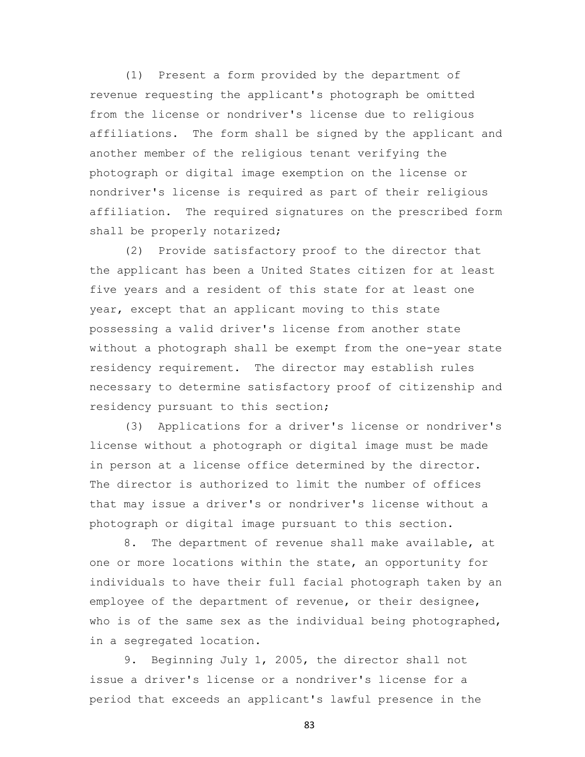(1) Present a form provided by the department of revenue requesting the applicant's photograph be omitted from the license or nondriver's license due to religious affiliations. The form shall be signed by the applicant and another member of the religious tenant verifying the photograph or digital image exemption on the license or nondriver's license is required as part of their religious affiliation. The required signatures on the prescribed form shall be properly notarized;

(2) Provide satisfactory proof to the director that the applicant has been a United States citizen for at least five years and a resident of this state for at least one year, except that an applicant moving to this state possessing a valid driver's license from another state without a photograph shall be exempt from the one-year state residency requirement. The director may establish rules necessary to determine satisfactory proof of citizenship and residency pursuant to this section;

(3) Applications for a driver's license or nondriver's license without a photograph or digital image must be made in person at a license office determined by the director. The director is authorized to limit the number of offices that may issue a driver's or nondriver's license without a photograph or digital image pursuant to this section.

8. The department of revenue shall make available, at one or more locations within the state, an opportunity for individuals to have their full facial photograph taken by an employee of the department of revenue, or their designee, who is of the same sex as the individual being photographed, in a segregated location.

9. Beginning July 1, 2005, the director shall not issue a driver's license or a nondriver's license for a period that exceeds an applicant's lawful presence in the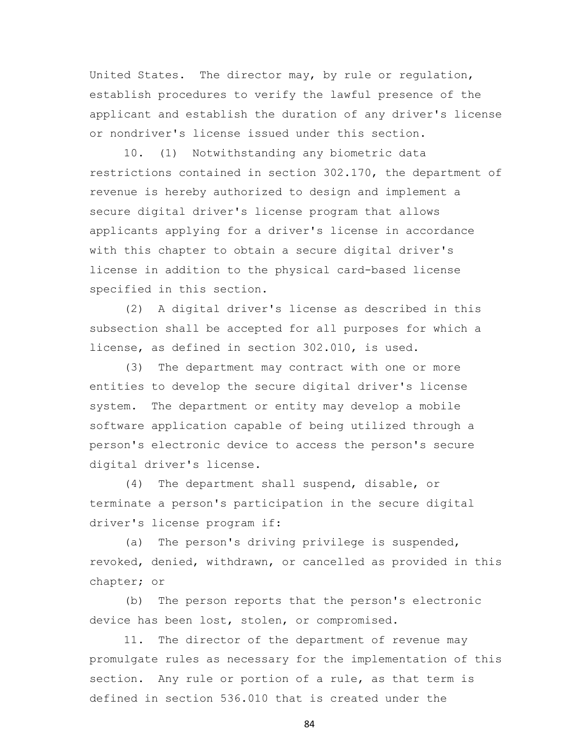United States. The director may, by rule or regulation, establish procedures to verify the lawful presence of the applicant and establish the duration of any driver's license or nondriver's license issued under this section.

10. (1) Notwithstanding any biometric data restrictions contained in section 302.170, the department of revenue is hereby authorized to design and implement a secure digital driver's license program that allows applicants applying for a driver's license in accordance with this chapter to obtain a secure digital driver's license in addition to the physical card-based license specified in this section.

(2) A digital driver's license as described in this subsection shall be accepted for all purposes for which a license, as defined in section 302.010, is used.

(3) The department may contract with one or more entities to develop the secure digital driver's license system. The department or entity may develop a mobile software application capable of being utilized through a person's electronic device to access the person's secure digital driver's license.

(4) The department shall suspend, disable, or terminate a person's participation in the secure digital driver's license program if:

(a) The person's driving privilege is suspended, revoked, denied, withdrawn, or cancelled as provided in this chapter; or

(b) The person reports that the person's electronic device has been lost, stolen, or compromised.

11. The director of the department of revenue may promulgate rules as necessary for the implementation of this section. Any rule or portion of a rule, as that term is defined in section 536.010 that is created under the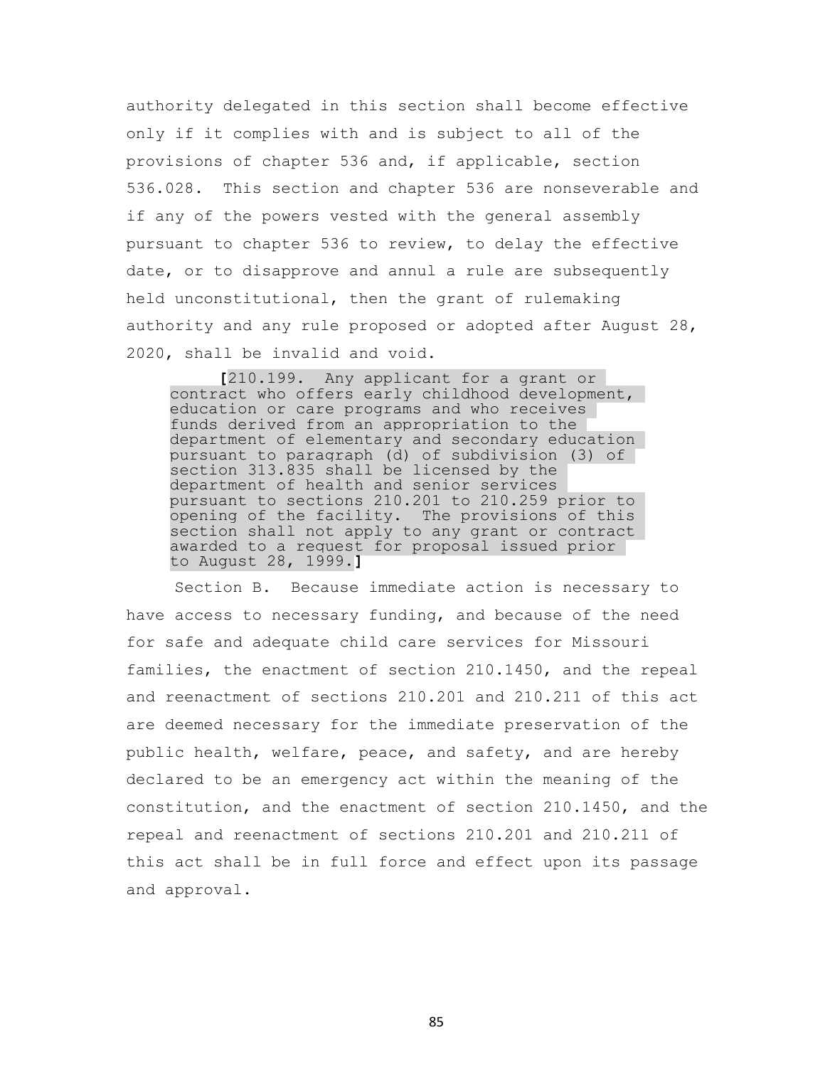authority delegated in this section shall become effective only if it complies with and is subject to all of the provisions of chapter 536 and, if applicable, section 536.028. This section and chapter 536 are nonseverable and if any of the powers vested with the general assembly pursuant to chapter 536 to review, to delay the effective date, or to disapprove and annul a rule are subsequently held unconstitutional, then the grant of rulemaking authority and any rule proposed or adopted after August 28, 2020, shall be invalid and void.

**[**210.199. Any applicant for a grant or contract who offers early childhood development, education or care programs and who receives funds derived from an appropriation to the department of elementary and secondary education pursuant to paragraph (d) of subdivision (3) of section 313.835 shall be licensed by the department of health and senior services pursuant to sections 210.201 to 210.259 prior to opening of the facility. The provisions of this section shall not apply to any grant or contract awarded to a request for proposal issued prior to August 28, 1999.**]**

Section B. Because immediate action is necessary to have access to necessary funding, and because of the need for safe and adequate child care services for Missouri families, the enactment of section 210.1450, and the repeal and reenactment of sections 210.201 and 210.211 of this act are deemed necessary for the immediate preservation of the public health, welfare, peace, and safety, and are hereby declared to be an emergency act within the meaning of the constitution, and the enactment of section 210.1450, and the repeal and reenactment of sections 210.201 and 210.211 of this act shall be in full force and effect upon its passage and approval.